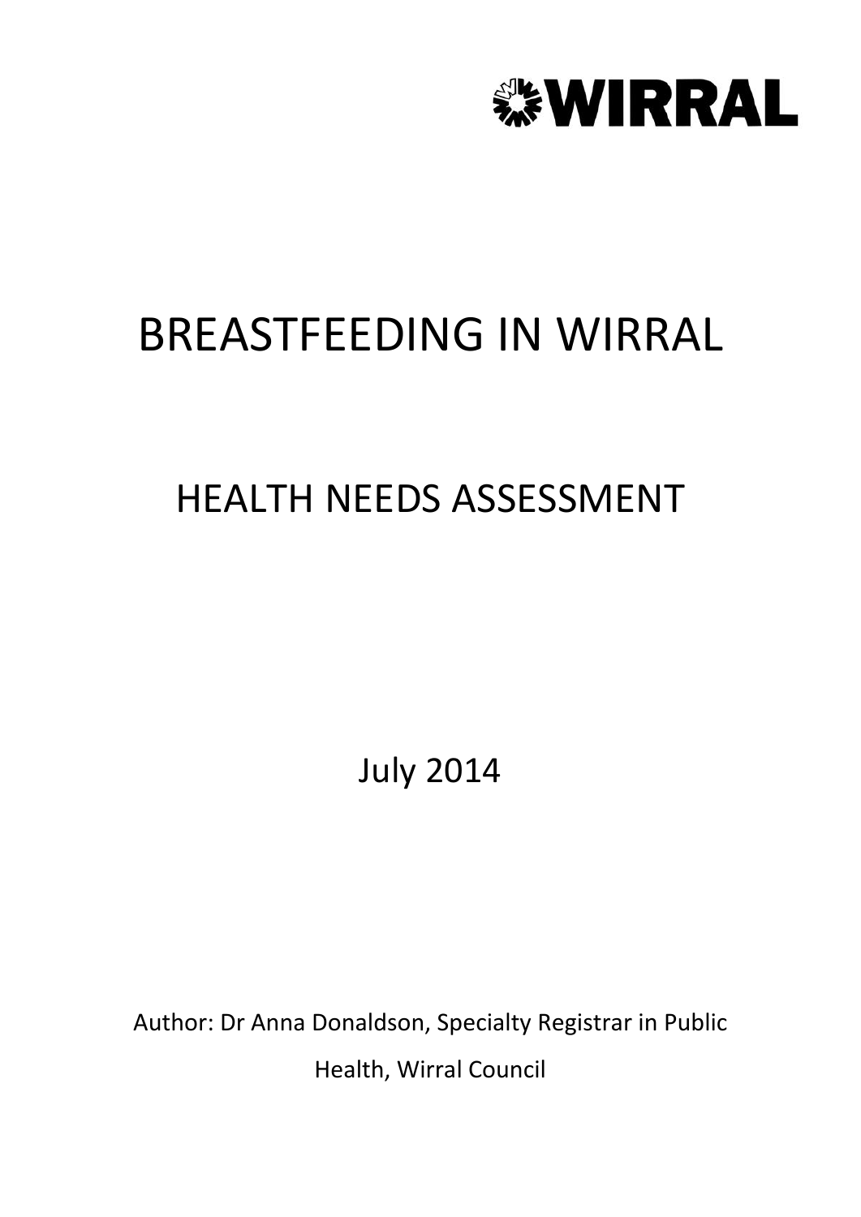WIRRAL

# BREASTFEEDING IN WIRRAL

## HEALTH NEEDS ASSESSMENT

July 2014

Author: Dr Anna Donaldson, Specialty Registrar in Public Health, Wirral Council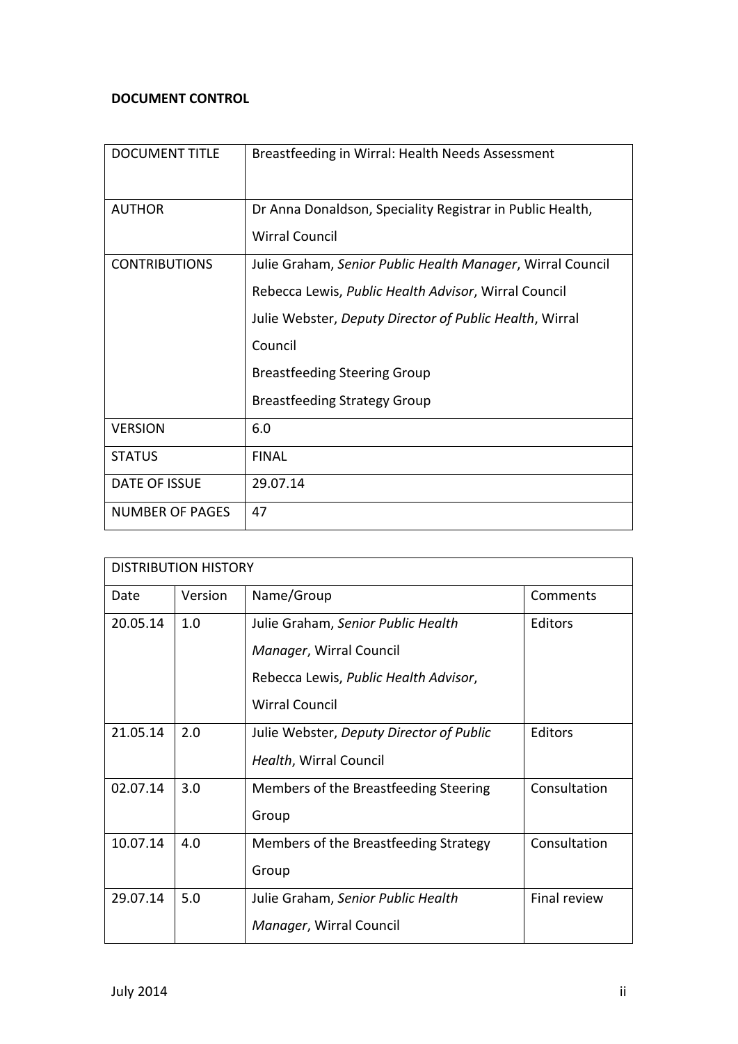**DOCUMENT CONTROL**

| DOCUMENT TITLE | Breastfeeding in Wirral: Health Needs Assessment |
|---|---|
| AUTHOR | Dr Anna Donaldson, Speciality Registrar in Public Health, Wirral Council |
| CONTRIBUTIONS | Julie Graham, *Senior Public Health Manager*, Wirral Council<br>Rebecca Lewis, *Public Health Advisor*, Wirral Council<br>Julie Webster, *Deputy Director of Public Health*, Wirral Council<br>Breastfeeding Steering Group<br>Breastfeeding Strategy Group |
| VERSION | 6.0 |
| STATUS | FINAL |
| DATE OF ISSUE | 29.07.14 |
| NUMBER OF PAGES | 47 |

| DISTRIBUTION HISTORY | | | |
|---|---|---|---|
| Date | Version | Name/Group | Comments |
| 20.05.14 | 1.0 | Julie Graham, *Senior Public Health Manager*, Wirral Council<br>Rebecca Lewis, *Public Health Advisor*, Wirral Council | Editors |
| 21.05.14 | 2.0 | Julie Webster, *Deputy Director of Public Health*, Wirral Council | Editors |
| 02.07.14 | 3.0 | Members of the Breastfeeding Steering Group | Consultation |
| 10.07.14 | 4.0 | Members of the Breastfeeding Strategy Group | Consultation |
| 29.07.14 | 5.0 | Julie Graham, *Senior Public Health Manager*, Wirral Council | Final review |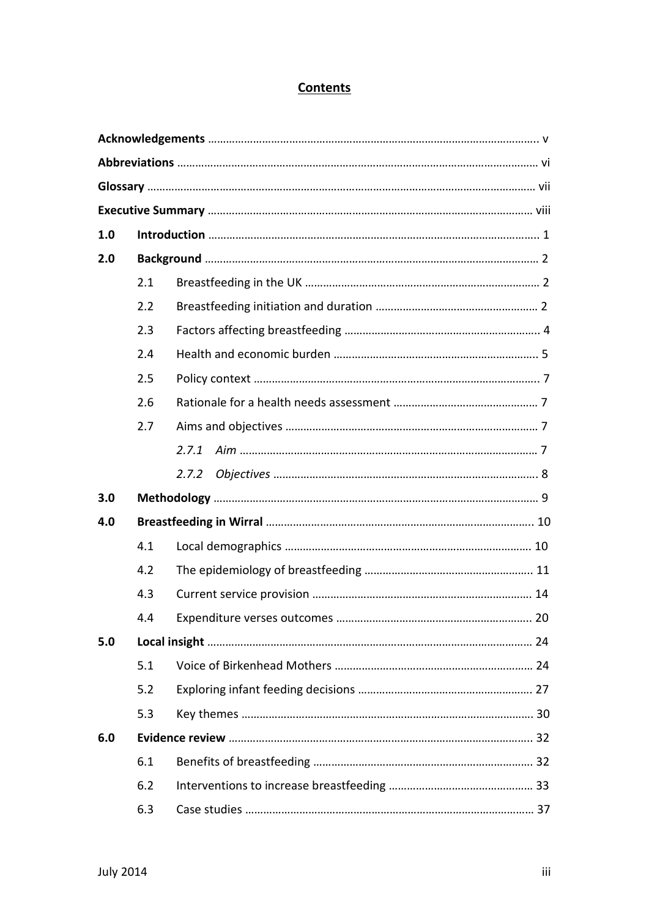# Contents

**Acknowledgements** .......... v

**Abbreviations** .......... vi

**Glossary** .......... vii

**Executive Summary** .......... viii

**1.0 Introduction** .......... 1

**2.0 Background** .......... 2

- 2.1 Breastfeeding in the UK .......... 2
- 2.2 Breastfeeding initiation and duration .......... 2
- 2.3 Factors affecting breastfeeding .......... 4
- 2.4 Health and economic burden .......... 5
- 2.5 Policy context .......... 7
- 2.6 Rationale for a health needs assessment .......... 7
- 2.7 Aims and objectives .......... 7
  - *2.7.1 Aim* .......... 7
  - *2.7.2 Objectives* .......... 8

**3.0 Methodology** .......... 9

**4.0 Breastfeeding in Wirral** .......... 10

- 4.1 Local demographics .......... 10
- 4.2 The epidemiology of breastfeeding .......... 11
- 4.3 Current service provision .......... 14
- 4.4 Expenditure verses outcomes .......... 20

**5.0 Local insight** .......... 24

- 5.1 Voice of Birkenhead Mothers .......... 24
- 5.2 Exploring infant feeding decisions .......... 27
- 5.3 Key themes .......... 30

**6.0 Evidence review** .......... 32

- 6.1 Benefits of breastfeeding .......... 32
- 6.2 Interventions to increase breastfeeding .......... 33
- 6.3 Case studies .......... 37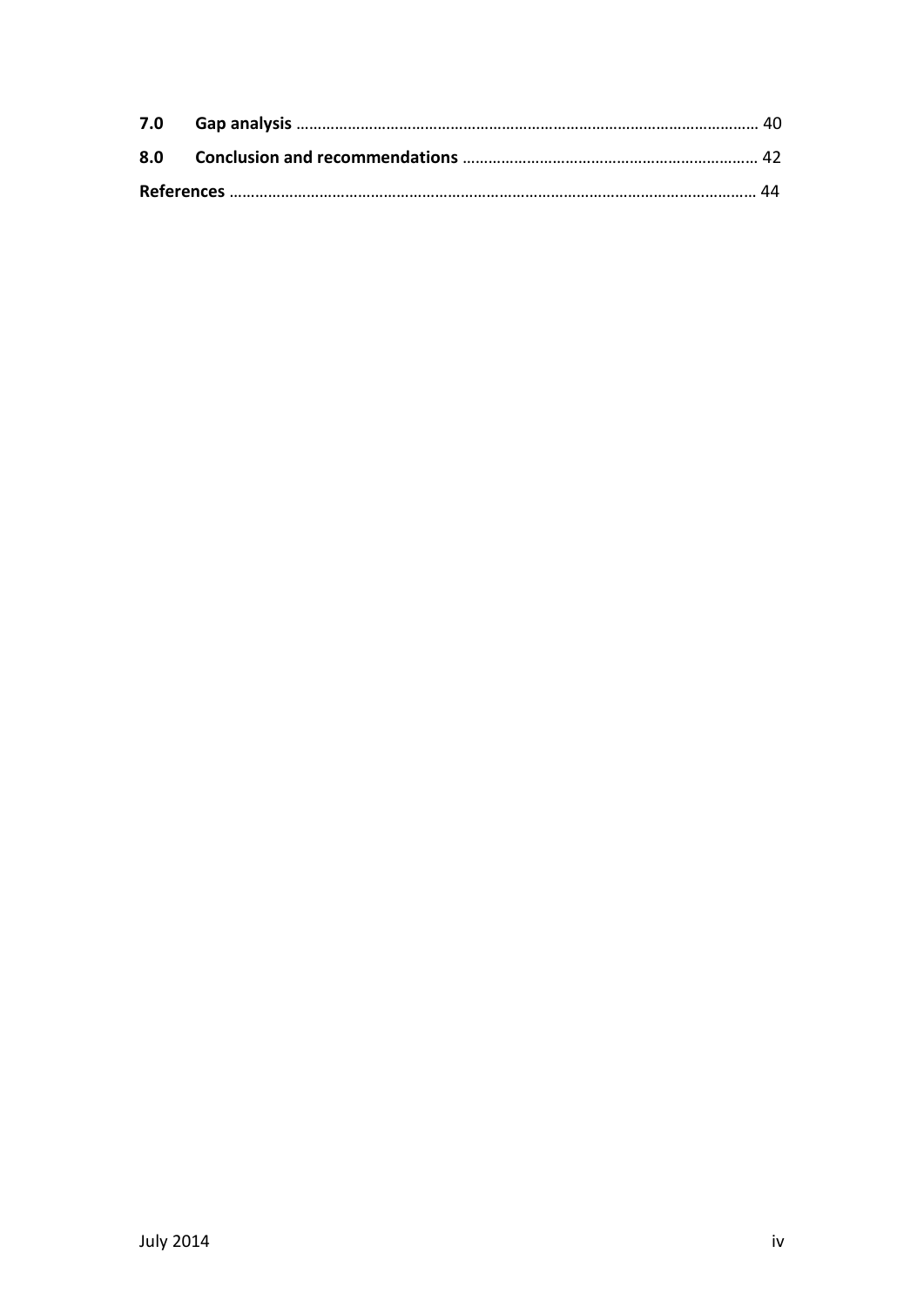| | | |
|---|---|---|
| **7.0** | **Gap analysis** | 40 |
| **8.0** | **Conclusion and recommendations** | 42 |
| **References** | | 44 |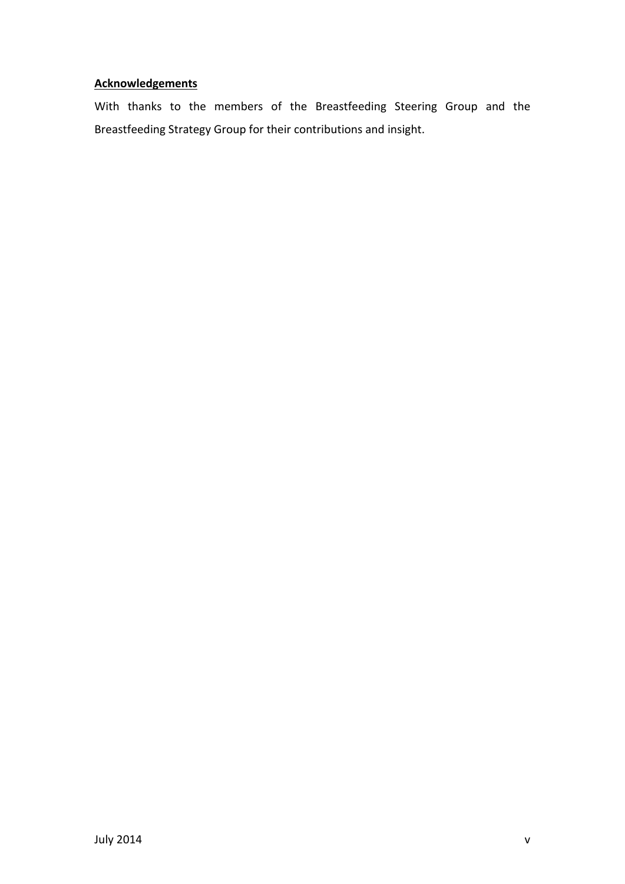## Acknowledgements

With thanks to the members of the Breastfeeding Steering Group and the Breastfeeding Strategy Group for their contributions and insight.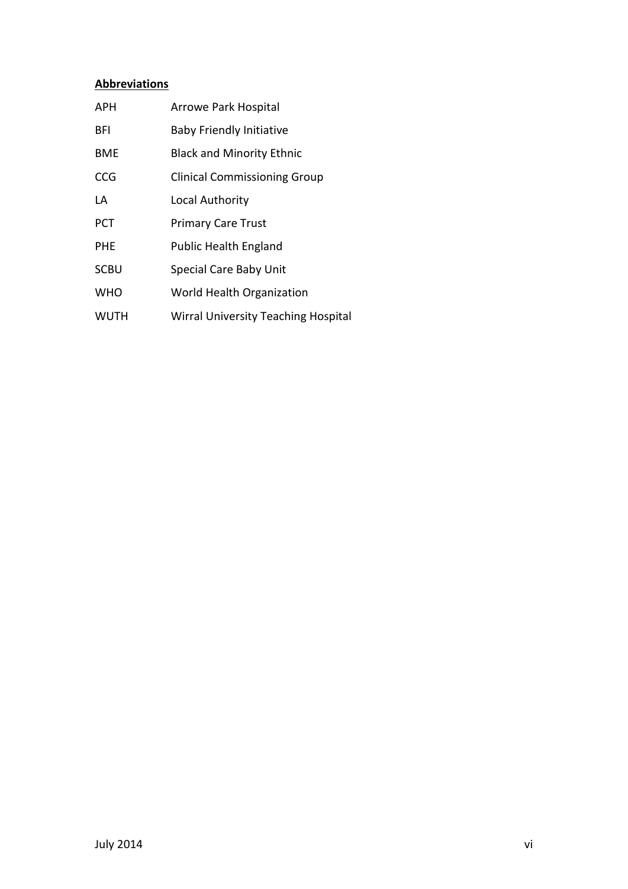**Abbreviations**

| | |
|---|---|
| APH | Arrowe Park Hospital |
| BFI | Baby Friendly Initiative |
| BME | Black and Minority Ethnic |
| CCG | Clinical Commissioning Group |
| LA | Local Authority |
| PCT | Primary Care Trust |
| PHE | Public Health England |
| SCBU | Special Care Baby Unit |
| WHO | World Health Organization |
| WUTH | Wirral University Teaching Hospital |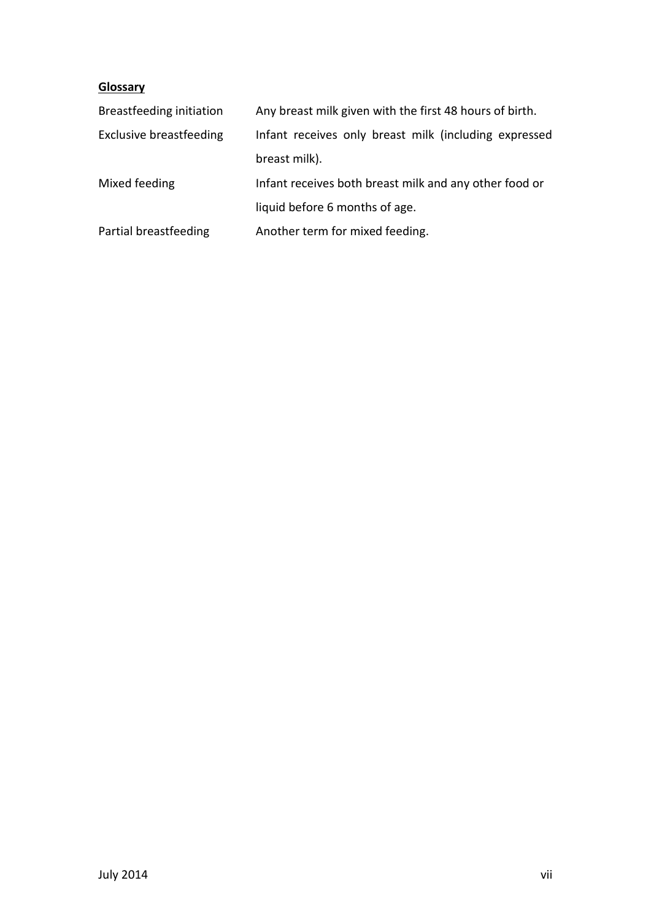**Glossary**

| | |
|---|---|
| Breastfeeding initiation | Any breast milk given with the first 48 hours of birth. |
| Exclusive breastfeeding | Infant receives only breast milk (including expressed breast milk). |
| Mixed feeding | Infant receives both breast milk and any other food or liquid before 6 months of age. |
| Partial breastfeeding | Another term for mixed feeding. |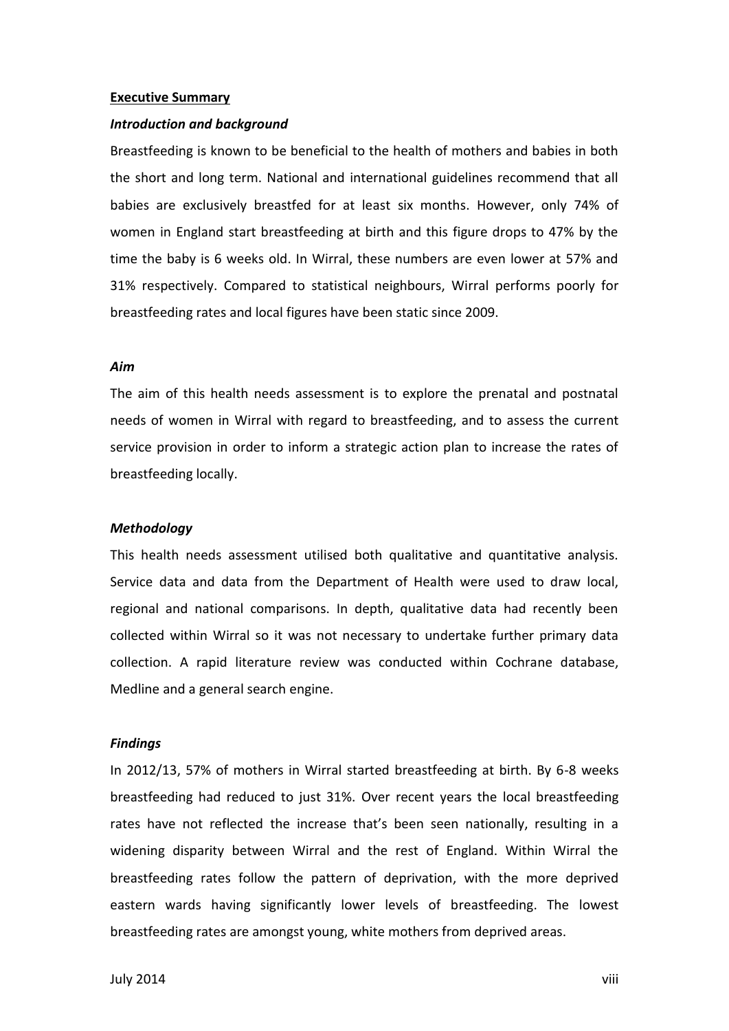## Executive Summary

### *Introduction and background*

Breastfeeding is known to be beneficial to the health of mothers and babies in both the short and long term. National and international guidelines recommend that all babies are exclusively breastfed for at least six months. However, only 74% of women in England start breastfeeding at birth and this figure drops to 47% by the time the baby is 6 weeks old. In Wirral, these numbers are even lower at 57% and 31% respectively. Compared to statistical neighbours, Wirral performs poorly for breastfeeding rates and local figures have been static since 2009.

### *Aim*

The aim of this health needs assessment is to explore the prenatal and postnatal needs of women in Wirral with regard to breastfeeding, and to assess the current service provision in order to inform a strategic action plan to increase the rates of breastfeeding locally.

### *Methodology*

This health needs assessment utilised both qualitative and quantitative analysis. Service data and data from the Department of Health were used to draw local, regional and national comparisons. In depth, qualitative data had recently been collected within Wirral so it was not necessary to undertake further primary data collection. A rapid literature review was conducted within Cochrane database, Medline and a general search engine.

### *Findings*

In 2012/13, 57% of mothers in Wirral started breastfeeding at birth. By 6-8 weeks breastfeeding had reduced to just 31%. Over recent years the local breastfeeding rates have not reflected the increase that's been seen nationally, resulting in a widening disparity between Wirral and the rest of England. Within Wirral the breastfeeding rates follow the pattern of deprivation, with the more deprived eastern wards having significantly lower levels of breastfeeding. The lowest breastfeeding rates are amongst young, white mothers from deprived areas.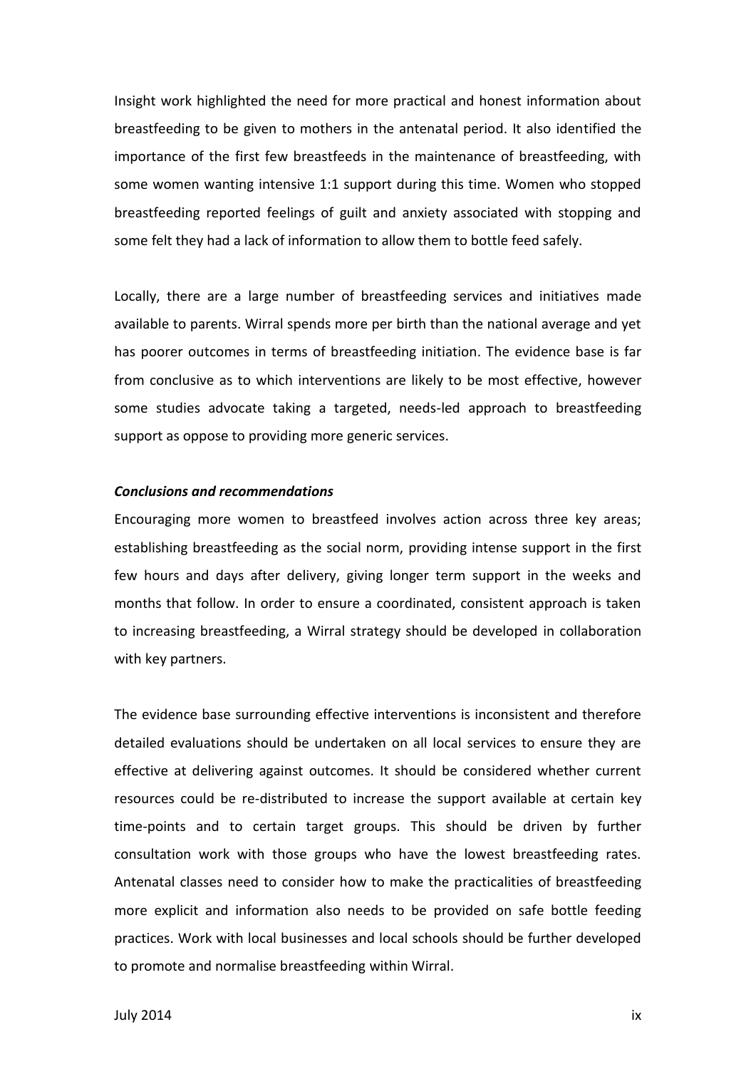Insight work highlighted the need for more practical and honest information about breastfeeding to be given to mothers in the antenatal period. It also identified the importance of the first few breastfeeds in the maintenance of breastfeeding, with some women wanting intensive 1:1 support during this time. Women who stopped breastfeeding reported feelings of guilt and anxiety associated with stopping and some felt they had a lack of information to allow them to bottle feed safely.

Locally, there are a large number of breastfeeding services and initiatives made available to parents. Wirral spends more per birth than the national average and yet has poorer outcomes in terms of breastfeeding initiation. The evidence base is far from conclusive as to which interventions are likely to be most effective, however some studies advocate taking a targeted, needs-led approach to breastfeeding support as oppose to providing more generic services.

***Conclusions and recommendations***

Encouraging more women to breastfeed involves action across three key areas; establishing breastfeeding as the social norm, providing intense support in the first few hours and days after delivery, giving longer term support in the weeks and months that follow. In order to ensure a coordinated, consistent approach is taken to increasing breastfeeding, a Wirral strategy should be developed in collaboration with key partners.

The evidence base surrounding effective interventions is inconsistent and therefore detailed evaluations should be undertaken on all local services to ensure they are effective at delivering against outcomes. It should be considered whether current resources could be re-distributed to increase the support available at certain key time-points and to certain target groups. This should be driven by further consultation work with those groups who have the lowest breastfeeding rates. Antenatal classes need to consider how to make the practicalities of breastfeeding more explicit and information also needs to be provided on safe bottle feeding practices. Work with local businesses and local schools should be further developed to promote and normalise breastfeeding within Wirral.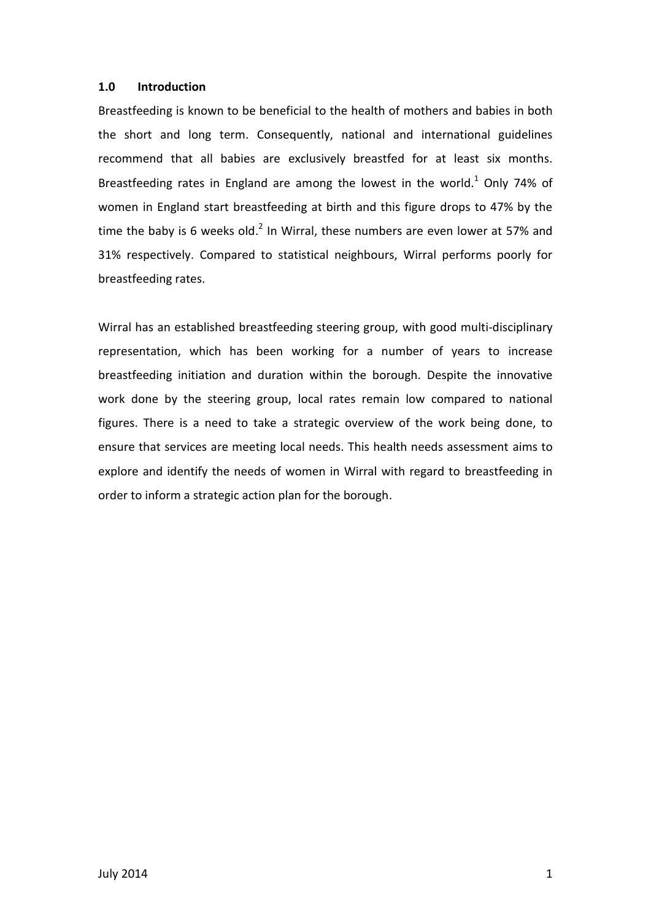## 1.0 Introduction

Breastfeeding is known to be beneficial to the health of mothers and babies in both the short and long term. Consequently, national and international guidelines recommend that all babies are exclusively breastfed for at least six months. Breastfeeding rates in England are among the lowest in the world.[1] Only 74% of women in England start breastfeeding at birth and this figure drops to 47% by the time the baby is 6 weeks old.[2] In Wirral, these numbers are even lower at 57% and 31% respectively. Compared to statistical neighbours, Wirral performs poorly for breastfeeding rates.

Wirral has an established breastfeeding steering group, with good multi-disciplinary representation, which has been working for a number of years to increase breastfeeding initiation and duration within the borough. Despite the innovative work done by the steering group, local rates remain low compared to national figures. There is a need to take a strategic overview of the work being done, to ensure that services are meeting local needs. This health needs assessment aims to explore and identify the needs of women in Wirral with regard to breastfeeding in order to inform a strategic action plan for the borough.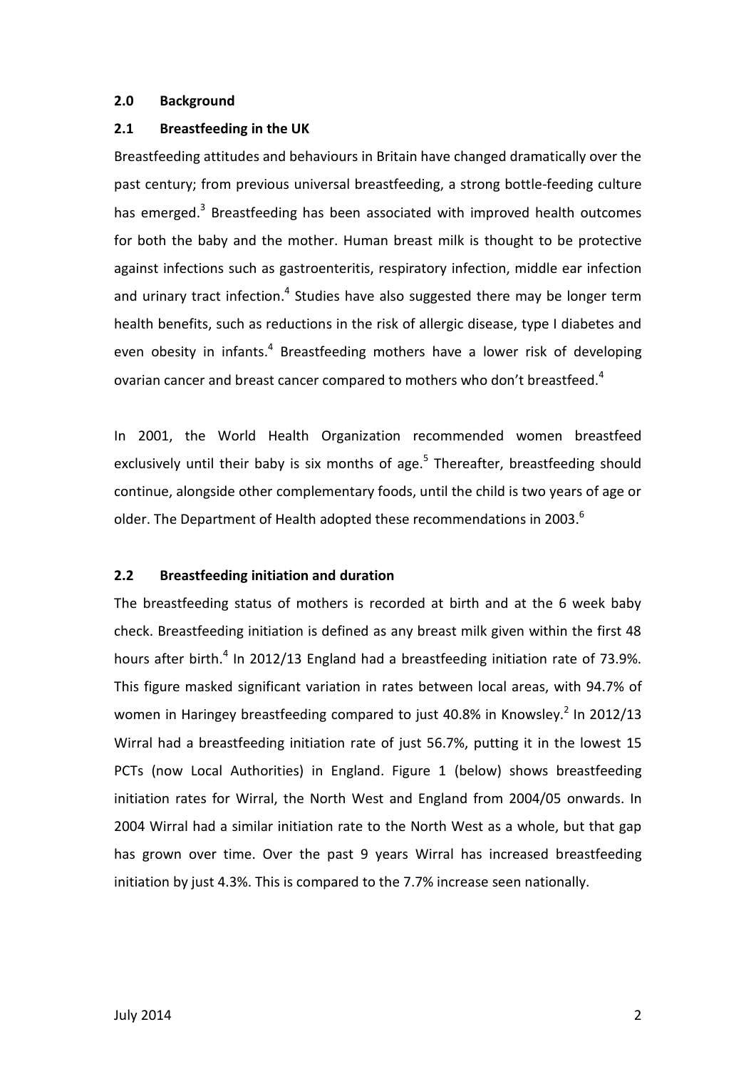## 2.0 Background

### 2.1 Breastfeeding in the UK

Breastfeeding attitudes and behaviours in Britain have changed dramatically over the past century; from previous universal breastfeeding, a strong bottle-feeding culture has emerged.[3] Breastfeeding has been associated with improved health outcomes for both the baby and the mother. Human breast milk is thought to be protective against infections such as gastroenteritis, respiratory infection, middle ear infection and urinary tract infection.[4] Studies have also suggested there may be longer term health benefits, such as reductions in the risk of allergic disease, type I diabetes and even obesity in infants.[4] Breastfeeding mothers have a lower risk of developing ovarian cancer and breast cancer compared to mothers who don't breastfeed.[4]

In 2001, the World Health Organization recommended women breastfeed exclusively until their baby is six months of age.[5] Thereafter, breastfeeding should continue, alongside other complementary foods, until the child is two years of age or older. The Department of Health adopted these recommendations in 2003.[6]

### 2.2 Breastfeeding initiation and duration

The breastfeeding status of mothers is recorded at birth and at the 6 week baby check. Breastfeeding initiation is defined as any breast milk given within the first 48 hours after birth.[4] In 2012/13 England had a breastfeeding initiation rate of 73.9%. This figure masked significant variation in rates between local areas, with 94.7% of women in Haringey breastfeeding compared to just 40.8% in Knowsley.[2] In 2012/13 Wirral had a breastfeeding initiation rate of just 56.7%, putting it in the lowest 15 PCTs (now Local Authorities) in England. Figure 1 (below) shows breastfeeding initiation rates for Wirral, the North West and England from 2004/05 onwards. In 2004 Wirral had a similar initiation rate to the North West as a whole, but that gap has grown over time. Over the past 9 years Wirral has increased breastfeeding initiation by just 4.3%. This is compared to the 7.7% increase seen nationally.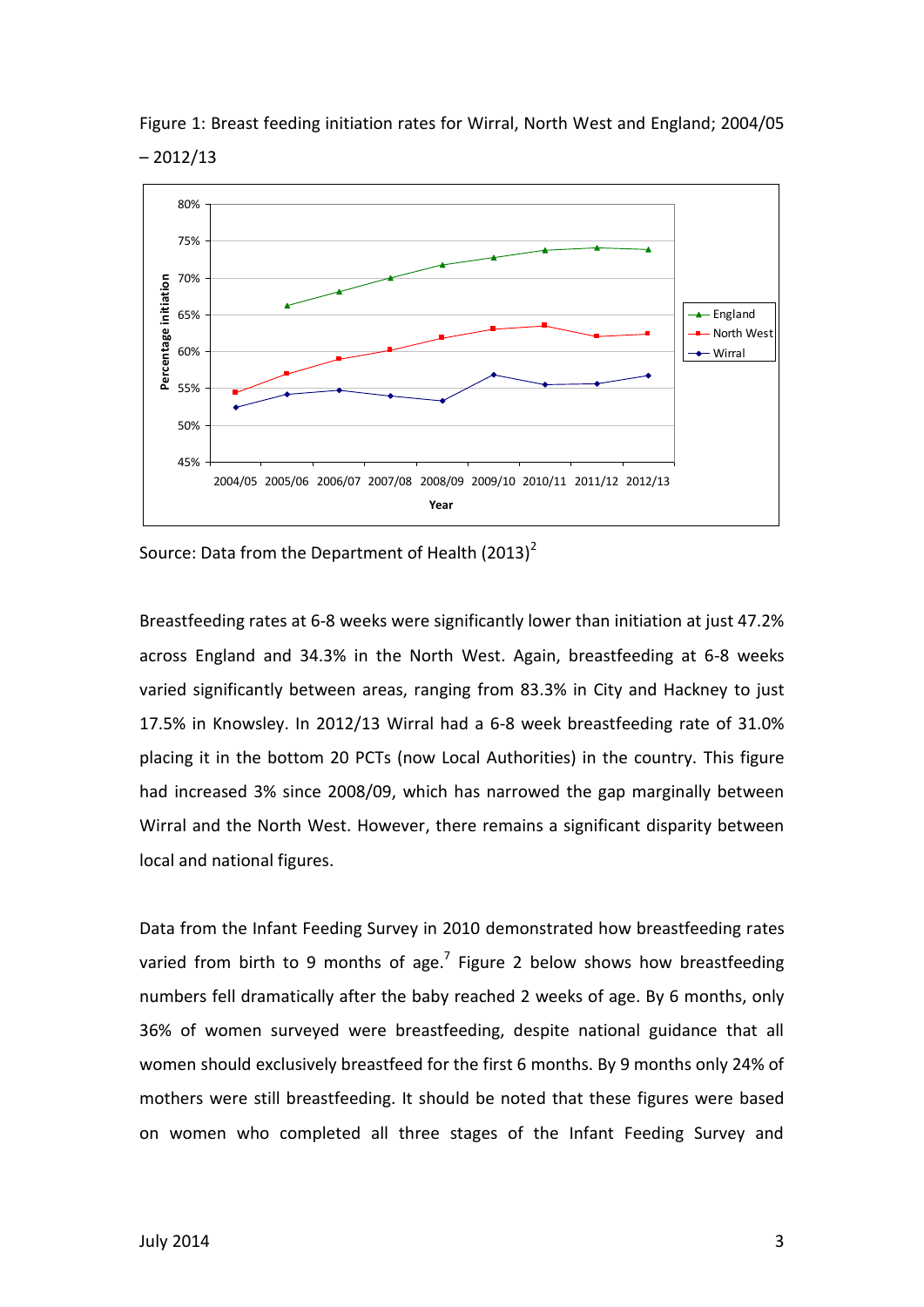Figure 1: Breast feeding initiation rates for Wirral, North West and England; 2004/05 – 2012/13

Source: Data from the Department of Health (2013)[2]

Breastfeeding rates at 6-8 weeks were significantly lower than initiation at just 47.2% across England and 34.3% in the North West. Again, breastfeeding at 6-8 weeks varied significantly between areas, ranging from 83.3% in City and Hackney to just 17.5% in Knowsley. In 2012/13 Wirral had a 6-8 week breastfeeding rate of 31.0% placing it in the bottom 20 PCTs (now Local Authorities) in the country. This figure had increased 3% since 2008/09, which has narrowed the gap marginally between Wirral and the North West. However, there remains a significant disparity between local and national figures.

Data from the Infant Feeding Survey in 2010 demonstrated how breastfeeding rates varied from birth to 9 months of age.[7] Figure 2 below shows how breastfeeding numbers fell dramatically after the baby reached 2 weeks of age. By 6 months, only 36% of women surveyed were breastfeeding, despite national guidance that all women should exclusively breastfeed for the first 6 months. By 9 months only 24% of mothers were still breastfeeding. It should be noted that these figures were based on women who completed all three stages of the Infant Feeding Survey and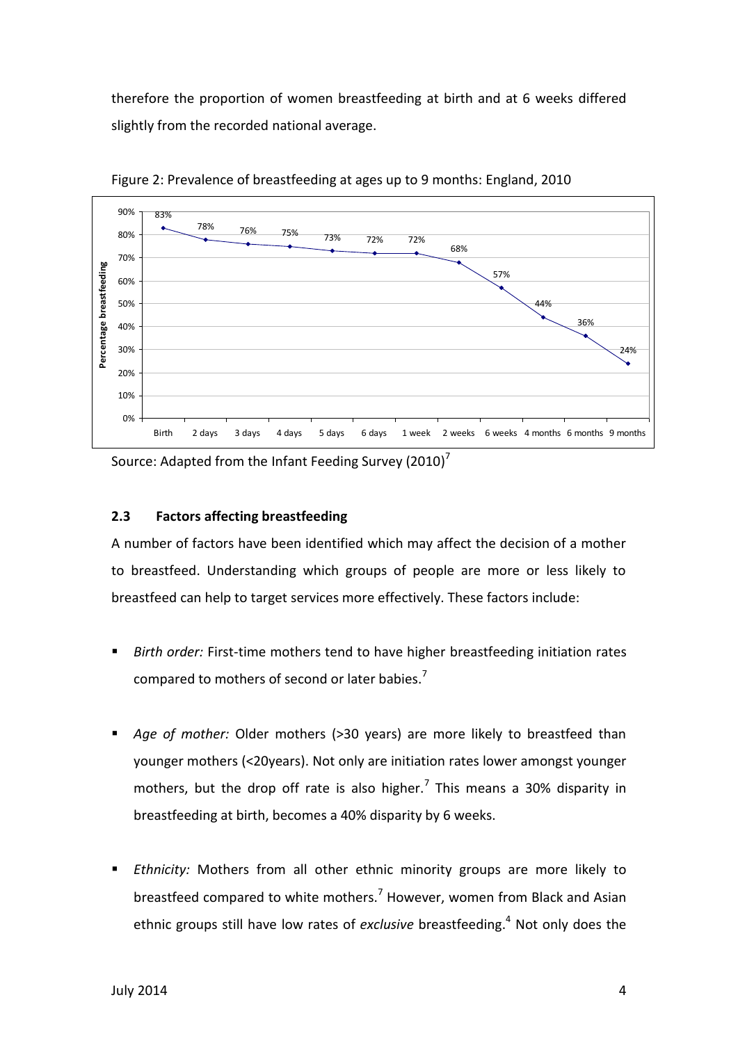therefore the proportion of women breastfeeding at birth and at 6 weeks differed slightly from the recorded national average.

Figure 2: Prevalence of breastfeeding at ages up to 9 months: England, 2010

Source: Adapted from the Infant Feeding Survey (2010)[7]

### 2.3 Factors affecting breastfeeding

A number of factors have been identified which may affect the decision of a mother to breastfeed. Understanding which groups of people are more or less likely to breastfeed can help to target services more effectively. These factors include:

- *Birth order:* First-time mothers tend to have higher breastfeeding initiation rates compared to mothers of second or later babies.[7]

- *Age of mother:* Older mothers (>30 years) are more likely to breastfeed than younger mothers (<20years). Not only are initiation rates lower amongst younger mothers, but the drop off rate is also higher.[7] This means a 30% disparity in breastfeeding at birth, becomes a 40% disparity by 6 weeks.

- *Ethnicity:* Mothers from all other ethnic minority groups are more likely to breastfeed compared to white mothers.[7] However, women from Black and Asian ethnic groups still have low rates of *exclusive* breastfeeding.[4] Not only does the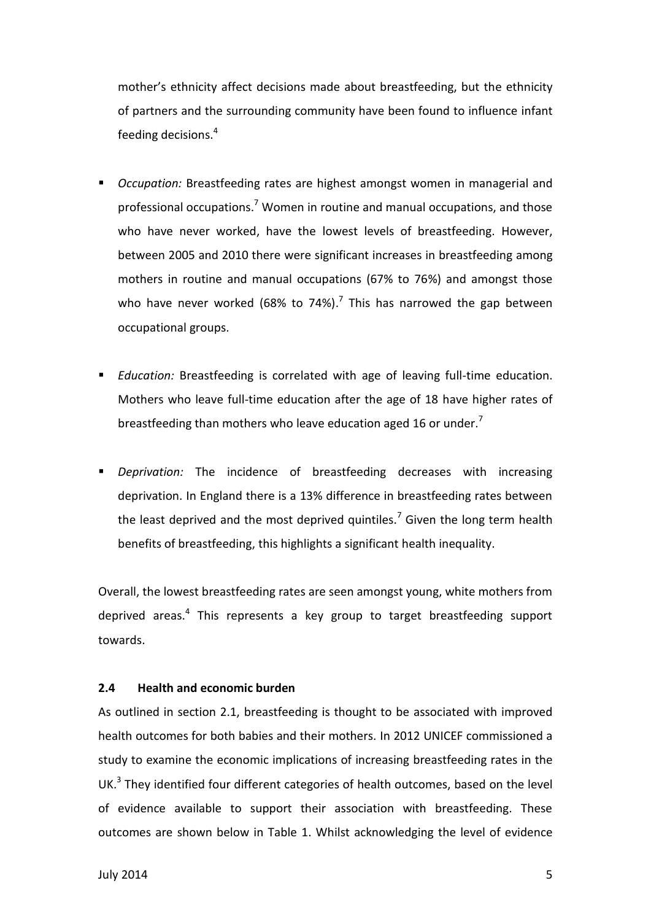mother's ethnicity affect decisions made about breastfeeding, but the ethnicity of partners and the surrounding community have been found to influence infant feeding decisions.[4]

- *Occupation:* Breastfeeding rates are highest amongst women in managerial and professional occupations.[7] Women in routine and manual occupations, and those who have never worked, have the lowest levels of breastfeeding. However, between 2005 and 2010 there were significant increases in breastfeeding among mothers in routine and manual occupations (67% to 76%) and amongst those who have never worked (68% to 74%).[7] This has narrowed the gap between occupational groups.

- *Education:* Breastfeeding is correlated with age of leaving full-time education. Mothers who leave full-time education after the age of 18 have higher rates of breastfeeding than mothers who leave education aged 16 or under.[7]

- *Deprivation:* The incidence of breastfeeding decreases with increasing deprivation. In England there is a 13% difference in breastfeeding rates between the least deprived and the most deprived quintiles.[7] Given the long term health benefits of breastfeeding, this highlights a significant health inequality.

Overall, the lowest breastfeeding rates are seen amongst young, white mothers from deprived areas.[4] This represents a key group to target breastfeeding support towards.

### 2.4 Health and economic burden

As outlined in section 2.1, breastfeeding is thought to be associated with improved health outcomes for both babies and their mothers. In 2012 UNICEF commissioned a study to examine the economic implications of increasing breastfeeding rates in the UK.[3] They identified four different categories of health outcomes, based on the level of evidence available to support their association with breastfeeding. These outcomes are shown below in Table 1. Whilst acknowledging the level of evidence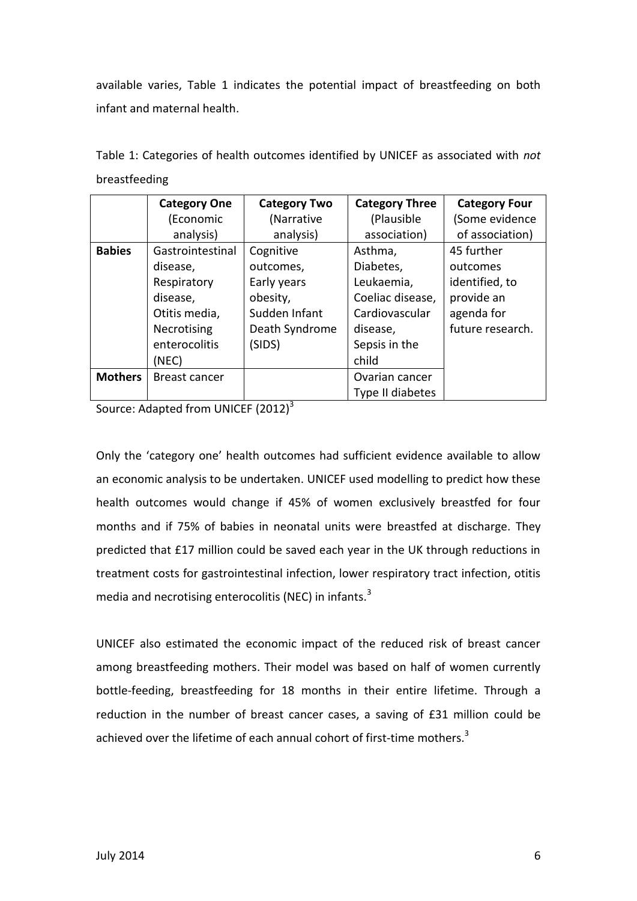available varies, Table 1 indicates the potential impact of breastfeeding on both infant and maternal health.

Table 1: Categories of health outcomes identified by UNICEF as associated with *not* breastfeeding

| | **Category One** (Economic analysis) | **Category Two** (Narrative analysis) | **Category Three** (Plausible association) | **Category Four** (Some evidence of association) |
|---|---|---|---|---|
| **Babies** | Gastrointestinal disease, Respiratory disease, Otitis media, Necrotising enterocolitis (NEC) | Cognitive outcomes, Early years obesity, Sudden Infant Death Syndrome (SIDS) | Asthma, Diabetes, Leukaemia, Coeliac disease, Cardiovascular disease, Sepsis in the child | 45 further outcomes identified, to provide an agenda for future research. |
| **Mothers** | Breast cancer | | Ovarian cancer Type II diabetes | |

Source: Adapted from UNICEF (2012)[3]

Only the 'category one' health outcomes had sufficient evidence available to allow an economic analysis to be undertaken. UNICEF used modelling to predict how these health outcomes would change if 45% of women exclusively breastfed for four months and if 75% of babies in neonatal units were breastfed at discharge. They predicted that £17 million could be saved each year in the UK through reductions in treatment costs for gastrointestinal infection, lower respiratory tract infection, otitis media and necrotising enterocolitis (NEC) in infants.[3]

UNICEF also estimated the economic impact of the reduced risk of breast cancer among breastfeeding mothers. Their model was based on half of women currently bottle-feeding, breastfeeding for 18 months in their entire lifetime. Through a reduction in the number of breast cancer cases, a saving of £31 million could be achieved over the lifetime of each annual cohort of first-time mothers.[3]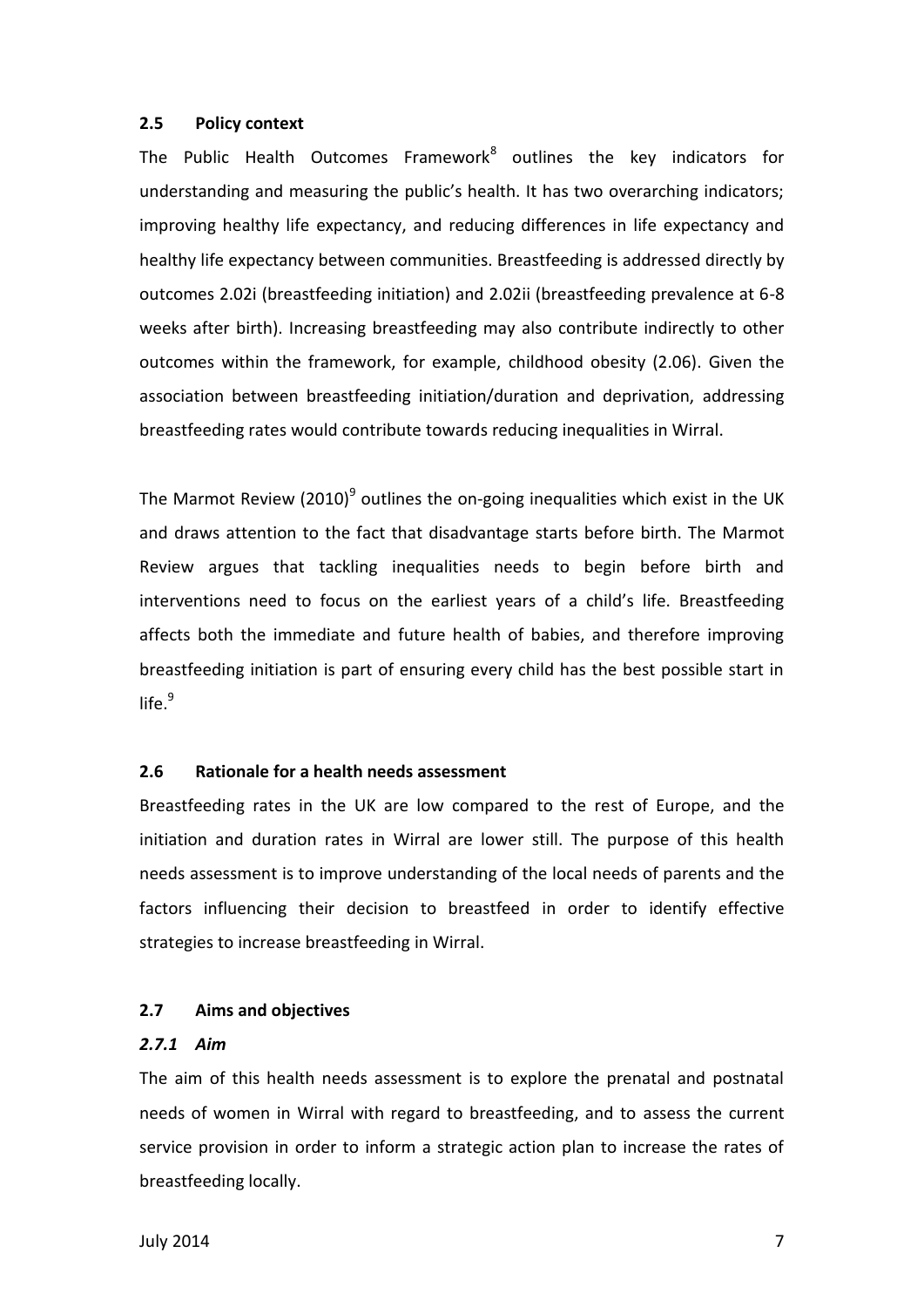### 2.5 Policy context

The Public Health Outcomes Framework[8] outlines the key indicators for understanding and measuring the public's health. It has two overarching indicators; improving healthy life expectancy, and reducing differences in life expectancy and healthy life expectancy between communities. Breastfeeding is addressed directly by outcomes 2.02i (breastfeeding initiation) and 2.02ii (breastfeeding prevalence at 6-8 weeks after birth). Increasing breastfeeding may also contribute indirectly to other outcomes within the framework, for example, childhood obesity (2.06). Given the association between breastfeeding initiation/duration and deprivation, addressing breastfeeding rates would contribute towards reducing inequalities in Wirral.

The Marmot Review (2010)[9] outlines the on-going inequalities which exist in the UK and draws attention to the fact that disadvantage starts before birth. The Marmot Review argues that tackling inequalities needs to begin before birth and interventions need to focus on the earliest years of a child's life. Breastfeeding affects both the immediate and future health of babies, and therefore improving breastfeeding initiation is part of ensuring every child has the best possible start in life.[9]

### 2.6 Rationale for a health needs assessment

Breastfeeding rates in the UK are low compared to the rest of Europe, and the initiation and duration rates in Wirral are lower still. The purpose of this health needs assessment is to improve understanding of the local needs of parents and the factors influencing their decision to breastfeed in order to identify effective strategies to increase breastfeeding in Wirral.

### 2.7 Aims and objectives

#### *2.7.1 Aim*

The aim of this health needs assessment is to explore the prenatal and postnatal needs of women in Wirral with regard to breastfeeding, and to assess the current service provision in order to inform a strategic action plan to increase the rates of breastfeeding locally.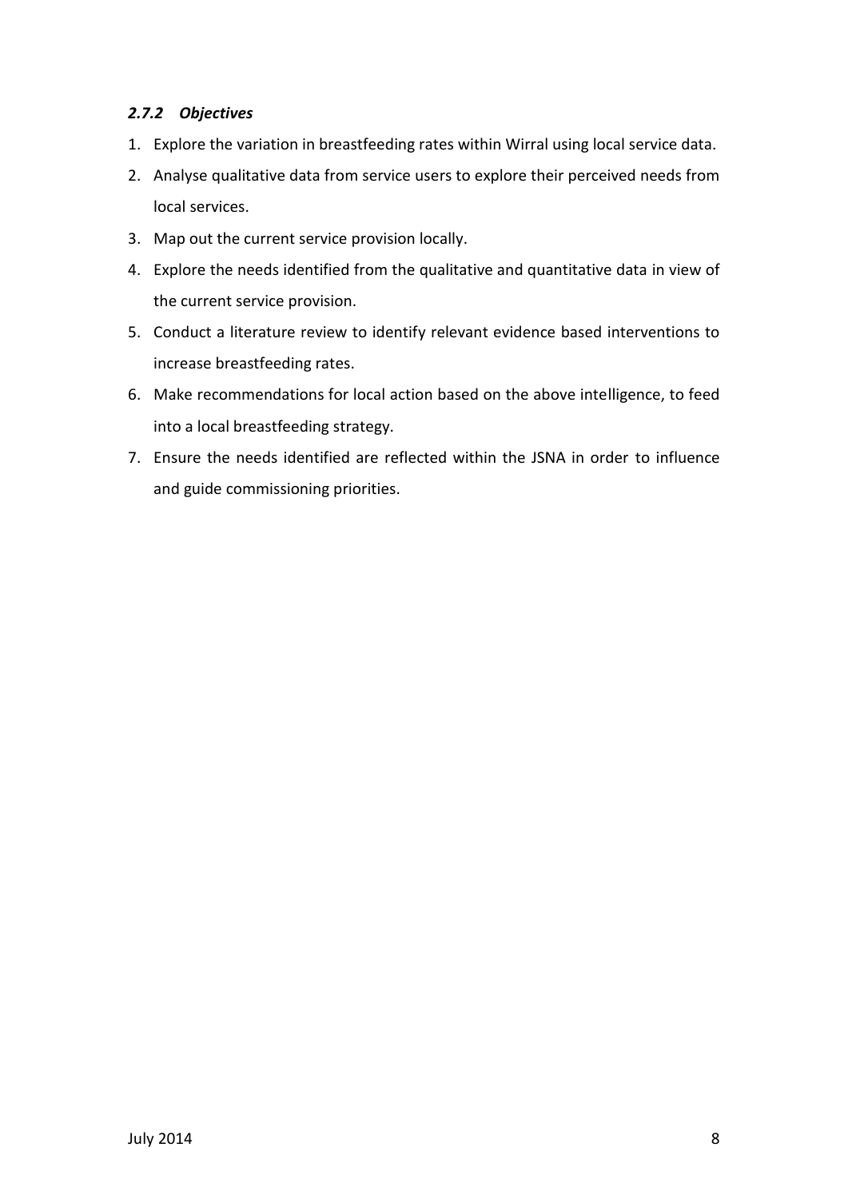#### *2.7.2 Objectives*

1. Explore the variation in breastfeeding rates within Wirral using local service data.
2. Analyse qualitative data from service users to explore their perceived needs from local services.
3. Map out the current service provision locally.
4. Explore the needs identified from the qualitative and quantitative data in view of the current service provision.
5. Conduct a literature review to identify relevant evidence based interventions to increase breastfeeding rates.
6. Make recommendations for local action based on the above intelligence, to feed into a local breastfeeding strategy.
7. Ensure the needs identified are reflected within the JSNA in order to influence and guide commissioning priorities.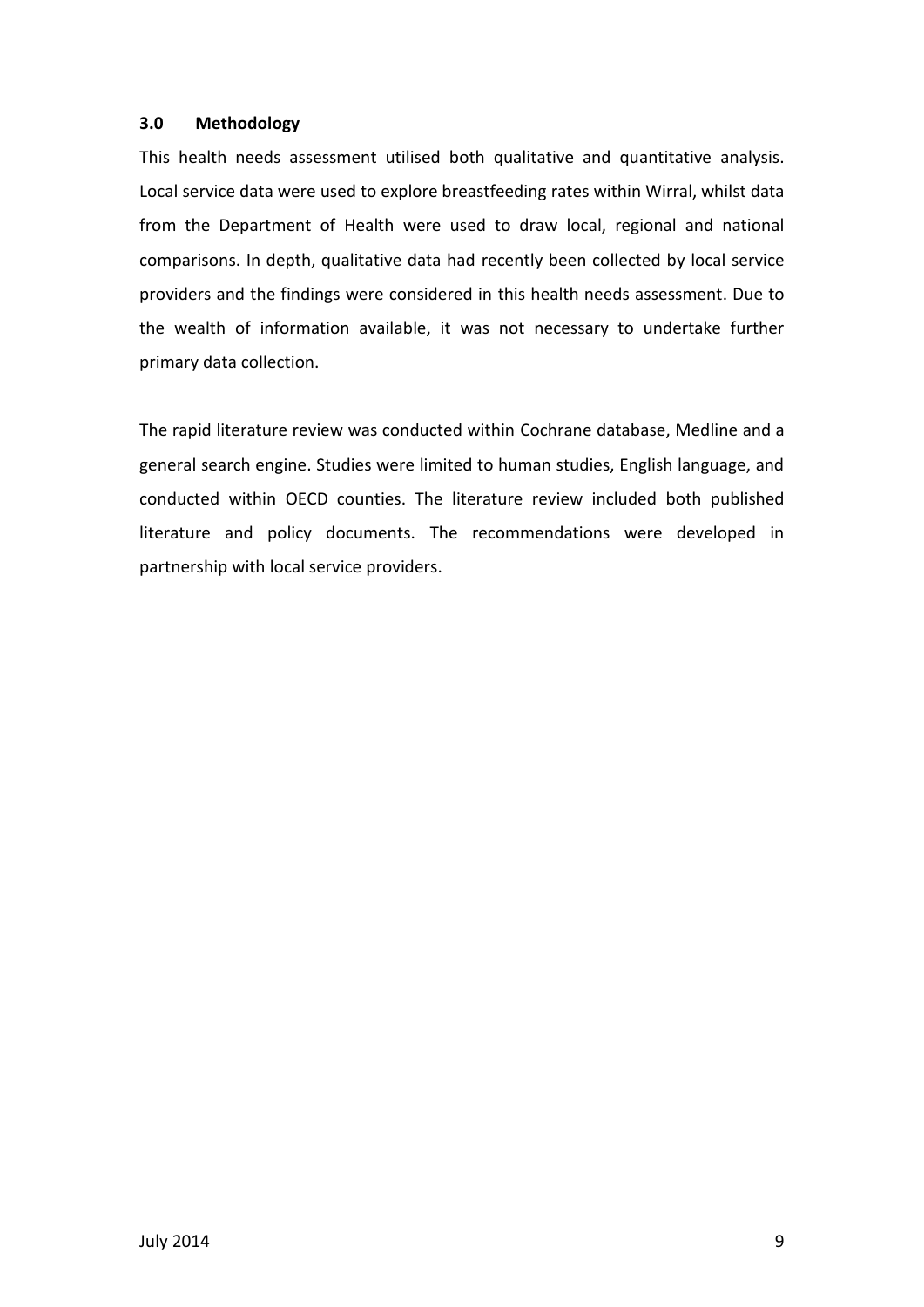## 3.0 Methodology

This health needs assessment utilised both qualitative and quantitative analysis. Local service data were used to explore breastfeeding rates within Wirral, whilst data from the Department of Health were used to draw local, regional and national comparisons. In depth, qualitative data had recently been collected by local service providers and the findings were considered in this health needs assessment. Due to the wealth of information available, it was not necessary to undertake further primary data collection.

The rapid literature review was conducted within Cochrane database, Medline and a general search engine. Studies were limited to human studies, English language, and conducted within OECD counties. The literature review included both published literature and policy documents. The recommendations were developed in partnership with local service providers.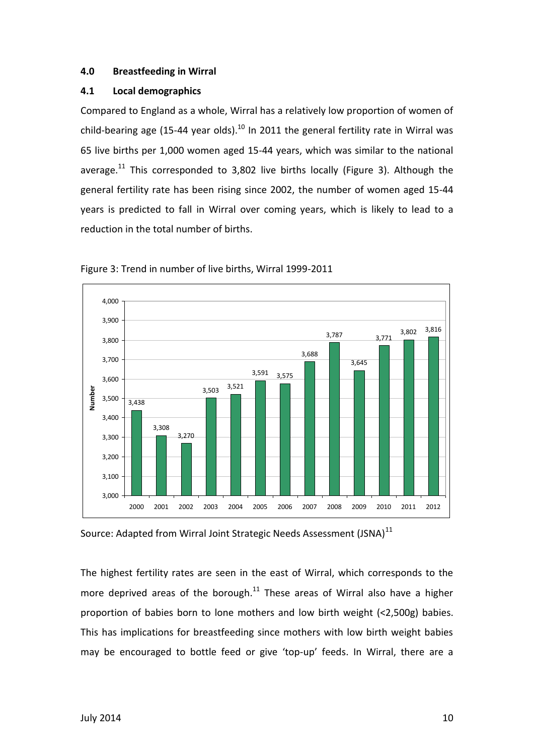## 4.0 Breastfeeding in Wirral

### 4.1 Local demographics

Compared to England as a whole, Wirral has a relatively low proportion of women of child-bearing age (15-44 year olds).[10] In 2011 the general fertility rate in Wirral was 65 live births per 1,000 women aged 15-44 years, which was similar to the national average.[11] This corresponded to 3,802 live births locally (Figure 3). Although the general fertility rate has been rising since 2002, the number of women aged 15-44 years is predicted to fall in Wirral over coming years, which is likely to lead to a reduction in the total number of births.

Figure 3: Trend in number of live births, Wirral 1999-2011

| Year | Number |
|---|---|
| 2000 | 3,438 |
| 2001 | 3,308 |
| 2002 | 3,270 |
| 2003 | 3,503 |
| 2004 | 3,521 |
| 2005 | 3,591 |
| 2006 | 3,575 |
| 2007 | 3,688 |
| 2008 | 3,787 |
| 2009 | 3,645 |
| 2010 | 3,771 |
| 2011 | 3,802 |
| 2012 | 3,816 |

Source: Adapted from Wirral Joint Strategic Needs Assessment (JSNA)[11]

The highest fertility rates are seen in the east of Wirral, which corresponds to the more deprived areas of the borough.[11] These areas of Wirral also have a higher proportion of babies born to lone mothers and low birth weight (<2,500g) babies. This has implications for breastfeeding since mothers with low birth weight babies may be encouraged to bottle feed or give 'top-up' feeds. In Wirral, there are a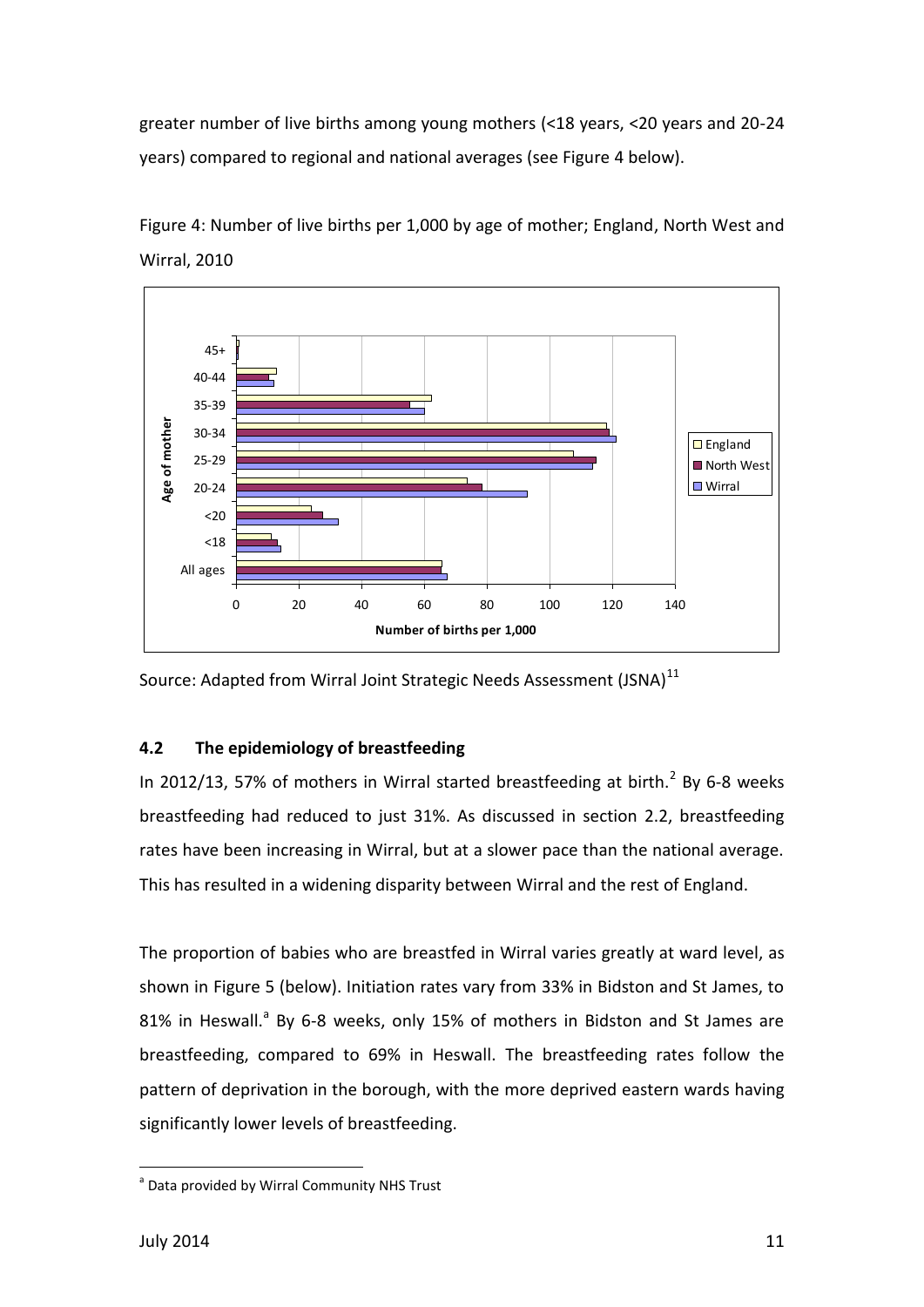greater number of live births among young mothers (<18 years, <20 years and 20-24 years) compared to regional and national averages (see Figure 4 below).

Figure 4: Number of live births per 1,000 by age of mother; England, North West and Wirral, 2010

Source: Adapted from Wirral Joint Strategic Needs Assessment (JSNA)[11]

### 4.2 The epidemiology of breastfeeding

In 2012/13, 57% of mothers in Wirral started breastfeeding at birth.[2] By 6-8 weeks breastfeeding had reduced to just 31%. As discussed in section 2.2, breastfeeding rates have been increasing in Wirral, but at a slower pace than the national average. This has resulted in a widening disparity between Wirral and the rest of England.

The proportion of babies who are breastfed in Wirral varies greatly at ward level, as shown in Figure 5 (below). Initiation rates vary from 33% in Bidston and St James, to 81% in Heswall.[a] By 6-8 weeks, only 15% of mothers in Bidston and St James are breastfeeding, compared to 69% in Heswall. The breastfeeding rates follow the pattern of deprivation in the borough, with the more deprived eastern wards having significantly lower levels of breastfeeding.

[a] Data provided by Wirral Community NHS Trust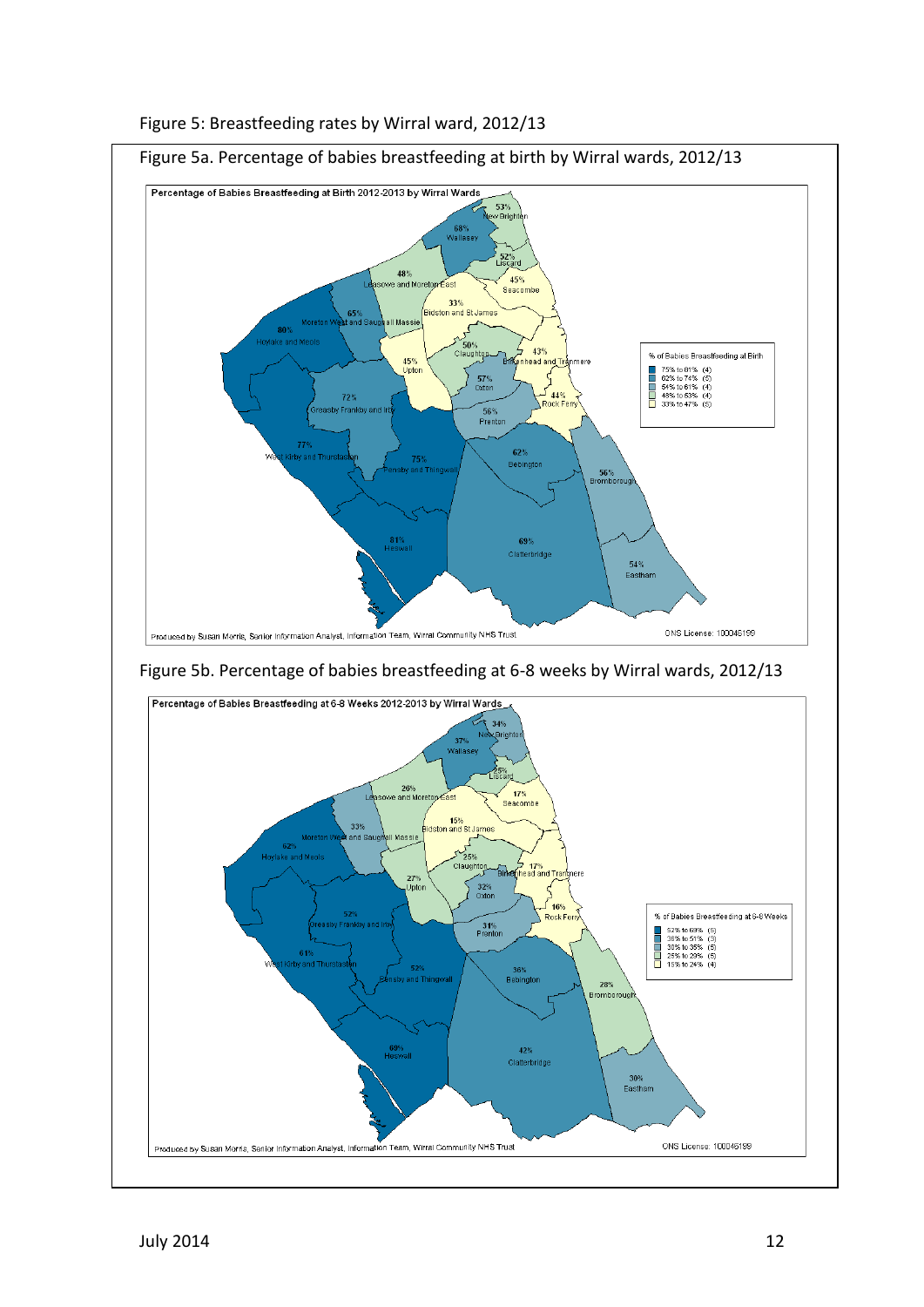Figure 5: Breastfeeding rates by Wirral ward, 2012/13

Figure 5a. Percentage of babies breastfeeding at birth by Wirral wards, 2012/13

Figure 5b. Percentage of babies breastfeeding at 6-8 weeks by Wirral wards, 2012/13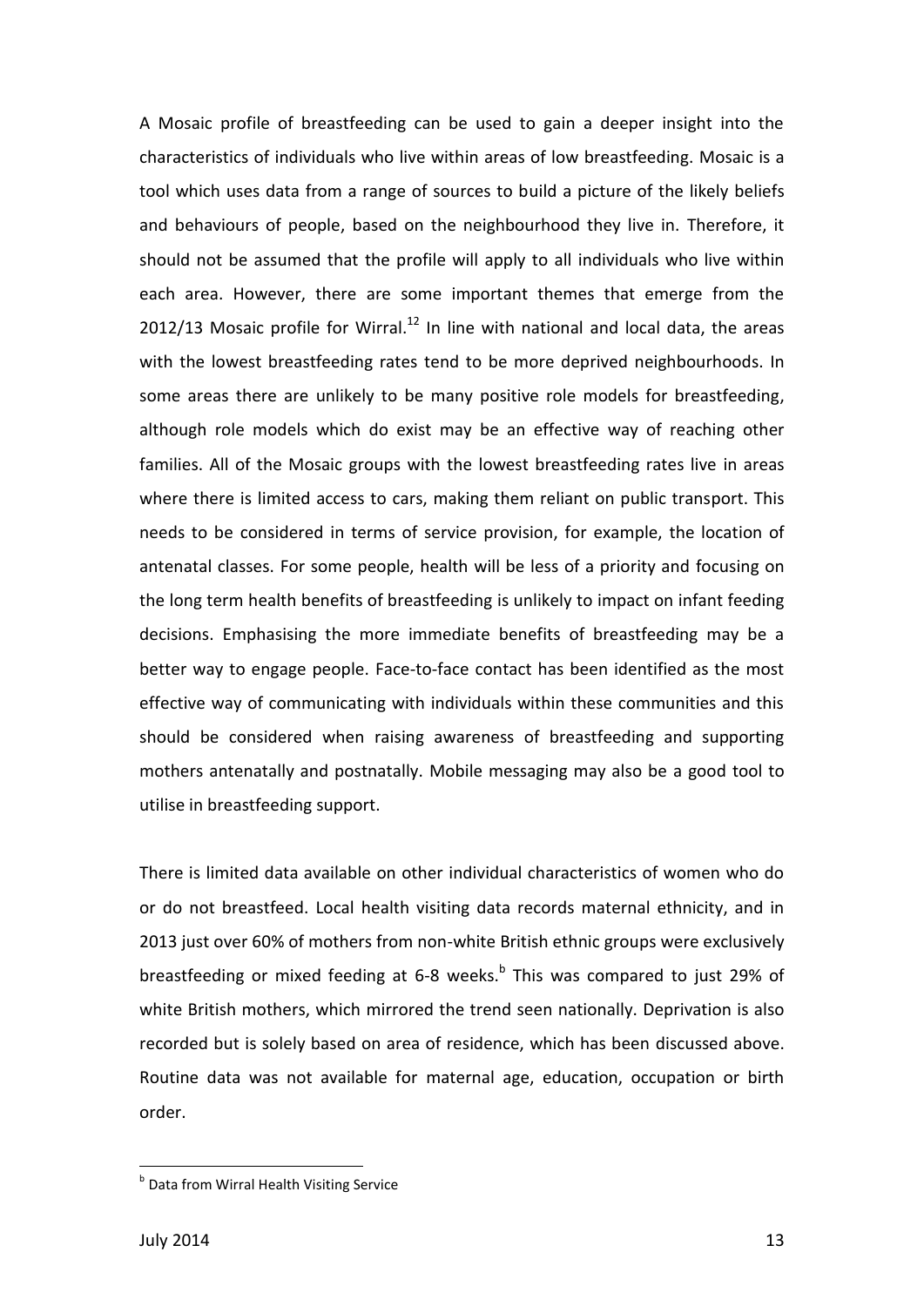A Mosaic profile of breastfeeding can be used to gain a deeper insight into the characteristics of individuals who live within areas of low breastfeeding. Mosaic is a tool which uses data from a range of sources to build a picture of the likely beliefs and behaviours of people, based on the neighbourhood they live in. Therefore, it should not be assumed that the profile will apply to all individuals who live within each area. However, there are some important themes that emerge from the 2012/13 Mosaic profile for Wirral.[12] In line with national and local data, the areas with the lowest breastfeeding rates tend to be more deprived neighbourhoods. In some areas there are unlikely to be many positive role models for breastfeeding, although role models which do exist may be an effective way of reaching other families. All of the Mosaic groups with the lowest breastfeeding rates live in areas where there is limited access to cars, making them reliant on public transport. This needs to be considered in terms of service provision, for example, the location of antenatal classes. For some people, health will be less of a priority and focusing on the long term health benefits of breastfeeding is unlikely to impact on infant feeding decisions. Emphasising the more immediate benefits of breastfeeding may be a better way to engage people. Face-to-face contact has been identified as the most effective way of communicating with individuals within these communities and this should be considered when raising awareness of breastfeeding and supporting mothers antenatally and postnatally. Mobile messaging may also be a good tool to utilise in breastfeeding support.

There is limited data available on other individual characteristics of women who do or do not breastfeed. Local health visiting data records maternal ethnicity, and in 2013 just over 60% of mothers from non-white British ethnic groups were exclusively breastfeeding or mixed feeding at 6-8 weeks.[b] This was compared to just 29% of white British mothers, which mirrored the trend seen nationally. Deprivation is also recorded but is solely based on area of residence, which has been discussed above. Routine data was not available for maternal age, education, occupation or birth order.

[b] Data from Wirral Health Visiting Service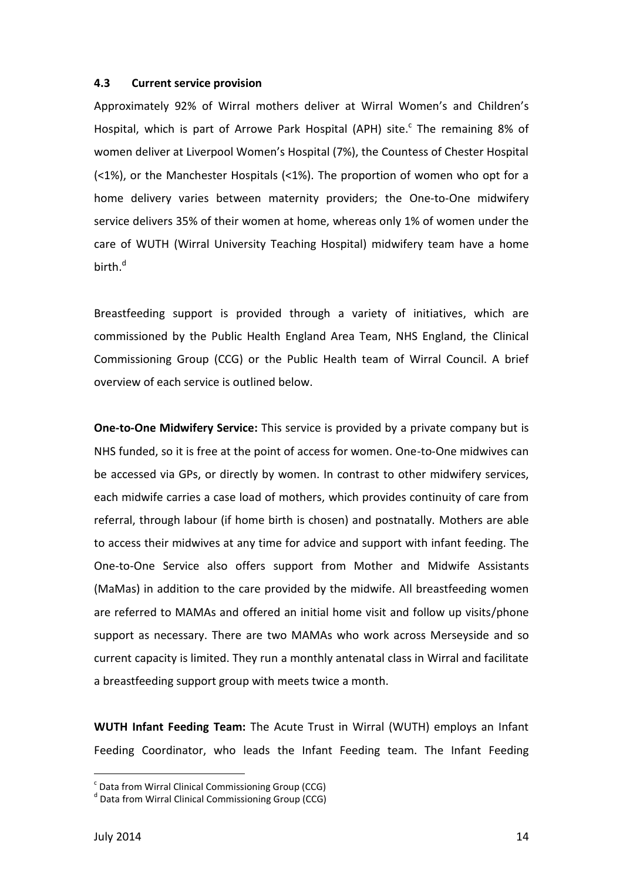### 4.3 Current service provision

Approximately 92% of Wirral mothers deliver at Wirral Women's and Children's Hospital, which is part of Arrowe Park Hospital (APH) site.[c] The remaining 8% of women deliver at Liverpool Women's Hospital (7%), the Countess of Chester Hospital (<1%), or the Manchester Hospitals (<1%). The proportion of women who opt for a home delivery varies between maternity providers; the One-to-One midwifery service delivers 35% of their women at home, whereas only 1% of women under the care of WUTH (Wirral University Teaching Hospital) midwifery team have a home birth.[d]

Breastfeeding support is provided through a variety of initiatives, which are commissioned by the Public Health England Area Team, NHS England, the Clinical Commissioning Group (CCG) or the Public Health team of Wirral Council. A brief overview of each service is outlined below.

**One-to-One Midwifery Service:** This service is provided by a private company but is NHS funded, so it is free at the point of access for women. One-to-One midwives can be accessed via GPs, or directly by women. In contrast to other midwifery services, each midwife carries a case load of mothers, which provides continuity of care from referral, through labour (if home birth is chosen) and postnatally. Mothers are able to access their midwives at any time for advice and support with infant feeding. The One-to-One Service also offers support from Mother and Midwife Assistants (MaMas) in addition to the care provided by the midwife. All breastfeeding women are referred to MAMAs and offered an initial home visit and follow up visits/phone support as necessary. There are two MAMAs who work across Merseyside and so current capacity is limited. They run a monthly antenatal class in Wirral and facilitate a breastfeeding support group with meets twice a month.

**WUTH Infant Feeding Team:** The Acute Trust in Wirral (WUTH) employs an Infant Feeding Coordinator, who leads the Infant Feeding team. The Infant Feeding

[c] Data from Wirral Clinical Commissioning Group (CCG)

[d] Data from Wirral Clinical Commissioning Group (CCG)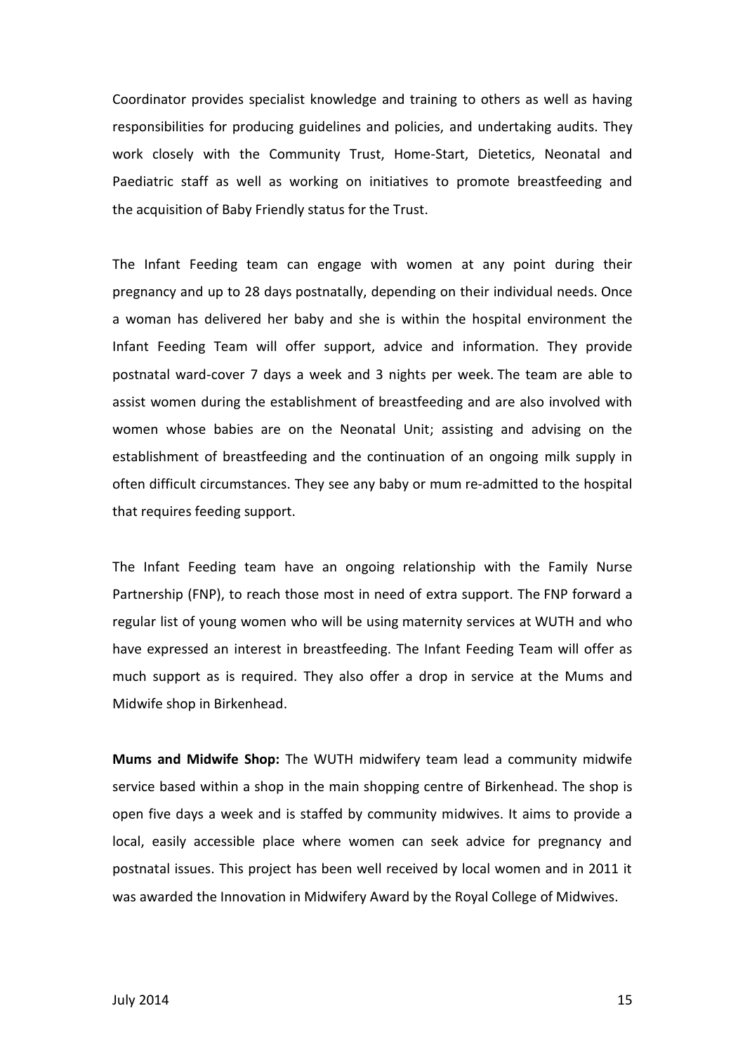Coordinator provides specialist knowledge and training to others as well as having responsibilities for producing guidelines and policies, and undertaking audits. They work closely with the Community Trust, Home-Start, Dietetics, Neonatal and Paediatric staff as well as working on initiatives to promote breastfeeding and the acquisition of Baby Friendly status for the Trust.

The Infant Feeding team can engage with women at any point during their pregnancy and up to 28 days postnatally, depending on their individual needs. Once a woman has delivered her baby and she is within the hospital environment the Infant Feeding Team will offer support, advice and information. They provide postnatal ward-cover 7 days a week and 3 nights per week. The team are able to assist women during the establishment of breastfeeding and are also involved with women whose babies are on the Neonatal Unit; assisting and advising on the establishment of breastfeeding and the continuation of an ongoing milk supply in often difficult circumstances. They see any baby or mum re-admitted to the hospital that requires feeding support.

The Infant Feeding team have an ongoing relationship with the Family Nurse Partnership (FNP), to reach those most in need of extra support. The FNP forward a regular list of young women who will be using maternity services at WUTH and who have expressed an interest in breastfeeding. The Infant Feeding Team will offer as much support as is required. They also offer a drop in service at the Mums and Midwife shop in Birkenhead.

**Mums and Midwife Shop:** The WUTH midwifery team lead a community midwife service based within a shop in the main shopping centre of Birkenhead. The shop is open five days a week and is staffed by community midwives. It aims to provide a local, easily accessible place where women can seek advice for pregnancy and postnatal issues. This project has been well received by local women and in 2011 it was awarded the Innovation in Midwifery Award by the Royal College of Midwives.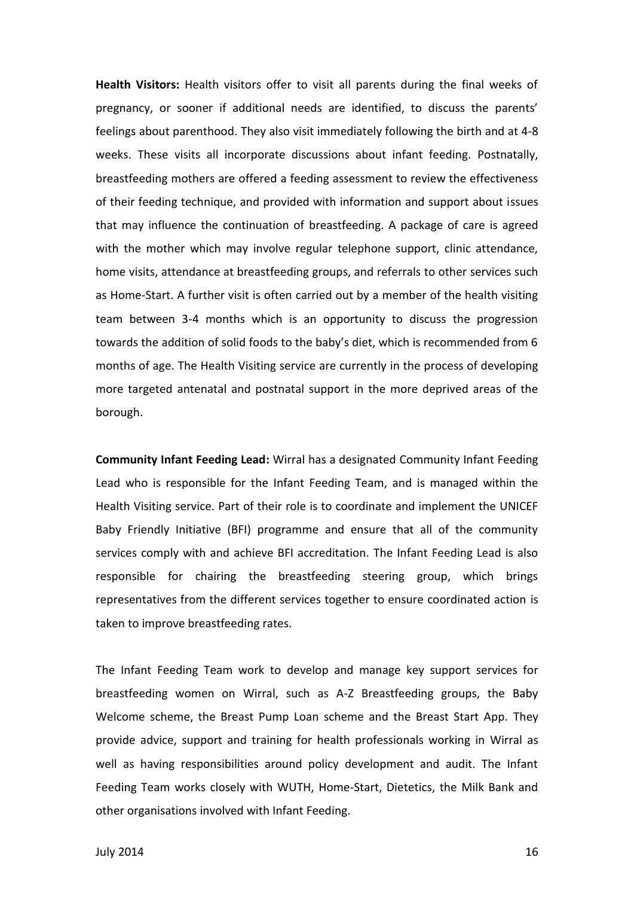**Health Visitors:** Health visitors offer to visit all parents during the final weeks of pregnancy, or sooner if additional needs are identified, to discuss the parents' feelings about parenthood. They also visit immediately following the birth and at 4-8 weeks. These visits all incorporate discussions about infant feeding. Postnatally, breastfeeding mothers are offered a feeding assessment to review the effectiveness of their feeding technique, and provided with information and support about issues that may influence the continuation of breastfeeding. A package of care is agreed with the mother which may involve regular telephone support, clinic attendance, home visits, attendance at breastfeeding groups, and referrals to other services such as Home-Start. A further visit is often carried out by a member of the health visiting team between 3-4 months which is an opportunity to discuss the progression towards the addition of solid foods to the baby's diet, which is recommended from 6 months of age. The Health Visiting service are currently in the process of developing more targeted antenatal and postnatal support in the more deprived areas of the borough.

**Community Infant Feeding Lead:** Wirral has a designated Community Infant Feeding Lead who is responsible for the Infant Feeding Team, and is managed within the Health Visiting service. Part of their role is to coordinate and implement the UNICEF Baby Friendly Initiative (BFI) programme and ensure that all of the community services comply with and achieve BFI accreditation. The Infant Feeding Lead is also responsible for chairing the breastfeeding steering group, which brings representatives from the different services together to ensure coordinated action is taken to improve breastfeeding rates.

The Infant Feeding Team work to develop and manage key support services for breastfeeding women on Wirral, such as A-Z Breastfeeding groups, the Baby Welcome scheme, the Breast Pump Loan scheme and the Breast Start App. They provide advice, support and training for health professionals working in Wirral as well as having responsibilities around policy development and audit. The Infant Feeding Team works closely with WUTH, Home-Start, Dietetics, the Milk Bank and other organisations involved with Infant Feeding.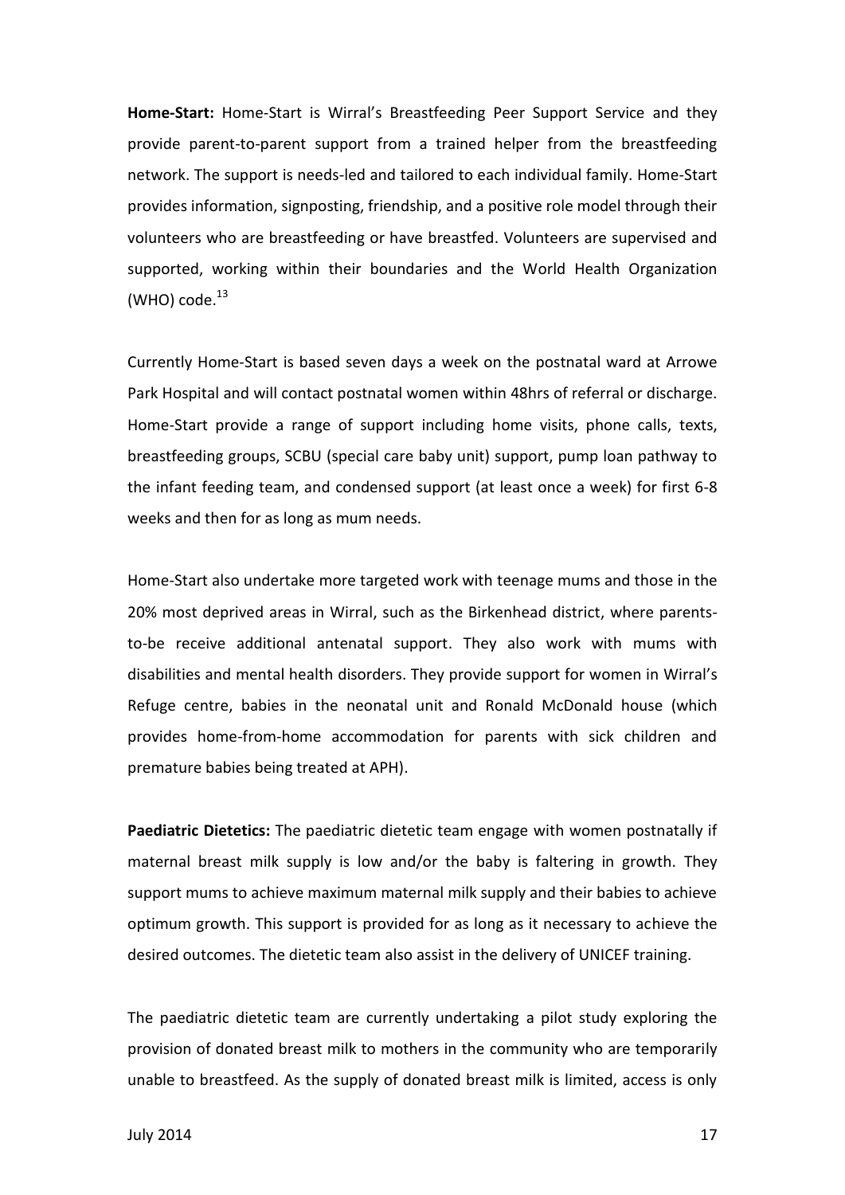**Home-Start:** Home-Start is Wirral's Breastfeeding Peer Support Service and they provide parent-to-parent support from a trained helper from the breastfeeding network. The support is needs-led and tailored to each individual family. Home-Start provides information, signposting, friendship, and a positive role model through their volunteers who are breastfeeding or have breastfed. Volunteers are supervised and supported, working within their boundaries and the World Health Organization (WHO) code.[13]

Currently Home-Start is based seven days a week on the postnatal ward at Arrowe Park Hospital and will contact postnatal women within 48hrs of referral or discharge. Home-Start provide a range of support including home visits, phone calls, texts, breastfeeding groups, SCBU (special care baby unit) support, pump loan pathway to the infant feeding team, and condensed support (at least once a week) for first 6-8 weeks and then for as long as mum needs.

Home-Start also undertake more targeted work with teenage mums and those in the 20% most deprived areas in Wirral, such as the Birkenhead district, where parents-to-be receive additional antenatal support. They also work with mums with disabilities and mental health disorders. They provide support for women in Wirral's Refuge centre, babies in the neonatal unit and Ronald McDonald house (which provides home-from-home accommodation for parents with sick children and premature babies being treated at APH).

**Paediatric Dietetics:** The paediatric dietetic team engage with women postnatally if maternal breast milk supply is low and/or the baby is faltering in growth. They support mums to achieve maximum maternal milk supply and their babies to achieve optimum growth. This support is provided for as long as it necessary to achieve the desired outcomes. The dietetic team also assist in the delivery of UNICEF training.

The paediatric dietetic team are currently undertaking a pilot study exploring the provision of donated breast milk to mothers in the community who are temporarily unable to breastfeed. As the supply of donated breast milk is limited, access is only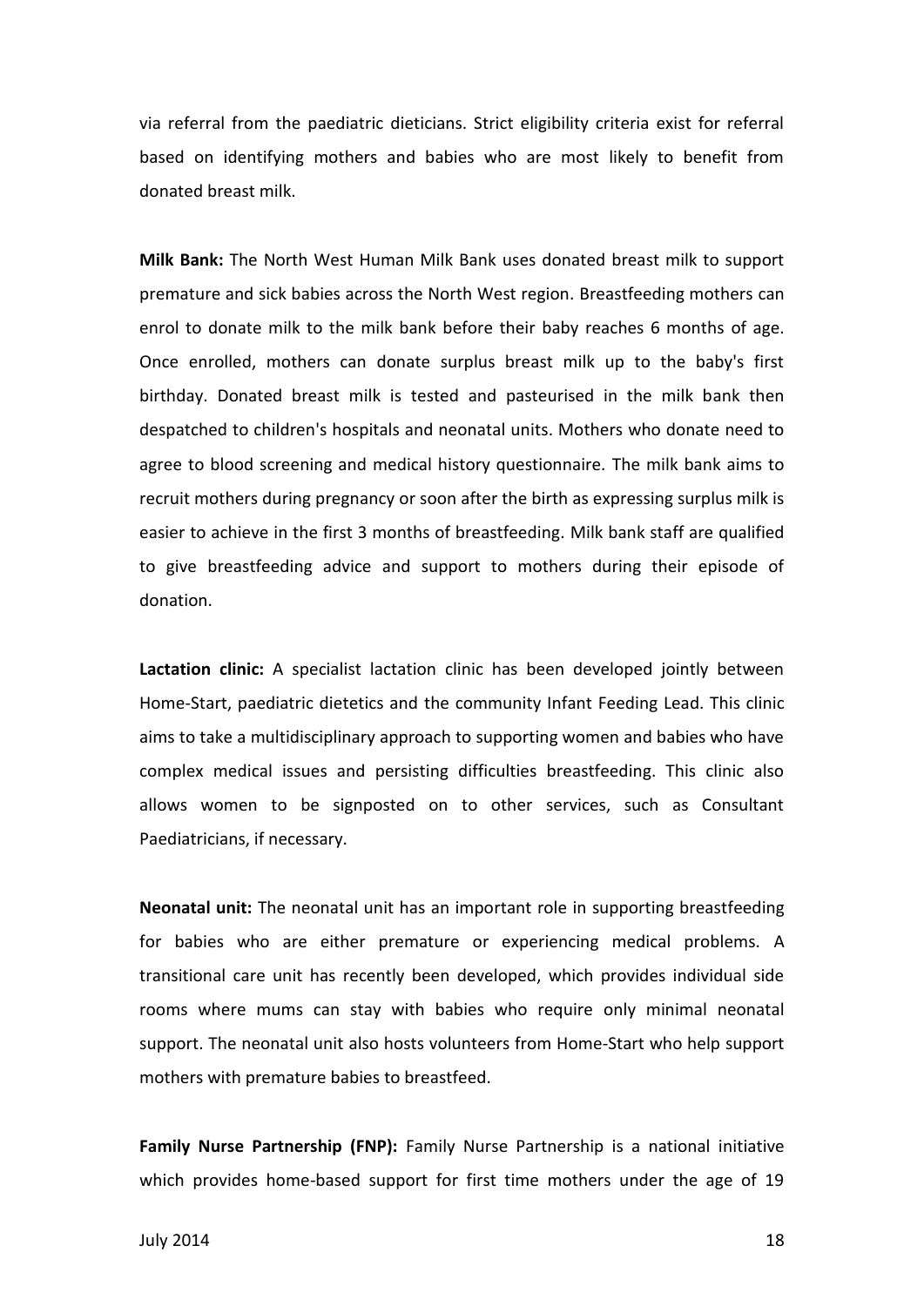via referral from the paediatric dieticians. Strict eligibility criteria exist for referral based on identifying mothers and babies who are most likely to benefit from donated breast milk.

**Milk Bank:** The North West Human Milk Bank uses donated breast milk to support premature and sick babies across the North West region. Breastfeeding mothers can enrol to donate milk to the milk bank before their baby reaches 6 months of age. Once enrolled, mothers can donate surplus breast milk up to the baby's first birthday. Donated breast milk is tested and pasteurised in the milk bank then despatched to children's hospitals and neonatal units. Mothers who donate need to agree to blood screening and medical history questionnaire. The milk bank aims to recruit mothers during pregnancy or soon after the birth as expressing surplus milk is easier to achieve in the first 3 months of breastfeeding. Milk bank staff are qualified to give breastfeeding advice and support to mothers during their episode of donation.

**Lactation clinic:** A specialist lactation clinic has been developed jointly between Home-Start, paediatric dietetics and the community Infant Feeding Lead. This clinic aims to take a multidisciplinary approach to supporting women and babies who have complex medical issues and persisting difficulties breastfeeding. This clinic also allows women to be signposted on to other services, such as Consultant Paediatricians, if necessary.

**Neonatal unit:** The neonatal unit has an important role in supporting breastfeeding for babies who are either premature or experiencing medical problems. A transitional care unit has recently been developed, which provides individual side rooms where mums can stay with babies who require only minimal neonatal support. The neonatal unit also hosts volunteers from Home-Start who help support mothers with premature babies to breastfeed.

**Family Nurse Partnership (FNP):** Family Nurse Partnership is a national initiative which provides home-based support for first time mothers under the age of 19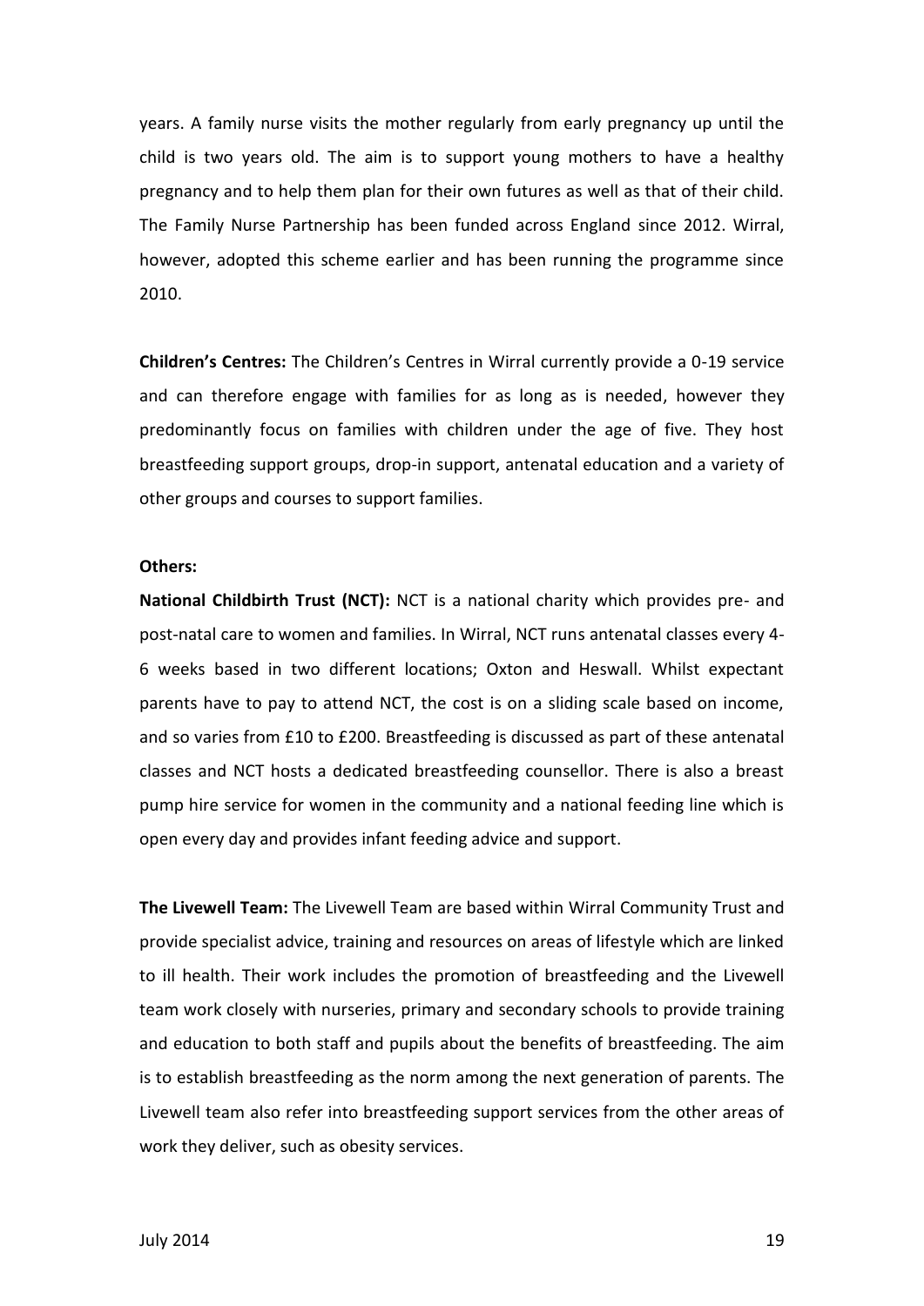years. A family nurse visits the mother regularly from early pregnancy up until the child is two years old. The aim is to support young mothers to have a healthy pregnancy and to help them plan for their own futures as well as that of their child. The Family Nurse Partnership has been funded across England since 2012. Wirral, however, adopted this scheme earlier and has been running the programme since 2010.

**Children's Centres:** The Children's Centres in Wirral currently provide a 0-19 service and can therefore engage with families for as long as is needed, however they predominantly focus on families with children under the age of five. They host breastfeeding support groups, drop-in support, antenatal education and a variety of other groups and courses to support families.

**Others:**

**National Childbirth Trust (NCT):** NCT is a national charity which provides pre- and post-natal care to women and families. In Wirral, NCT runs antenatal classes every 4-6 weeks based in two different locations; Oxton and Heswall. Whilst expectant parents have to pay to attend NCT, the cost is on a sliding scale based on income, and so varies from £10 to £200. Breastfeeding is discussed as part of these antenatal classes and NCT hosts a dedicated breastfeeding counsellor. There is also a breast pump hire service for women in the community and a national feeding line which is open every day and provides infant feeding advice and support.

**The Livewell Team:** The Livewell Team are based within Wirral Community Trust and provide specialist advice, training and resources on areas of lifestyle which are linked to ill health. Their work includes the promotion of breastfeeding and the Livewell team work closely with nurseries, primary and secondary schools to provide training and education to both staff and pupils about the benefits of breastfeeding. The aim is to establish breastfeeding as the norm among the next generation of parents. The Livewell team also refer into breastfeeding support services from the other areas of work they deliver, such as obesity services.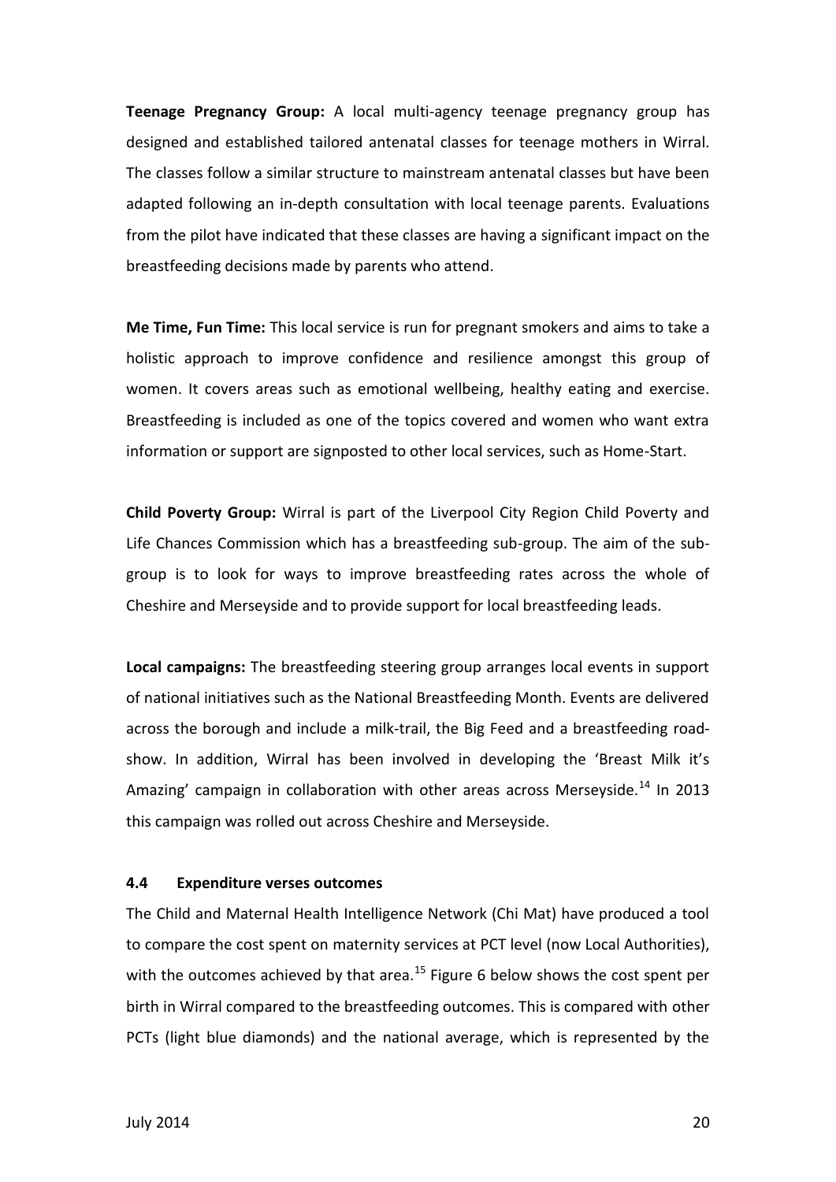**Teenage Pregnancy Group:** A local multi-agency teenage pregnancy group has designed and established tailored antenatal classes for teenage mothers in Wirral. The classes follow a similar structure to mainstream antenatal classes but have been adapted following an in-depth consultation with local teenage parents. Evaluations from the pilot have indicated that these classes are having a significant impact on the breastfeeding decisions made by parents who attend.

**Me Time, Fun Time:** This local service is run for pregnant smokers and aims to take a holistic approach to improve confidence and resilience amongst this group of women. It covers areas such as emotional wellbeing, healthy eating and exercise. Breastfeeding is included as one of the topics covered and women who want extra information or support are signposted to other local services, such as Home-Start.

**Child Poverty Group:** Wirral is part of the Liverpool City Region Child Poverty and Life Chances Commission which has a breastfeeding sub-group. The aim of the sub-group is to look for ways to improve breastfeeding rates across the whole of Cheshire and Merseyside and to provide support for local breastfeeding leads.

**Local campaigns:** The breastfeeding steering group arranges local events in support of national initiatives such as the National Breastfeeding Month. Events are delivered across the borough and include a milk-trail, the Big Feed and a breastfeeding road-show. In addition, Wirral has been involved in developing the 'Breast Milk it's Amazing' campaign in collaboration with other areas across Merseyside.[14] In 2013 this campaign was rolled out across Cheshire and Merseyside.

### 4.4 Expenditure verses outcomes

The Child and Maternal Health Intelligence Network (Chi Mat) have produced a tool to compare the cost spent on maternity services at PCT level (now Local Authorities), with the outcomes achieved by that area.[15] Figure 6 below shows the cost spent per birth in Wirral compared to the breastfeeding outcomes. This is compared with other PCTs (light blue diamonds) and the national average, which is represented by the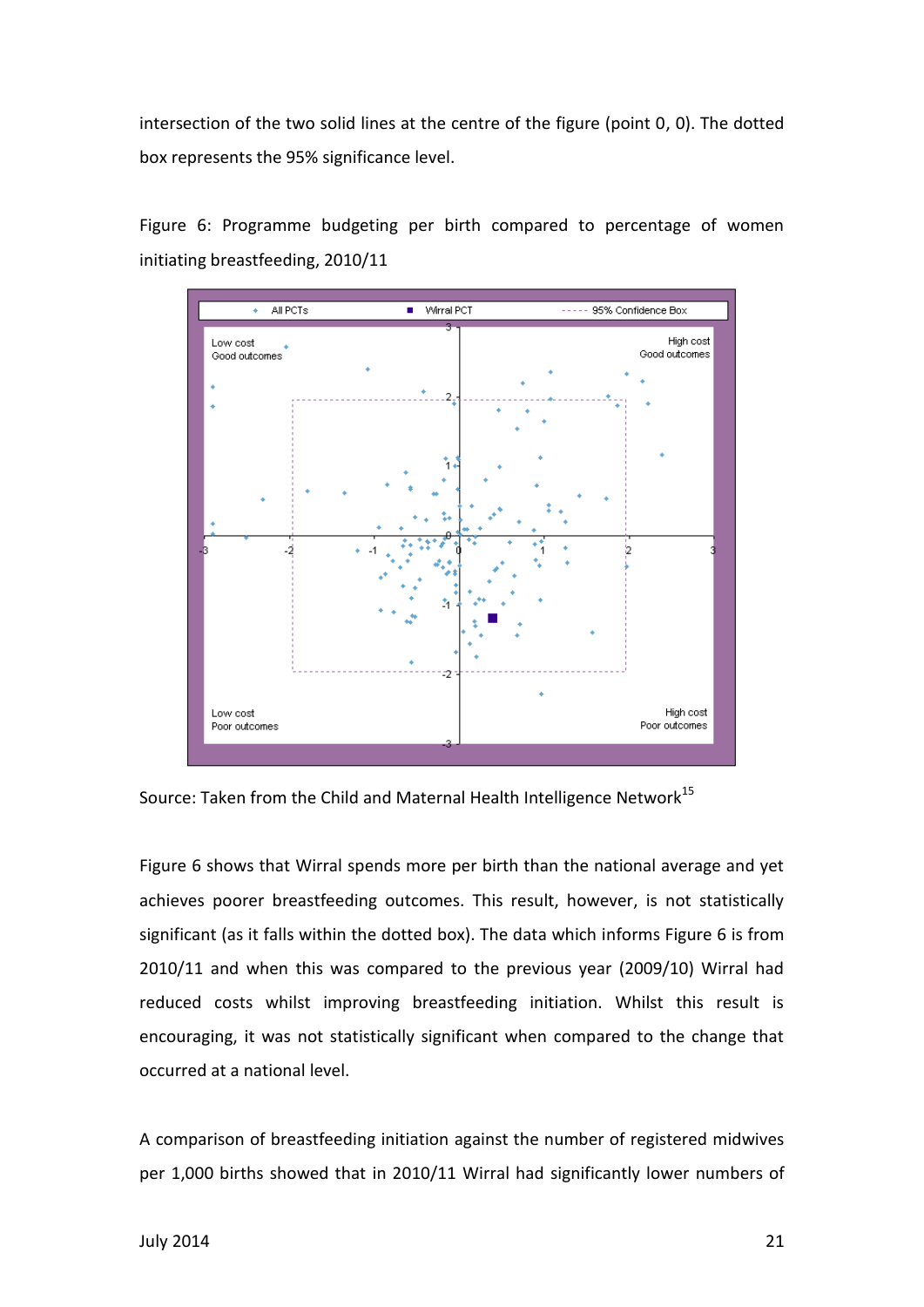intersection of the two solid lines at the centre of the figure (point 0, 0). The dotted box represents the 95% significance level.

Figure 6: Programme budgeting per birth compared to percentage of women initiating breastfeeding, 2010/11

Source: Taken from the Child and Maternal Health Intelligence Network[15]

Figure 6 shows that Wirral spends more per birth than the national average and yet achieves poorer breastfeeding outcomes. This result, however, is not statistically significant (as it falls within the dotted box). The data which informs Figure 6 is from 2010/11 and when this was compared to the previous year (2009/10) Wirral had reduced costs whilst improving breastfeeding initiation. Whilst this result is encouraging, it was not statistically significant when compared to the change that occurred at a national level.

A comparison of breastfeeding initiation against the number of registered midwives per 1,000 births showed that in 2010/11 Wirral had significantly lower numbers of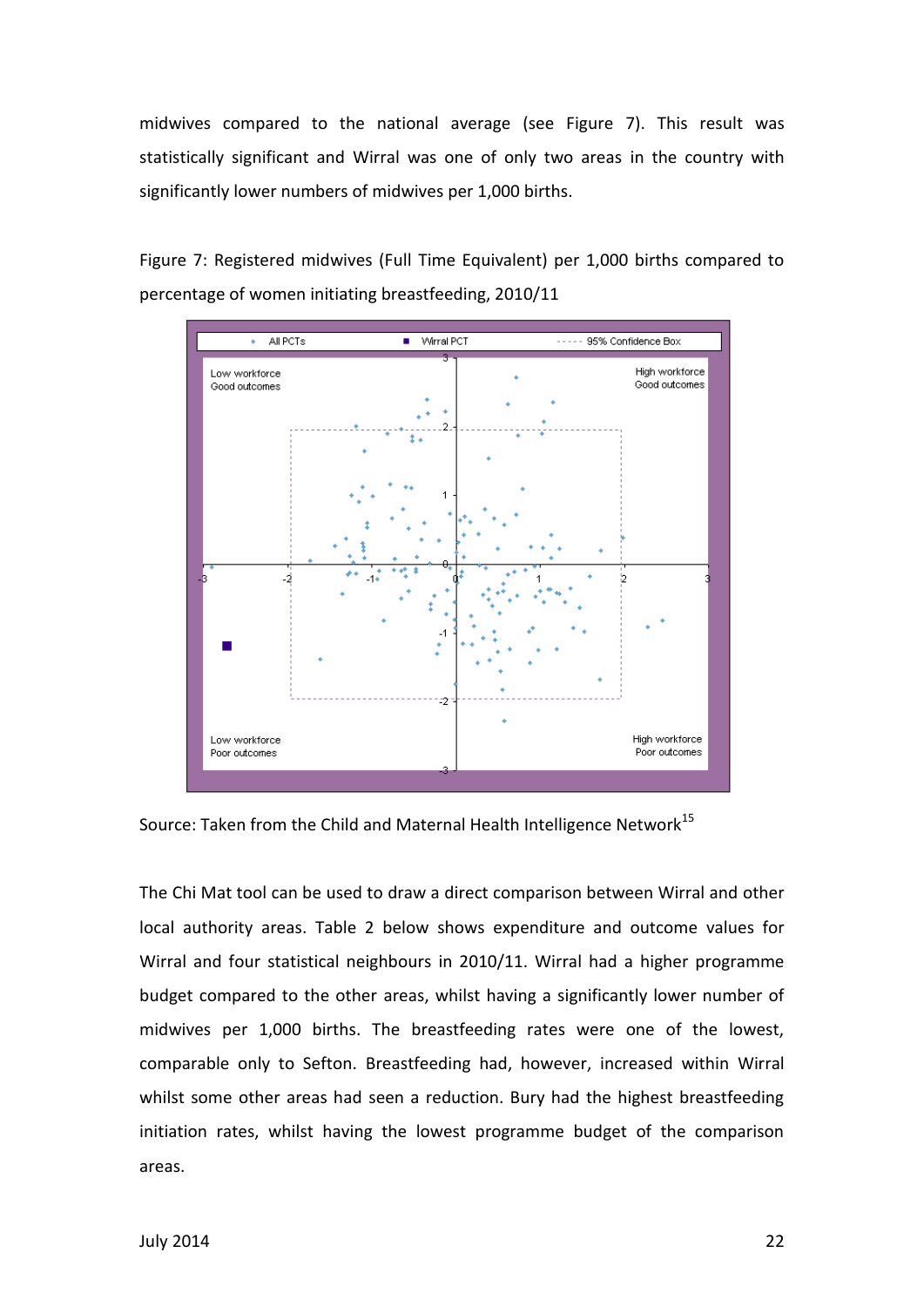midwives compared to the national average (see Figure 7). This result was statistically significant and Wirral was one of only two areas in the country with significantly lower numbers of midwives per 1,000 births.

Figure 7: Registered midwives (Full Time Equivalent) per 1,000 births compared to percentage of women initiating breastfeeding, 2010/11

Source: Taken from the Child and Maternal Health Intelligence Network[15]

The Chi Mat tool can be used to draw a direct comparison between Wirral and other local authority areas. Table 2 below shows expenditure and outcome values for Wirral and four statistical neighbours in 2010/11. Wirral had a higher programme budget compared to the other areas, whilst having a significantly lower number of midwives per 1,000 births. The breastfeeding rates were one of the lowest, comparable only to Sefton. Breastfeeding had, however, increased within Wirral whilst some other areas had seen a reduction. Bury had the highest breastfeeding initiation rates, whilst having the lowest programme budget of the comparison areas.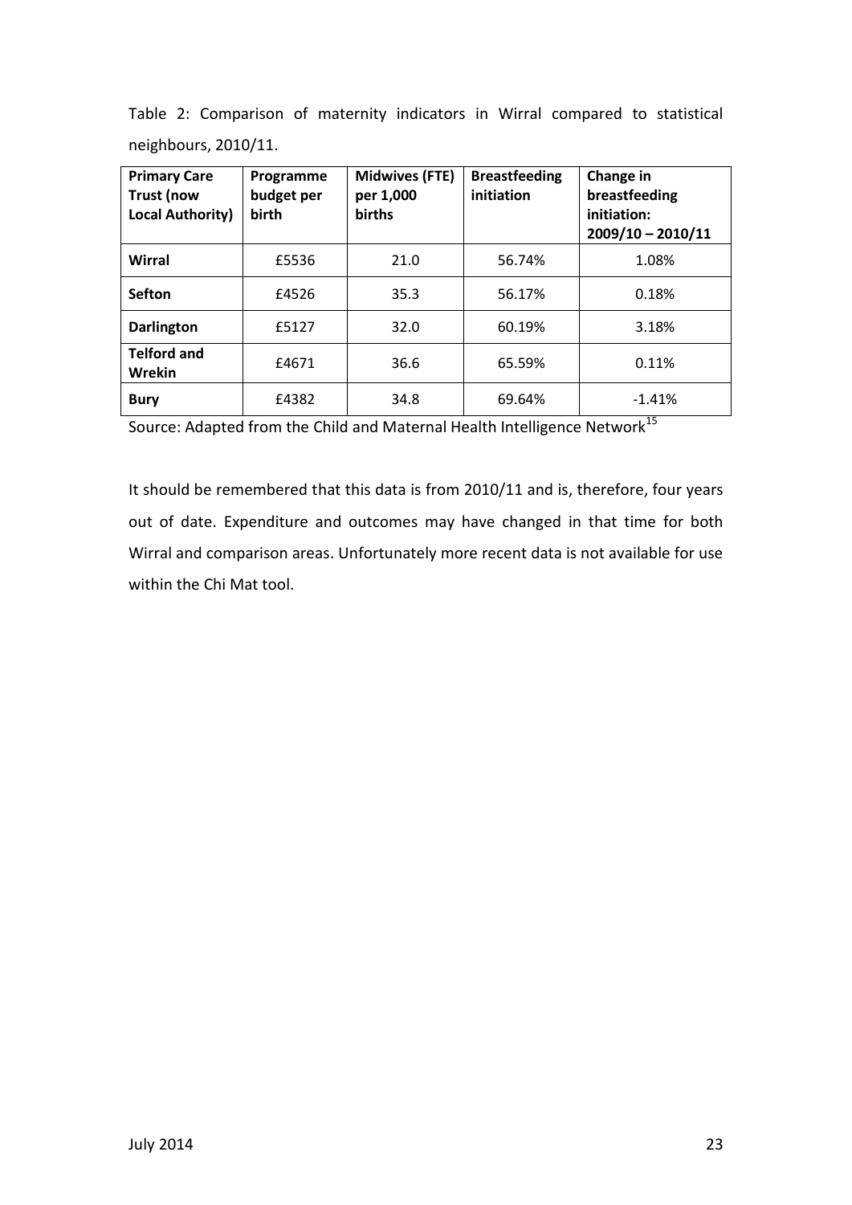Table 2: Comparison of maternity indicators in Wirral compared to statistical neighbours, 2010/11.

| Primary Care Trust (now Local Authority) | Programme budget per birth | Midwives (FTE) per 1,000 births | Breastfeeding initiation | Change in breastfeeding initiation: 2009/10 – 2010/11 |
|---|---|---|---|---|
| **Wirral** | £5536 | 21.0 | 56.74% | 1.08% |
| **Sefton** | £4526 | 35.3 | 56.17% | 0.18% |
| **Darlington** | £5127 | 32.0 | 60.19% | 3.18% |
| **Telford and Wrekin** | £4671 | 36.6 | 65.59% | 0.11% |
| **Bury** | £4382 | 34.8 | 69.64% | -1.41% |

Source: Adapted from the Child and Maternal Health Intelligence Network[15]

It should be remembered that this data is from 2010/11 and is, therefore, four years out of date. Expenditure and outcomes may have changed in that time for both Wirral and comparison areas. Unfortunately more recent data is not available for use within the Chi Mat tool.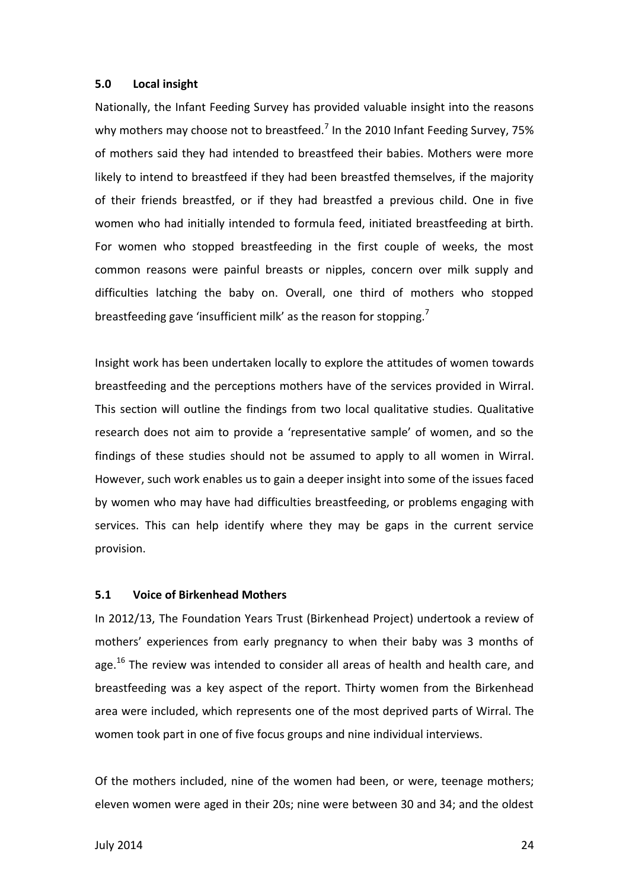## 5.0 Local insight

Nationally, the Infant Feeding Survey has provided valuable insight into the reasons why mothers may choose not to breastfeed.[7] In the 2010 Infant Feeding Survey, 75% of mothers said they had intended to breastfeed their babies. Mothers were more likely to intend to breastfeed if they had been breastfed themselves, if the majority of their friends breastfed, or if they had breastfed a previous child. One in five women who had initially intended to formula feed, initiated breastfeeding at birth. For women who stopped breastfeeding in the first couple of weeks, the most common reasons were painful breasts or nipples, concern over milk supply and difficulties latching the baby on. Overall, one third of mothers who stopped breastfeeding gave 'insufficient milk' as the reason for stopping.[7]

Insight work has been undertaken locally to explore the attitudes of women towards breastfeeding and the perceptions mothers have of the services provided in Wirral. This section will outline the findings from two local qualitative studies. Qualitative research does not aim to provide a 'representative sample' of women, and so the findings of these studies should not be assumed to apply to all women in Wirral. However, such work enables us to gain a deeper insight into some of the issues faced by women who may have had difficulties breastfeeding, or problems engaging with services. This can help identify where they may be gaps in the current service provision.

### 5.1 Voice of Birkenhead Mothers

In 2012/13, The Foundation Years Trust (Birkenhead Project) undertook a review of mothers' experiences from early pregnancy to when their baby was 3 months of age.[16] The review was intended to consider all areas of health and health care, and breastfeeding was a key aspect of the report. Thirty women from the Birkenhead area were included, which represents one of the most deprived parts of Wirral. The women took part in one of five focus groups and nine individual interviews.

Of the mothers included, nine of the women had been, or were, teenage mothers; eleven women were aged in their 20s; nine were between 30 and 34; and the oldest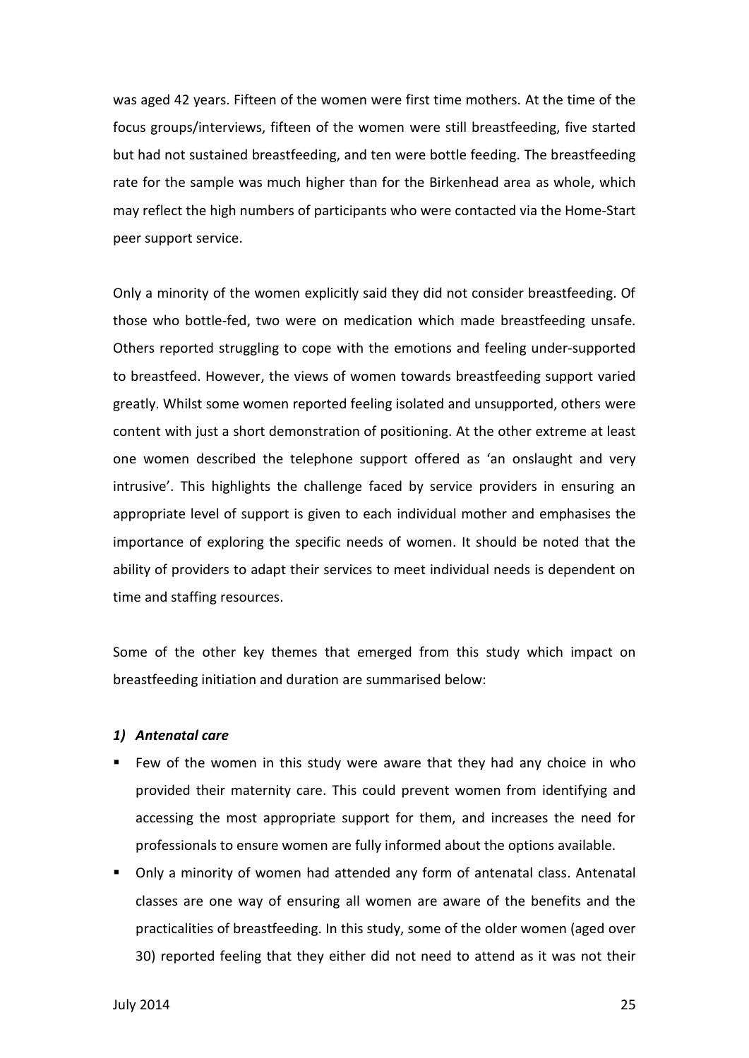was aged 42 years. Fifteen of the women were first time mothers. At the time of the focus groups/interviews, fifteen of the women were still breastfeeding, five started but had not sustained breastfeeding, and ten were bottle feeding. The breastfeeding rate for the sample was much higher than for the Birkenhead area as whole, which may reflect the high numbers of participants who were contacted via the Home-Start peer support service.

Only a minority of the women explicitly said they did not consider breastfeeding. Of those who bottle-fed, two were on medication which made breastfeeding unsafe. Others reported struggling to cope with the emotions and feeling under-supported to breastfeed. However, the views of women towards breastfeeding support varied greatly. Whilst some women reported feeling isolated and unsupported, others were content with just a short demonstration of positioning. At the other extreme at least one women described the telephone support offered as 'an onslaught and very intrusive'. This highlights the challenge faced by service providers in ensuring an appropriate level of support is given to each individual mother and emphasises the importance of exploring the specific needs of women. It should be noted that the ability of providers to adapt their services to meet individual needs is dependent on time and staffing resources.

Some of the other key themes that emerged from this study which impact on breastfeeding initiation and duration are summarised below:

***1) Antenatal care***

- Few of the women in this study were aware that they had any choice in who provided their maternity care. This could prevent women from identifying and accessing the most appropriate support for them, and increases the need for professionals to ensure women are fully informed about the options available.
- Only a minority of women had attended any form of antenatal class. Antenatal classes are one way of ensuring all women are aware of the benefits and the practicalities of breastfeeding. In this study, some of the older women (aged over 30) reported feeling that they either did not need to attend as it was not their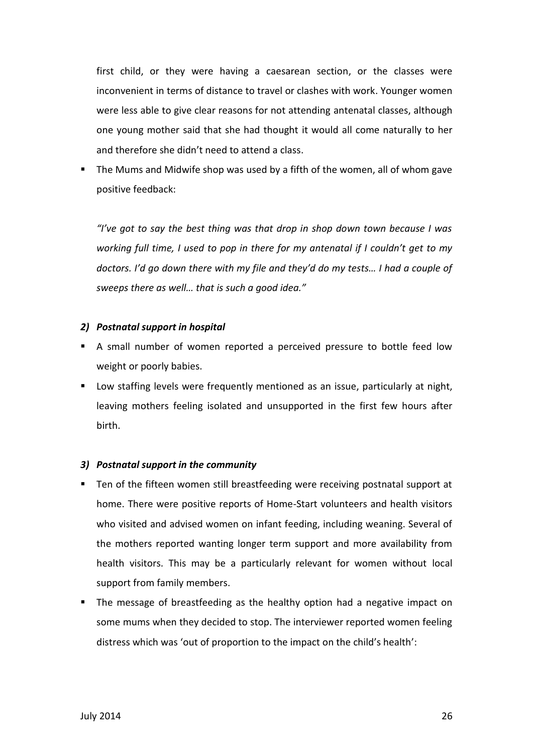first child, or they were having a caesarean section, or the classes were inconvenient in terms of distance to travel or clashes with work. Younger women were less able to give clear reasons for not attending antenatal classes, although one young mother said that she had thought it would all come naturally to her and therefore she didn't need to attend a class.

- The Mums and Midwife shop was used by a fifth of the women, all of whom gave positive feedback:

*"I've got to say the best thing was that drop in shop down town because I was working full time, I used to pop in there for my antenatal if I couldn't get to my doctors. I'd go down there with my file and they'd do my tests… I had a couple of sweeps there as well… that is such a good idea."*

### *2) Postnatal support in hospital*

- A small number of women reported a perceived pressure to bottle feed low weight or poorly babies.
- Low staffing levels were frequently mentioned as an issue, particularly at night, leaving mothers feeling isolated and unsupported in the first few hours after birth.

### *3) Postnatal support in the community*

- Ten of the fifteen women still breastfeeding were receiving postnatal support at home. There were positive reports of Home-Start volunteers and health visitors who visited and advised women on infant feeding, including weaning. Several of the mothers reported wanting longer term support and more availability from health visitors. This may be a particularly relevant for women without local support from family members.
- The message of breastfeeding as the healthy option had a negative impact on some mums when they decided to stop. The interviewer reported women feeling distress which was 'out of proportion to the impact on the child's health':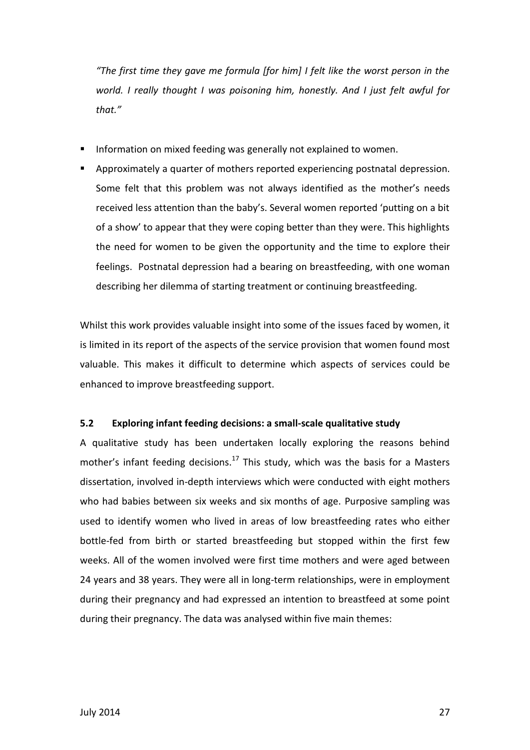*"The first time they gave me formula [for him] I felt like the worst person in the world. I really thought I was poisoning him, honestly. And I just felt awful for that."*

- Information on mixed feeding was generally not explained to women.
- Approximately a quarter of mothers reported experiencing postnatal depression. Some felt that this problem was not always identified as the mother's needs received less attention than the baby's. Several women reported 'putting on a bit of a show' to appear that they were coping better than they were. This highlights the need for women to be given the opportunity and the time to explore their feelings. Postnatal depression had a bearing on breastfeeding, with one woman describing her dilemma of starting treatment or continuing breastfeeding.

Whilst this work provides valuable insight into some of the issues faced by women, it is limited in its report of the aspects of the service provision that women found most valuable. This makes it difficult to determine which aspects of services could be enhanced to improve breastfeeding support.

### 5.2 Exploring infant feeding decisions: a small-scale qualitative study

A qualitative study has been undertaken locally exploring the reasons behind mother's infant feeding decisions.[17] This study, which was the basis for a Masters dissertation, involved in-depth interviews which were conducted with eight mothers who had babies between six weeks and six months of age. Purposive sampling was used to identify women who lived in areas of low breastfeeding rates who either bottle-fed from birth or started breastfeeding but stopped within the first few weeks. All of the women involved were first time mothers and were aged between 24 years and 38 years. They were all in long-term relationships, were in employment during their pregnancy and had expressed an intention to breastfeed at some point during their pregnancy. The data was analysed within five main themes: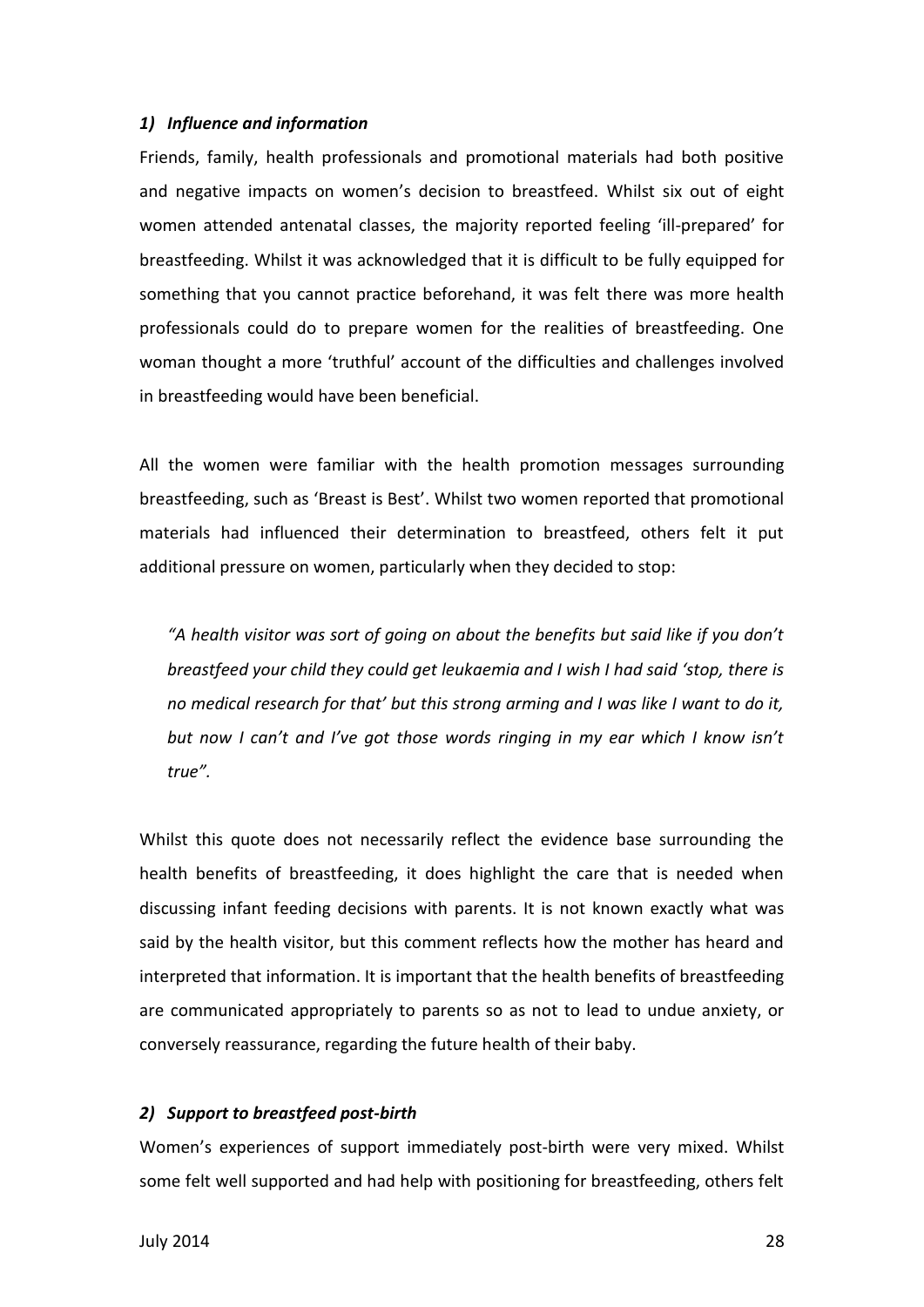### *1) Influence and information*

Friends, family, health professionals and promotional materials had both positive and negative impacts on women's decision to breastfeed. Whilst six out of eight women attended antenatal classes, the majority reported feeling 'ill-prepared' for breastfeeding. Whilst it was acknowledged that it is difficult to be fully equipped for something that you cannot practice beforehand, it was felt there was more health professionals could do to prepare women for the realities of breastfeeding. One woman thought a more 'truthful' account of the difficulties and challenges involved in breastfeeding would have been beneficial.

All the women were familiar with the health promotion messages surrounding breastfeeding, such as 'Breast is Best'. Whilst two women reported that promotional materials had influenced their determination to breastfeed, others felt it put additional pressure on women, particularly when they decided to stop:

> *"A health visitor was sort of going on about the benefits but said like if you don't breastfeed your child they could get leukaemia and I wish I had said 'stop, there is no medical research for that' but this strong arming and I was like I want to do it, but now I can't and I've got those words ringing in my ear which I know isn't true".*

Whilst this quote does not necessarily reflect the evidence base surrounding the health benefits of breastfeeding, it does highlight the care that is needed when discussing infant feeding decisions with parents. It is not known exactly what was said by the health visitor, but this comment reflects how the mother has heard and interpreted that information. It is important that the health benefits of breastfeeding are communicated appropriately to parents so as not to lead to undue anxiety, or conversely reassurance, regarding the future health of their baby.

### *2) Support to breastfeed post-birth*

Women's experiences of support immediately post-birth were very mixed. Whilst some felt well supported and had help with positioning for breastfeeding, others felt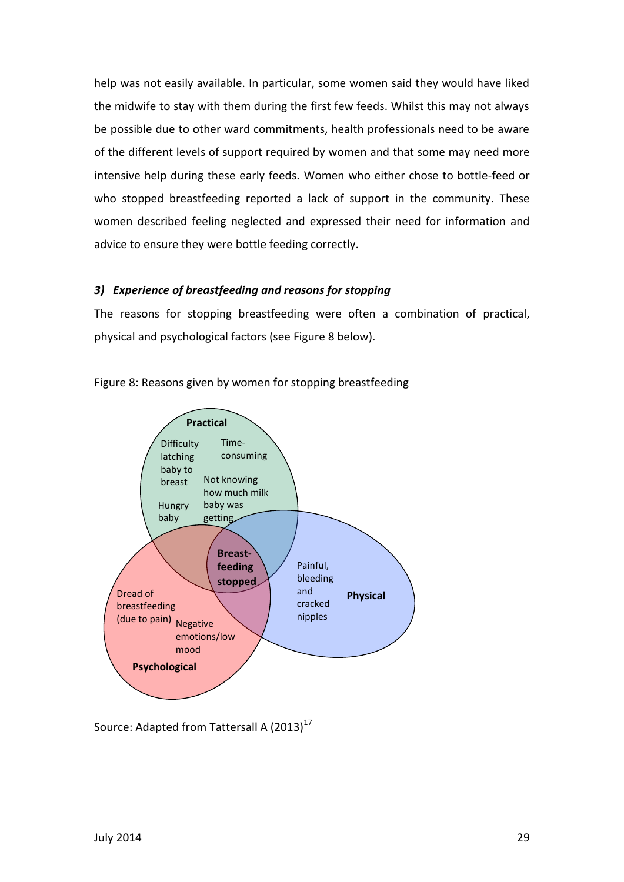help was not easily available. In particular, some women said they would have liked the midwife to stay with them during the first few feeds. Whilst this may not always be possible due to other ward commitments, health professionals need to be aware of the different levels of support required by women and that some may need more intensive help during these early feeds. Women who either chose to bottle-feed or who stopped breastfeeding reported a lack of support in the community. These women described feeling neglected and expressed their need for information and advice to ensure they were bottle feeding correctly.

### *3) Experience of breastfeeding and reasons for stopping*

The reasons for stopping breastfeeding were often a combination of practical, physical and psychological factors (see Figure 8 below).

Figure 8: Reasons given by women for stopping breastfeeding

**Practical**
- Difficulty latching baby to breast
- Time-consuming
- Not knowing how much milk baby was getting
- Hungry baby

**Physical**
- Painful, bleeding and cracked nipples

**Psychological**
- Dread of breastfeeding (due to pain)
- Negative emotions/low mood

**Breast-feeding stopped**

Source: Adapted from Tattersall A (2013)[17]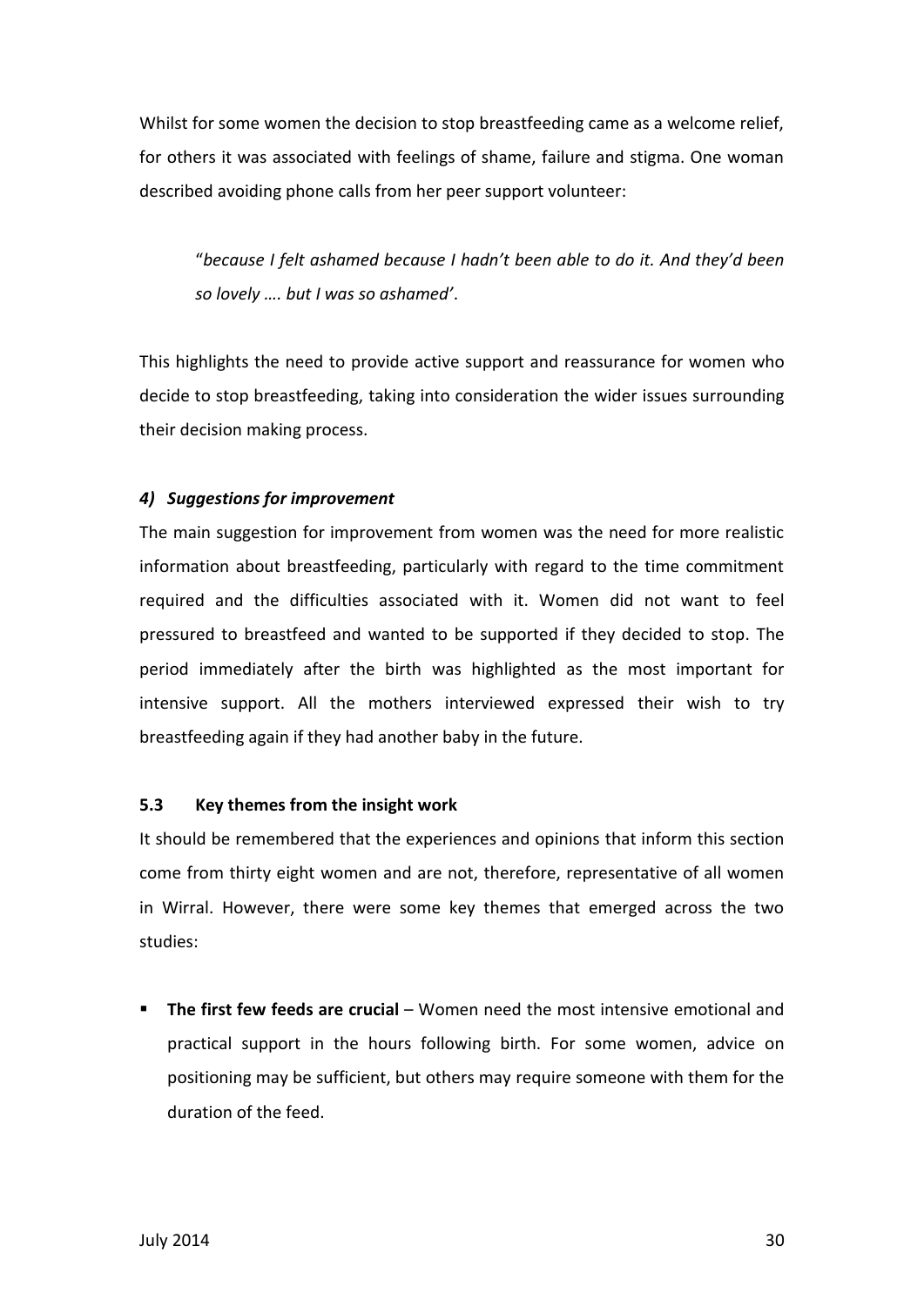Whilst for some women the decision to stop breastfeeding came as a welcome relief, for others it was associated with feelings of shame, failure and stigma. One woman described avoiding phone calls from her peer support volunteer:

> "*because I felt ashamed because I hadn't been able to do it. And they'd been so lovely …. but I was so ashamed'*.

This highlights the need to provide active support and reassurance for women who decide to stop breastfeeding, taking into consideration the wider issues surrounding their decision making process.

#### *4) Suggestions for improvement*

The main suggestion for improvement from women was the need for more realistic information about breastfeeding, particularly with regard to the time commitment required and the difficulties associated with it. Women did not want to feel pressured to breastfeed and wanted to be supported if they decided to stop. The period immediately after the birth was highlighted as the most important for intensive support. All the mothers interviewed expressed their wish to try breastfeeding again if they had another baby in the future.

### 5.3 Key themes from the insight work

It should be remembered that the experiences and opinions that inform this section come from thirty eight women and are not, therefore, representative of all women in Wirral. However, there were some key themes that emerged across the two studies:

- **The first few feeds are crucial** – Women need the most intensive emotional and practical support in the hours following birth. For some women, advice on positioning may be sufficient, but others may require someone with them for the duration of the feed.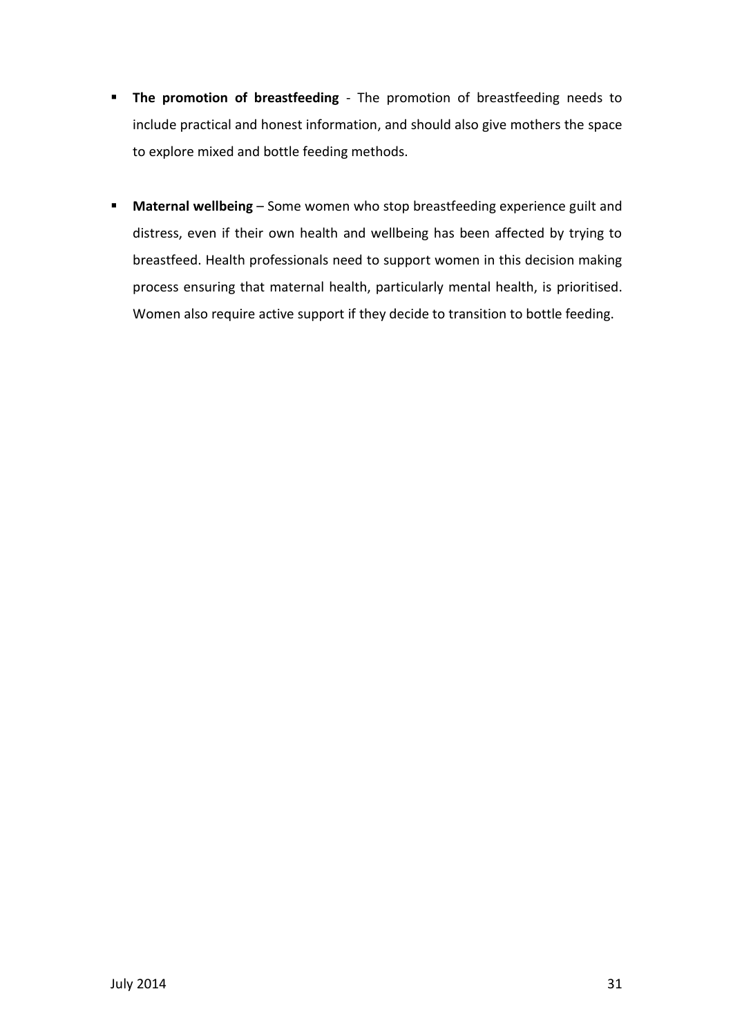- **The promotion of breastfeeding** - The promotion of breastfeeding needs to include practical and honest information, and should also give mothers the space to explore mixed and bottle feeding methods.

- **Maternal wellbeing** – Some women who stop breastfeeding experience guilt and distress, even if their own health and wellbeing has been affected by trying to breastfeed. Health professionals need to support women in this decision making process ensuring that maternal health, particularly mental health, is prioritised. Women also require active support if they decide to transition to bottle feeding.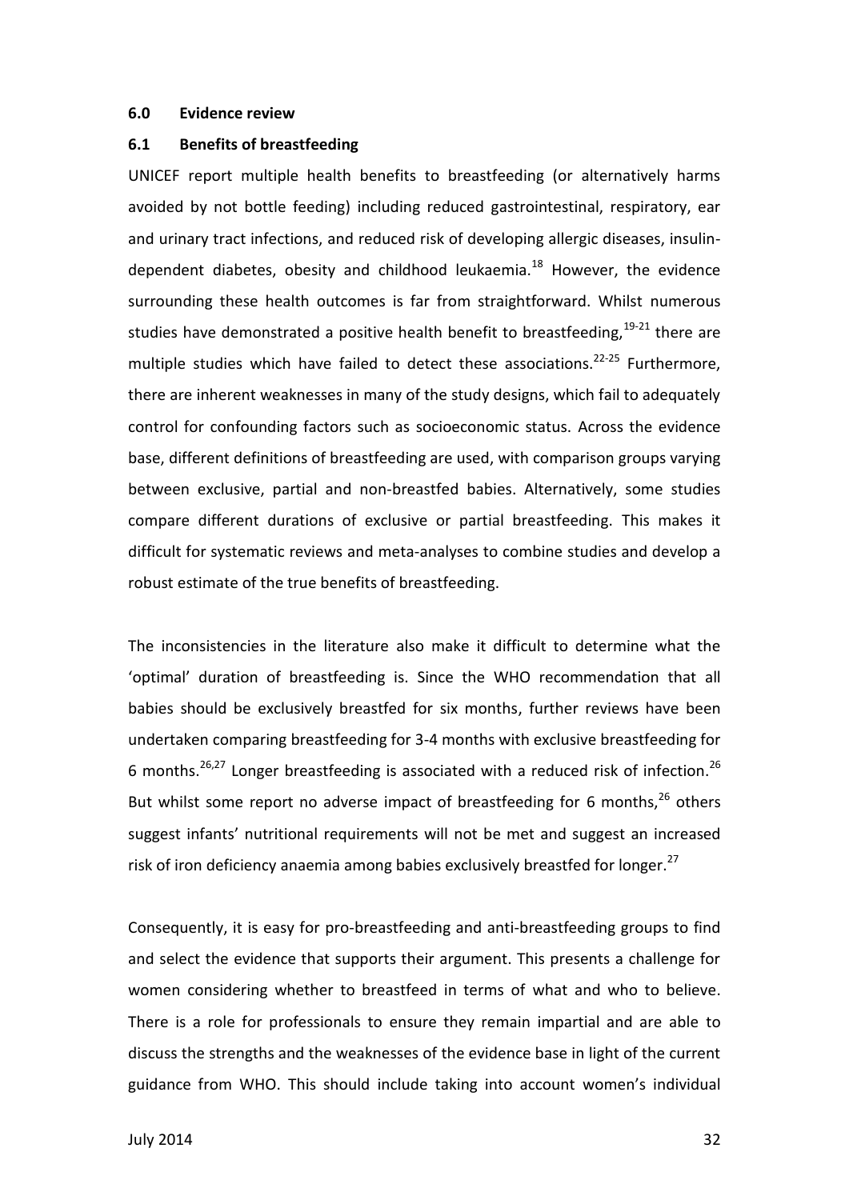## 6.0 Evidence review

### 6.1 Benefits of breastfeeding

UNICEF report multiple health benefits to breastfeeding (or alternatively harms avoided by not bottle feeding) including reduced gastrointestinal, respiratory, ear and urinary tract infections, and reduced risk of developing allergic diseases, insulin-dependent diabetes, obesity and childhood leukaemia.[18] However, the evidence surrounding these health outcomes is far from straightforward. Whilst numerous studies have demonstrated a positive health benefit to breastfeeding,[19-21] there are multiple studies which have failed to detect these associations.[22-25] Furthermore, there are inherent weaknesses in many of the study designs, which fail to adequately control for confounding factors such as socioeconomic status. Across the evidence base, different definitions of breastfeeding are used, with comparison groups varying between exclusive, partial and non-breastfed babies. Alternatively, some studies compare different durations of exclusive or partial breastfeeding. This makes it difficult for systematic reviews and meta-analyses to combine studies and develop a robust estimate of the true benefits of breastfeeding.

The inconsistencies in the literature also make it difficult to determine what the 'optimal' duration of breastfeeding is. Since the WHO recommendation that all babies should be exclusively breastfed for six months, further reviews have been undertaken comparing breastfeeding for 3-4 months with exclusive breastfeeding for 6 months.[26,27] Longer breastfeeding is associated with a reduced risk of infection.[26] But whilst some report no adverse impact of breastfeeding for 6 months,[26] others suggest infants' nutritional requirements will not be met and suggest an increased risk of iron deficiency anaemia among babies exclusively breastfed for longer.[27]

Consequently, it is easy for pro-breastfeeding and anti-breastfeeding groups to find and select the evidence that supports their argument. This presents a challenge for women considering whether to breastfeed in terms of what and who to believe. There is a role for professionals to ensure they remain impartial and are able to discuss the strengths and the weaknesses of the evidence base in light of the current guidance from WHO. This should include taking into account women's individual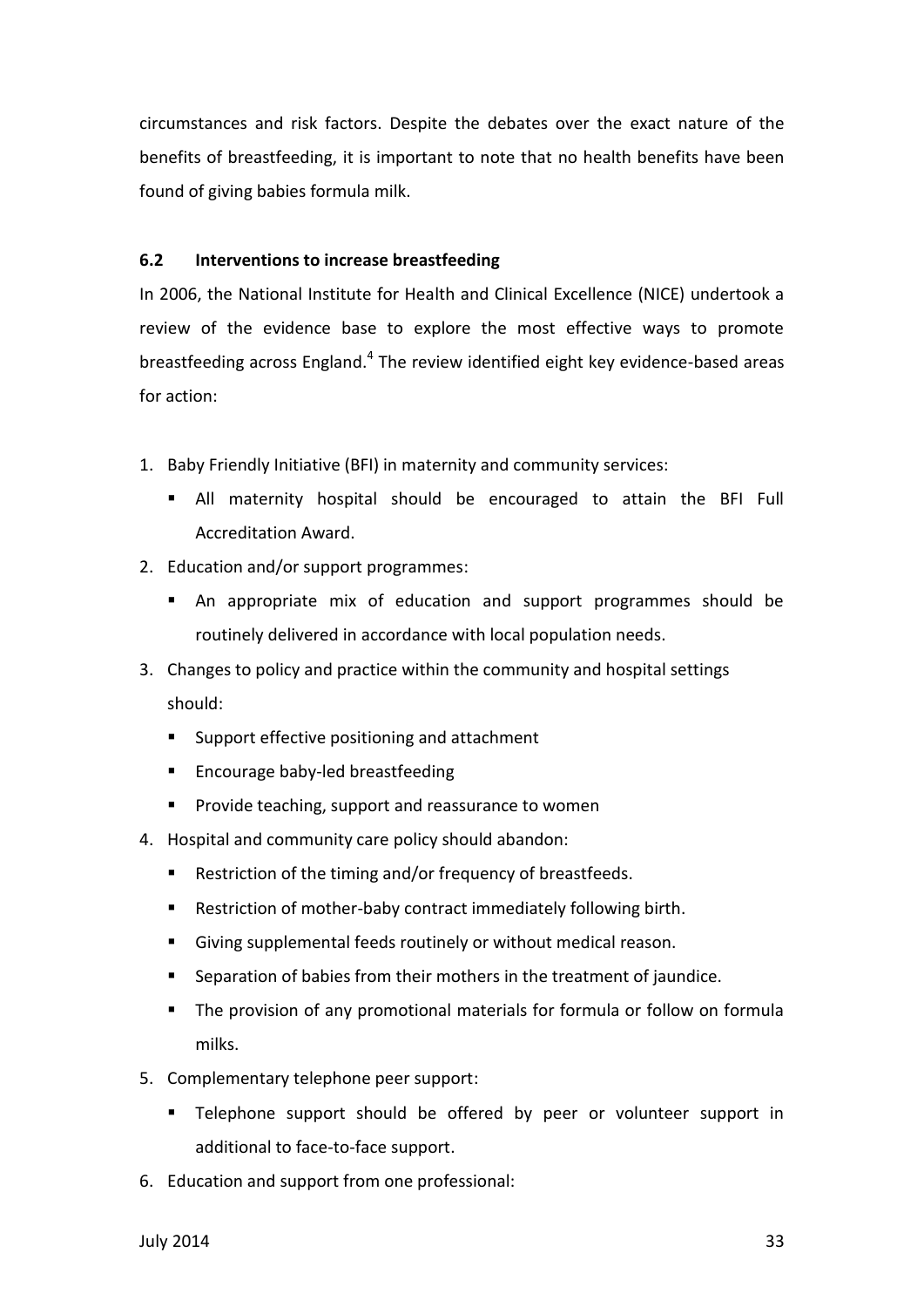circumstances and risk factors. Despite the debates over the exact nature of the benefits of breastfeeding, it is important to note that no health benefits have been found of giving babies formula milk.

### 6.2 Interventions to increase breastfeeding

In 2006, the National Institute for Health and Clinical Excellence (NICE) undertook a review of the evidence base to explore the most effective ways to promote breastfeeding across England.[4] The review identified eight key evidence-based areas for action:

1. Baby Friendly Initiative (BFI) in maternity and community services:
   - All maternity hospital should be encouraged to attain the BFI Full Accreditation Award.
2. Education and/or support programmes:
   - An appropriate mix of education and support programmes should be routinely delivered in accordance with local population needs.
3. Changes to policy and practice within the community and hospital settings should:
   - Support effective positioning and attachment
   - Encourage baby-led breastfeeding
   - Provide teaching, support and reassurance to women
4. Hospital and community care policy should abandon:
   - Restriction of the timing and/or frequency of breastfeeds.
   - Restriction of mother-baby contract immediately following birth.
   - Giving supplemental feeds routinely or without medical reason.
   - Separation of babies from their mothers in the treatment of jaundice.
   - The provision of any promotional materials for formula or follow on formula milks.
5. Complementary telephone peer support:
   - Telephone support should be offered by peer or volunteer support in additional to face-to-face support.
6. Education and support from one professional: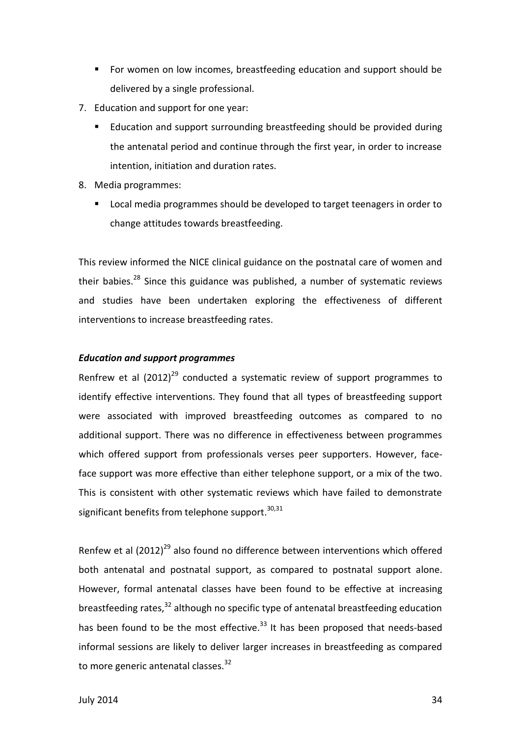- For women on low incomes, breastfeeding education and support should be delivered by a single professional.
7. Education and support for one year:
   - Education and support surrounding breastfeeding should be provided during the antenatal period and continue through the first year, in order to increase intention, initiation and duration rates.
8. Media programmes:
   - Local media programmes should be developed to target teenagers in order to change attitudes towards breastfeeding.

This review informed the NICE clinical guidance on the postnatal care of women and their babies.[28] Since this guidance was published, a number of systematic reviews and studies have been undertaken exploring the effectiveness of different interventions to increase breastfeeding rates.

***Education and support programmes***

Renfrew et al (2012)[29] conducted a systematic review of support programmes to identify effective interventions. They found that all types of breastfeeding support were associated with improved breastfeeding outcomes as compared to no additional support. There was no difference in effectiveness between programmes which offered support from professionals verses peer supporters. However, face-face support was more effective than either telephone support, or a mix of the two. This is consistent with other systematic reviews which have failed to demonstrate significant benefits from telephone support.[30,31]

Renfew et al (2012)[29] also found no difference between interventions which offered both antenatal and postnatal support, as compared to postnatal support alone. However, formal antenatal classes have been found to be effective at increasing breastfeeding rates,[32] although no specific type of antenatal breastfeeding education has been found to be the most effective.[33] It has been proposed that needs-based informal sessions are likely to deliver larger increases in breastfeeding as compared to more generic antenatal classes.[32]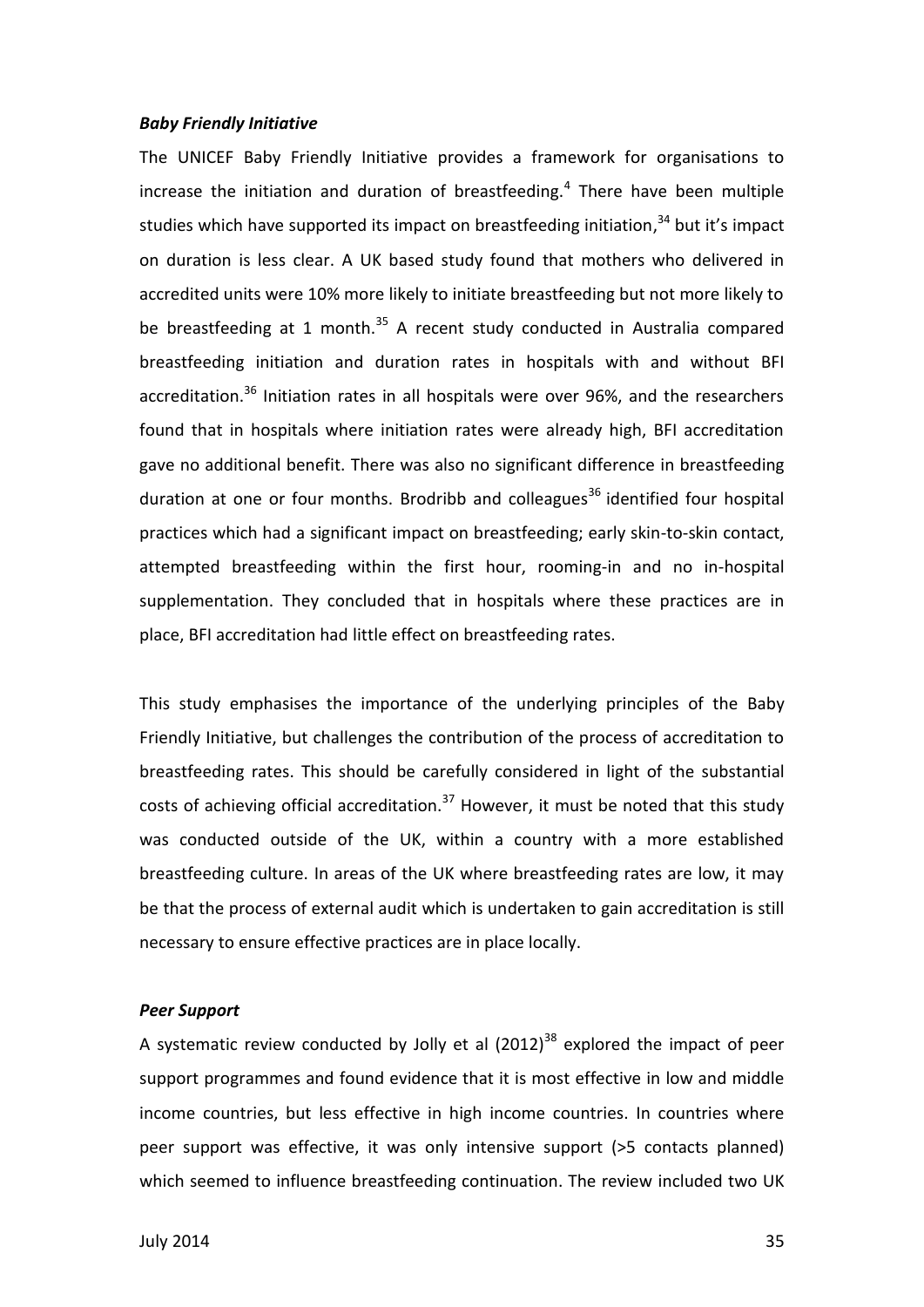***Baby Friendly Initiative***

The UNICEF Baby Friendly Initiative provides a framework for organisations to increase the initiation and duration of breastfeeding.[4] There have been multiple studies which have supported its impact on breastfeeding initiation,[34] but it's impact on duration is less clear. A UK based study found that mothers who delivered in accredited units were 10% more likely to initiate breastfeeding but not more likely to be breastfeeding at 1 month.[35] A recent study conducted in Australia compared breastfeeding initiation and duration rates in hospitals with and without BFI accreditation.[36] Initiation rates in all hospitals were over 96%, and the researchers found that in hospitals where initiation rates were already high, BFI accreditation gave no additional benefit. There was also no significant difference in breastfeeding duration at one or four months. Brodribb and colleagues[36] identified four hospital practices which had a significant impact on breastfeeding; early skin-to-skin contact, attempted breastfeeding within the first hour, rooming-in and no in-hospital supplementation. They concluded that in hospitals where these practices are in place, BFI accreditation had little effect on breastfeeding rates.

This study emphasises the importance of the underlying principles of the Baby Friendly Initiative, but challenges the contribution of the process of accreditation to breastfeeding rates. This should be carefully considered in light of the substantial costs of achieving official accreditation.[37] However, it must be noted that this study was conducted outside of the UK, within a country with a more established breastfeeding culture. In areas of the UK where breastfeeding rates are low, it may be that the process of external audit which is undertaken to gain accreditation is still necessary to ensure effective practices are in place locally.

***Peer Support***

A systematic review conducted by Jolly et al (2012)[38] explored the impact of peer support programmes and found evidence that it is most effective in low and middle income countries, but less effective in high income countries. In countries where peer support was effective, it was only intensive support (>5 contacts planned) which seemed to influence breastfeeding continuation. The review included two UK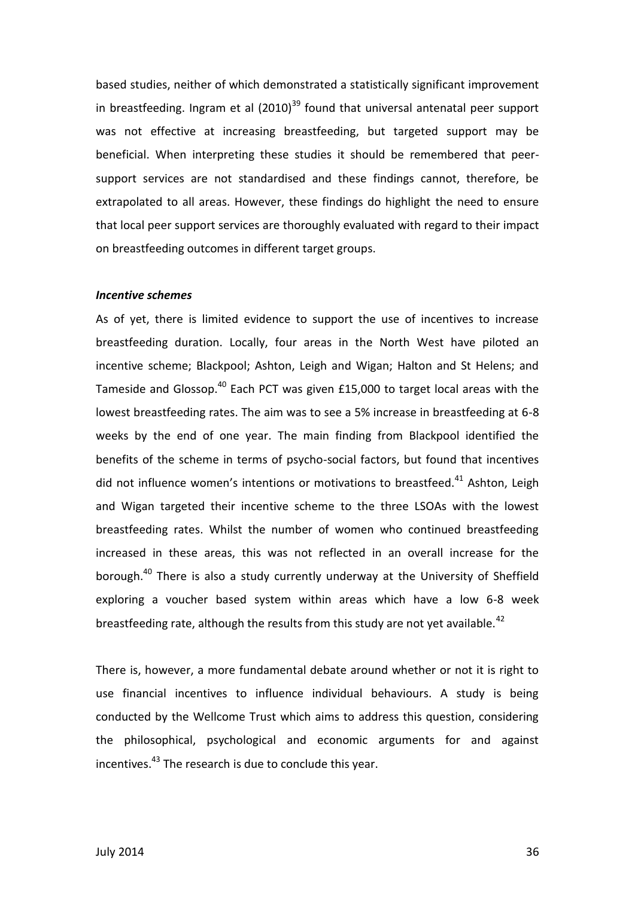based studies, neither of which demonstrated a statistically significant improvement in breastfeeding. Ingram et al (2010)[39] found that universal antenatal peer support was not effective at increasing breastfeeding, but targeted support may be beneficial. When interpreting these studies it should be remembered that peer-support services are not standardised and these findings cannot, therefore, be extrapolated to all areas. However, these findings do highlight the need to ensure that local peer support services are thoroughly evaluated with regard to their impact on breastfeeding outcomes in different target groups.

***Incentive schemes***

As of yet, there is limited evidence to support the use of incentives to increase breastfeeding duration. Locally, four areas in the North West have piloted an incentive scheme; Blackpool; Ashton, Leigh and Wigan; Halton and St Helens; and Tameside and Glossop.[40] Each PCT was given £15,000 to target local areas with the lowest breastfeeding rates. The aim was to see a 5% increase in breastfeeding at 6-8 weeks by the end of one year. The main finding from Blackpool identified the benefits of the scheme in terms of psycho-social factors, but found that incentives did not influence women's intentions or motivations to breastfeed.[41] Ashton, Leigh and Wigan targeted their incentive scheme to the three LSOAs with the lowest breastfeeding rates. Whilst the number of women who continued breastfeeding increased in these areas, this was not reflected in an overall increase for the borough.[40] There is also a study currently underway at the University of Sheffield exploring a voucher based system within areas which have a low 6-8 week breastfeeding rate, although the results from this study are not yet available.[42]

There is, however, a more fundamental debate around whether or not it is right to use financial incentives to influence individual behaviours. A study is being conducted by the Wellcome Trust which aims to address this question, considering the philosophical, psychological and economic arguments for and against incentives.[43] The research is due to conclude this year.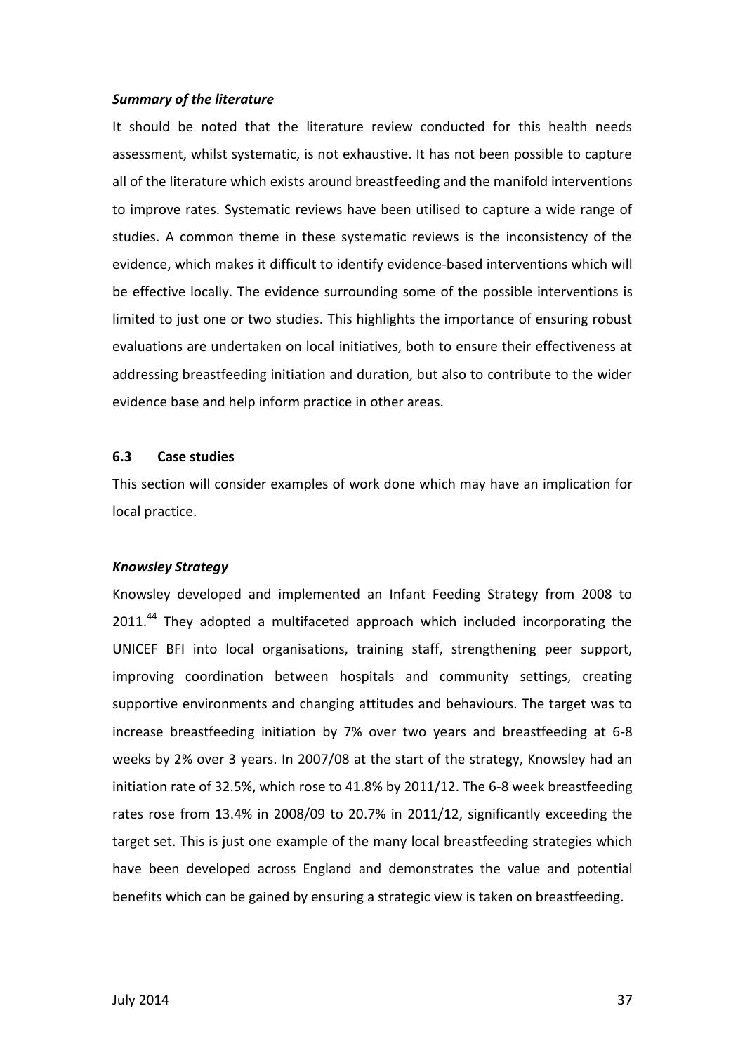***Summary of the literature***

It should be noted that the literature review conducted for this health needs assessment, whilst systematic, is not exhaustive. It has not been possible to capture all of the literature which exists around breastfeeding and the manifold interventions to improve rates. Systematic reviews have been utilised to capture a wide range of studies. A common theme in these systematic reviews is the inconsistency of the evidence, which makes it difficult to identify evidence-based interventions which will be effective locally. The evidence surrounding some of the possible interventions is limited to just one or two studies. This highlights the importance of ensuring robust evaluations are undertaken on local initiatives, both to ensure their effectiveness at addressing breastfeeding initiation and duration, but also to contribute to the wider evidence base and help inform practice in other areas.

## 6.3 Case studies

This section will consider examples of work done which may have an implication for local practice.

***Knowsley Strategy***

Knowsley developed and implemented an Infant Feeding Strategy from 2008 to 2011.[44] They adopted a multifaceted approach which included incorporating the UNICEF BFI into local organisations, training staff, strengthening peer support, improving coordination between hospitals and community settings, creating supportive environments and changing attitudes and behaviours. The target was to increase breastfeeding initiation by 7% over two years and breastfeeding at 6-8 weeks by 2% over 3 years. In 2007/08 at the start of the strategy, Knowsley had an initiation rate of 32.5%, which rose to 41.8% by 2011/12. The 6-8 week breastfeeding rates rose from 13.4% in 2008/09 to 20.7% in 2011/12, significantly exceeding the target set. This is just one example of the many local breastfeeding strategies which have been developed across England and demonstrates the value and potential benefits which can be gained by ensuring a strategic view is taken on breastfeeding.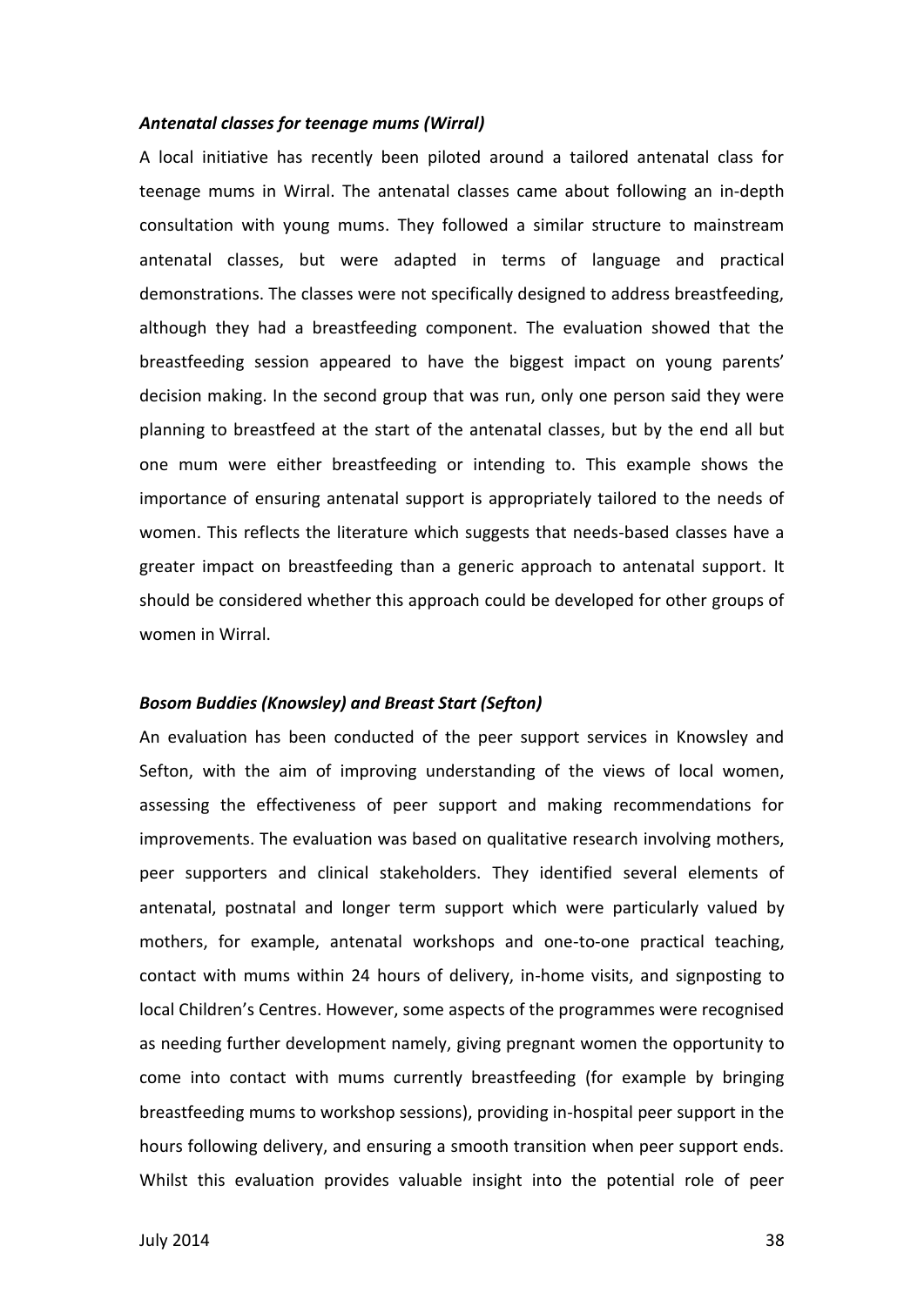***Antenatal classes for teenage mums (Wirral)***

A local initiative has recently been piloted around a tailored antenatal class for teenage mums in Wirral. The antenatal classes came about following an in-depth consultation with young mums. They followed a similar structure to mainstream antenatal classes, but were adapted in terms of language and practical demonstrations. The classes were not specifically designed to address breastfeeding, although they had a breastfeeding component. The evaluation showed that the breastfeeding session appeared to have the biggest impact on young parents' decision making. In the second group that was run, only one person said they were planning to breastfeed at the start of the antenatal classes, but by the end all but one mum were either breastfeeding or intending to. This example shows the importance of ensuring antenatal support is appropriately tailored to the needs of women. This reflects the literature which suggests that needs-based classes have a greater impact on breastfeeding than a generic approach to antenatal support. It should be considered whether this approach could be developed for other groups of women in Wirral.

***Bosom Buddies (Knowsley) and Breast Start (Sefton)***

An evaluation has been conducted of the peer support services in Knowsley and Sefton, with the aim of improving understanding of the views of local women, assessing the effectiveness of peer support and making recommendations for improvements. The evaluation was based on qualitative research involving mothers, peer supporters and clinical stakeholders. They identified several elements of antenatal, postnatal and longer term support which were particularly valued by mothers, for example, antenatal workshops and one-to-one practical teaching, contact with mums within 24 hours of delivery, in-home visits, and signposting to local Children's Centres. However, some aspects of the programmes were recognised as needing further development namely, giving pregnant women the opportunity to come into contact with mums currently breastfeeding (for example by bringing breastfeeding mums to workshop sessions), providing in-hospital peer support in the hours following delivery, and ensuring a smooth transition when peer support ends. Whilst this evaluation provides valuable insight into the potential role of peer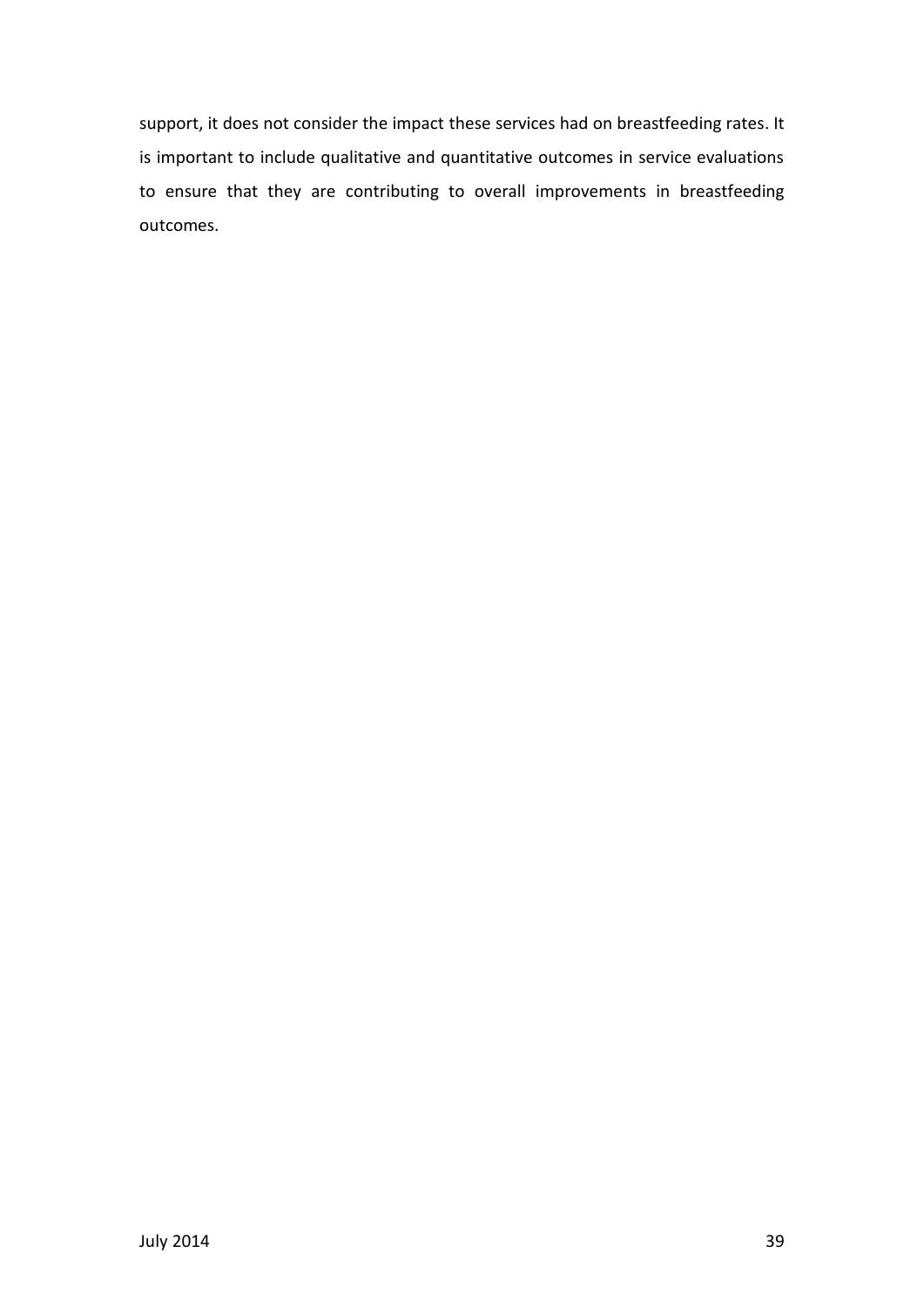support, it does not consider the impact these services had on breastfeeding rates. It is important to include qualitative and quantitative outcomes in service evaluations to ensure that they are contributing to overall improvements in breastfeeding outcomes.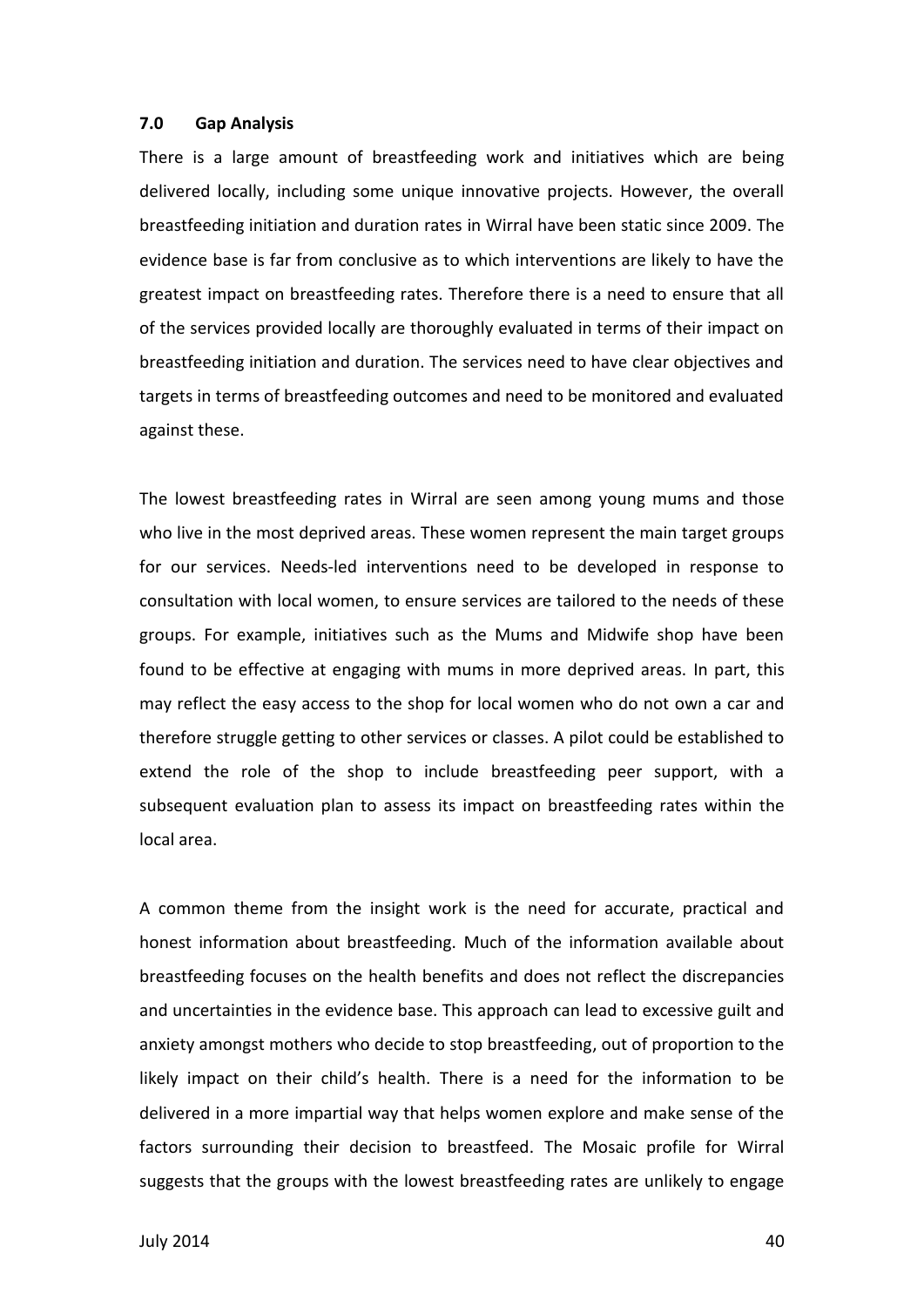## 7.0 Gap Analysis

There is a large amount of breastfeeding work and initiatives which are being delivered locally, including some unique innovative projects. However, the overall breastfeeding initiation and duration rates in Wirral have been static since 2009. The evidence base is far from conclusive as to which interventions are likely to have the greatest impact on breastfeeding rates. Therefore there is a need to ensure that all of the services provided locally are thoroughly evaluated in terms of their impact on breastfeeding initiation and duration. The services need to have clear objectives and targets in terms of breastfeeding outcomes and need to be monitored and evaluated against these.

The lowest breastfeeding rates in Wirral are seen among young mums and those who live in the most deprived areas. These women represent the main target groups for our services. Needs-led interventions need to be developed in response to consultation with local women, to ensure services are tailored to the needs of these groups. For example, initiatives such as the Mums and Midwife shop have been found to be effective at engaging with mums in more deprived areas. In part, this may reflect the easy access to the shop for local women who do not own a car and therefore struggle getting to other services or classes. A pilot could be established to extend the role of the shop to include breastfeeding peer support, with a subsequent evaluation plan to assess its impact on breastfeeding rates within the local area.

A common theme from the insight work is the need for accurate, practical and honest information about breastfeeding. Much of the information available about breastfeeding focuses on the health benefits and does not reflect the discrepancies and uncertainties in the evidence base. This approach can lead to excessive guilt and anxiety amongst mothers who decide to stop breastfeeding, out of proportion to the likely impact on their child's health. There is a need for the information to be delivered in a more impartial way that helps women explore and make sense of the factors surrounding their decision to breastfeed. The Mosaic profile for Wirral suggests that the groups with the lowest breastfeeding rates are unlikely to engage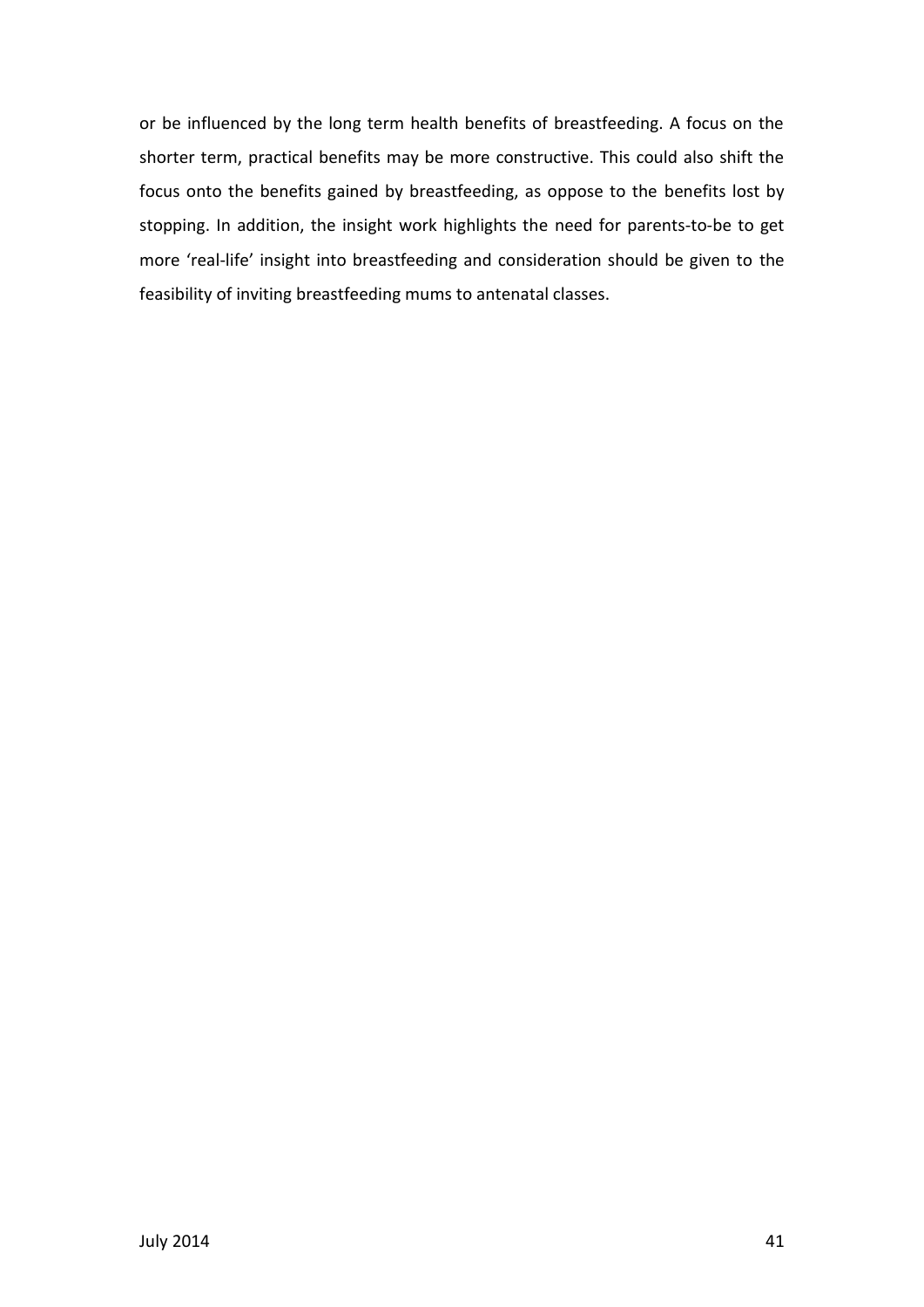or be influenced by the long term health benefits of breastfeeding. A focus on the shorter term, practical benefits may be more constructive. This could also shift the focus onto the benefits gained by breastfeeding, as oppose to the benefits lost by stopping. In addition, the insight work highlights the need for parents-to-be to get more 'real-life' insight into breastfeeding and consideration should be given to the feasibility of inviting breastfeeding mums to antenatal classes.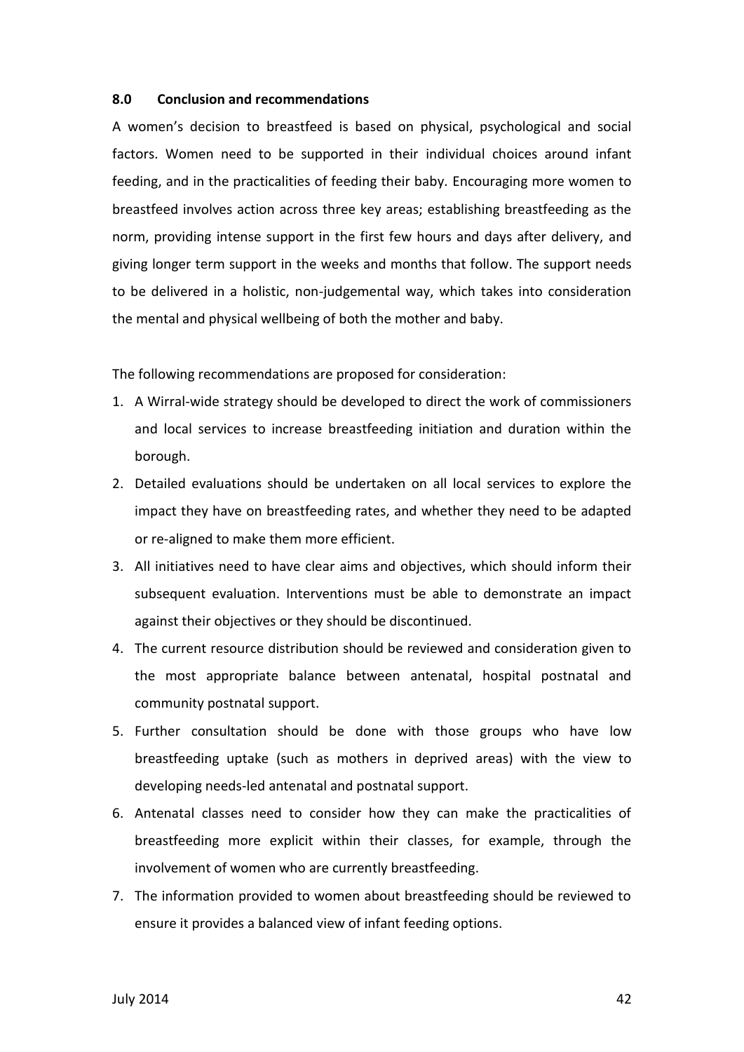## 8.0 Conclusion and recommendations

A women's decision to breastfeed is based on physical, psychological and social factors. Women need to be supported in their individual choices around infant feeding, and in the practicalities of feeding their baby. Encouraging more women to breastfeed involves action across three key areas; establishing breastfeeding as the norm, providing intense support in the first few hours and days after delivery, and giving longer term support in the weeks and months that follow. The support needs to be delivered in a holistic, non-judgemental way, which takes into consideration the mental and physical wellbeing of both the mother and baby.

The following recommendations are proposed for consideration:

1. A Wirral-wide strategy should be developed to direct the work of commissioners and local services to increase breastfeeding initiation and duration within the borough.
2. Detailed evaluations should be undertaken on all local services to explore the impact they have on breastfeeding rates, and whether they need to be adapted or re-aligned to make them more efficient.
3. All initiatives need to have clear aims and objectives, which should inform their subsequent evaluation. Interventions must be able to demonstrate an impact against their objectives or they should be discontinued.
4. The current resource distribution should be reviewed and consideration given to the most appropriate balance between antenatal, hospital postnatal and community postnatal support.
5. Further consultation should be done with those groups who have low breastfeeding uptake (such as mothers in deprived areas) with the view to developing needs-led antenatal and postnatal support.
6. Antenatal classes need to consider how they can make the practicalities of breastfeeding more explicit within their classes, for example, through the involvement of women who are currently breastfeeding.
7. The information provided to women about breastfeeding should be reviewed to ensure it provides a balanced view of infant feeding options.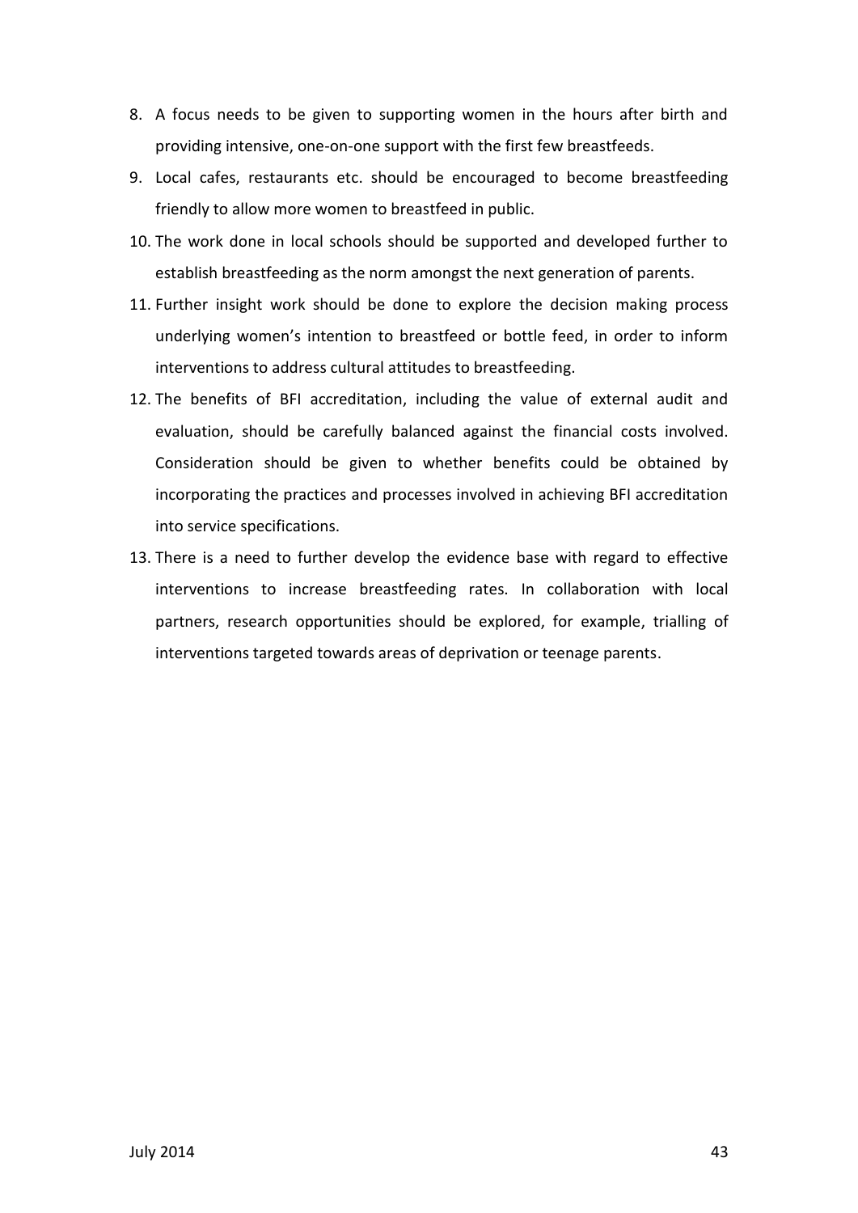8. A focus needs to be given to supporting women in the hours after birth and providing intensive, one-on-one support with the first few breastfeeds.
9. Local cafes, restaurants etc. should be encouraged to become breastfeeding friendly to allow more women to breastfeed in public.
10. The work done in local schools should be supported and developed further to establish breastfeeding as the norm amongst the next generation of parents.
11. Further insight work should be done to explore the decision making process underlying women's intention to breastfeed or bottle feed, in order to inform interventions to address cultural attitudes to breastfeeding.
12. The benefits of BFI accreditation, including the value of external audit and evaluation, should be carefully balanced against the financial costs involved. Consideration should be given to whether benefits could be obtained by incorporating the practices and processes involved in achieving BFI accreditation into service specifications.
13. There is a need to further develop the evidence base with regard to effective interventions to increase breastfeeding rates. In collaboration with local partners, research opportunities should be explored, for example, trialling of interventions targeted towards areas of deprivation or teenage parents.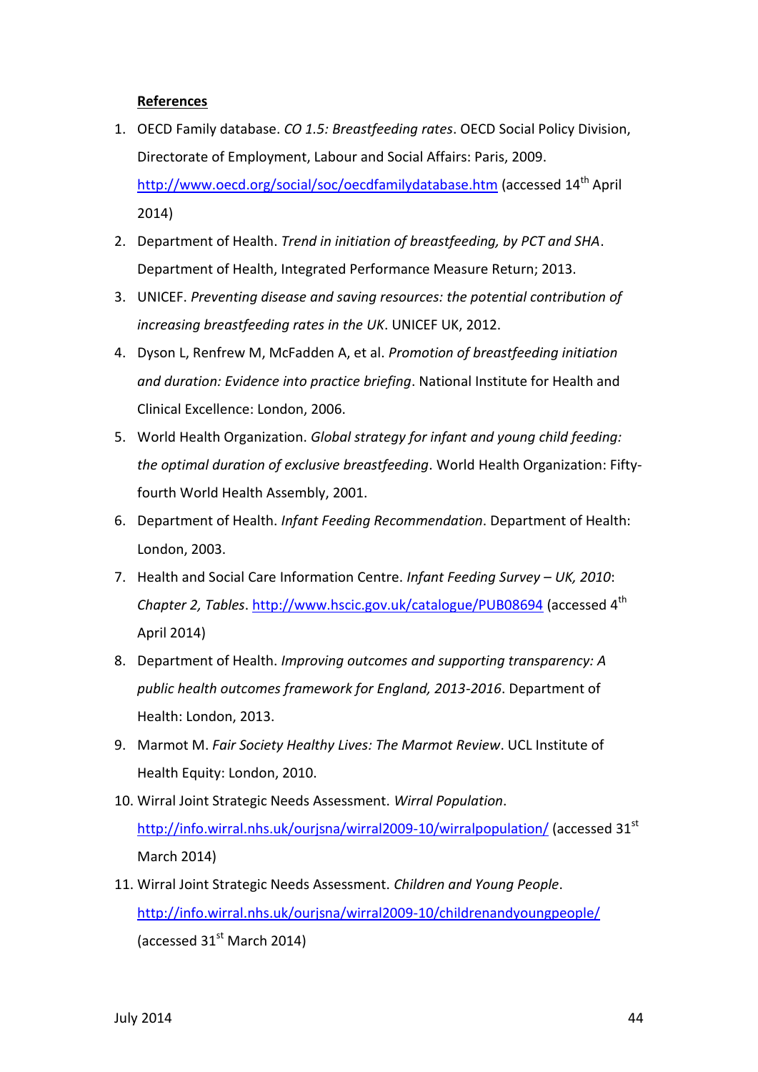**References**

1. OECD Family database. *CO 1.5: Breastfeeding rates*. OECD Social Policy Division, Directorate of Employment, Labour and Social Affairs: Paris, 2009. http://www.oecd.org/social/soc/oecdfamilydatabase.htm (accessed 14th April 2014)
2. Department of Health. *Trend in initiation of breastfeeding, by PCT and SHA*. Department of Health, Integrated Performance Measure Return; 2013.
3. UNICEF. *Preventing disease and saving resources: the potential contribution of increasing breastfeeding rates in the UK*. UNICEF UK, 2012.
4. Dyson L, Renfrew M, McFadden A, et al. *Promotion of breastfeeding initiation and duration: Evidence into practice briefing*. National Institute for Health and Clinical Excellence: London, 2006.
5. World Health Organization. *Global strategy for infant and young child feeding: the optimal duration of exclusive breastfeeding*. World Health Organization: Fifty-fourth World Health Assembly, 2001.
6. Department of Health. *Infant Feeding Recommendation*. Department of Health: London, 2003.
7. Health and Social Care Information Centre. *Infant Feeding Survey – UK, 2010*: *Chapter 2, Tables*. http://www.hscic.gov.uk/catalogue/PUB08694 (accessed 4th April 2014)
8. Department of Health. *Improving outcomes and supporting transparency: A public health outcomes framework for England, 2013-2016*. Department of Health: London, 2013.
9. Marmot M. *Fair Society Healthy Lives: The Marmot Review*. UCL Institute of Health Equity: London, 2010.
10. Wirral Joint Strategic Needs Assessment. *Wirral Population*. http://info.wirral.nhs.uk/ourjsna/wirral2009-10/wirralpopulation/ (accessed 31st March 2014)
11. Wirral Joint Strategic Needs Assessment. *Children and Young People*. http://info.wirral.nhs.uk/ourjsna/wirral2009-10/childrenandyoungpeople/ (accessed 31st March 2014)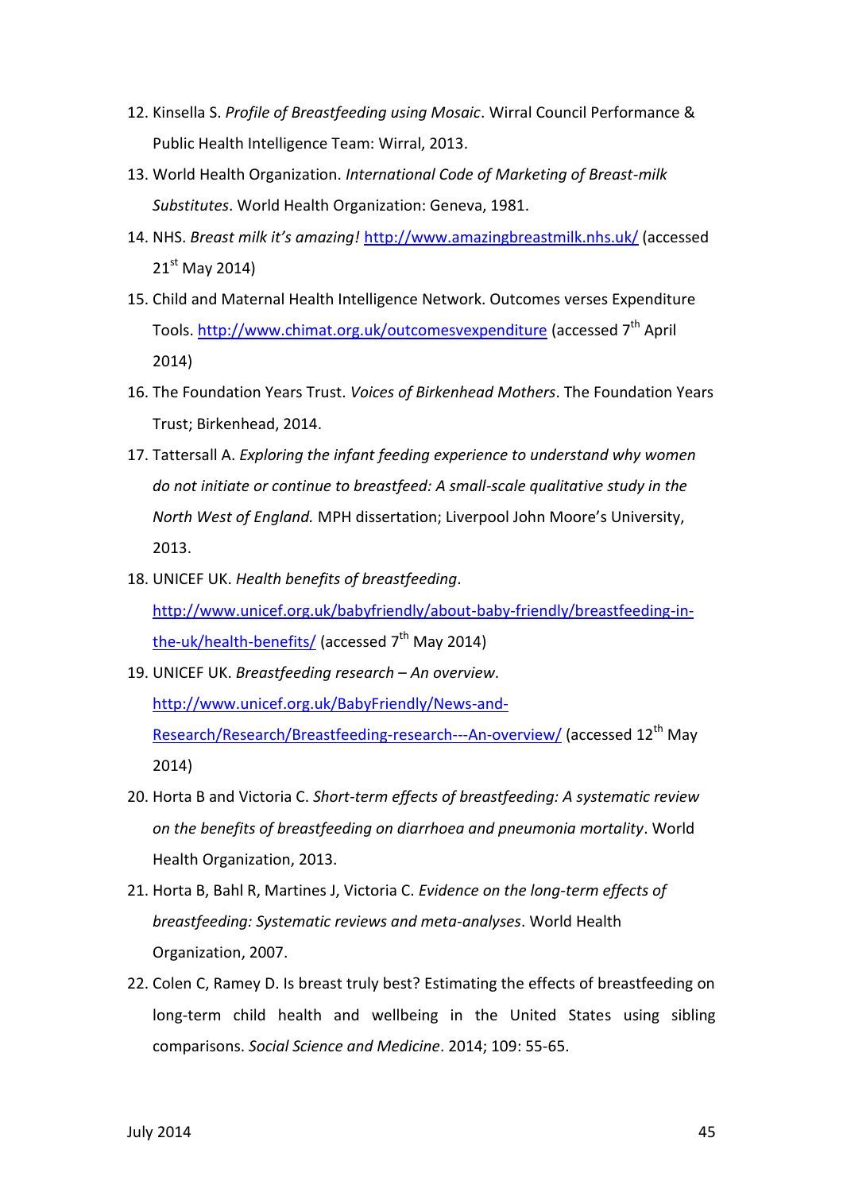12. Kinsella S. *Profile of Breastfeeding using Mosaic*. Wirral Council Performance & Public Health Intelligence Team: Wirral, 2013.
13. World Health Organization. *International Code of Marketing of Breast-milk Substitutes*. World Health Organization: Geneva, 1981.
14. NHS. *Breast milk it's amazing!* http://www.amazingbreastmilk.nhs.uk/ (accessed 21st May 2014)
15. Child and Maternal Health Intelligence Network. Outcomes verses Expenditure Tools. http://www.chimat.org.uk/outcomesvexpenditure (accessed 7th April 2014)
16. The Foundation Years Trust. *Voices of Birkenhead Mothers*. The Foundation Years Trust; Birkenhead, 2014.
17. Tattersall A. *Exploring the infant feeding experience to understand why women do not initiate or continue to breastfeed: A small-scale qualitative study in the North West of England.* MPH dissertation; Liverpool John Moore's University, 2013.
18. UNICEF UK. *Health benefits of breastfeeding*. http://www.unicef.org.uk/babyfriendly/about-baby-friendly/breastfeeding-in-the-uk/health-benefits/ (accessed 7th May 2014)
19. UNICEF UK. *Breastfeeding research – An overview*. http://www.unicef.org.uk/BabyFriendly/News-and-Research/Research/Breastfeeding-research---An-overview/ (accessed 12th May 2014)
20. Horta B and Victoria C. *Short-term effects of breastfeeding: A systematic review on the benefits of breastfeeding on diarrhoea and pneumonia mortality*. World Health Organization, 2013.
21. Horta B, Bahl R, Martines J, Victoria C. *Evidence on the long-term effects of breastfeeding: Systematic reviews and meta-analyses*. World Health Organization, 2007.
22. Colen C, Ramey D. Is breast truly best? Estimating the effects of breastfeeding on long-term child health and wellbeing in the United States using sibling comparisons. *Social Science and Medicine*. 2014; 109: 55-65.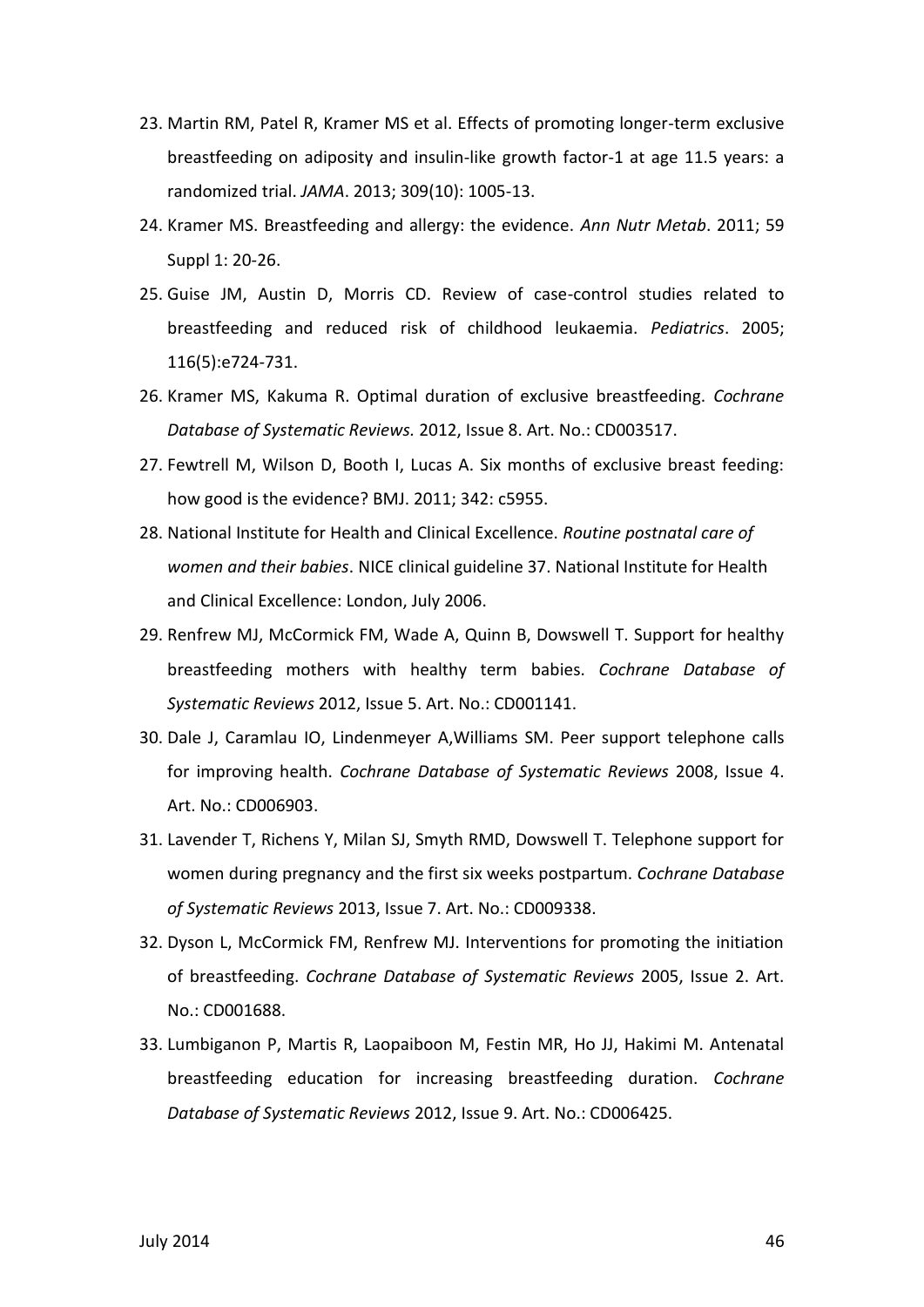23. Martin RM, Patel R, Kramer MS et al. Effects of promoting longer-term exclusive breastfeeding on adiposity and insulin-like growth factor-1 at age 11.5 years: a randomized trial. *JAMA*. 2013; 309(10): 1005-13.
24. Kramer MS. Breastfeeding and allergy: the evidence. *Ann Nutr Metab*. 2011; 59 Suppl 1: 20-26.
25. Guise JM, Austin D, Morris CD. Review of case-control studies related to breastfeeding and reduced risk of childhood leukaemia. *Pediatrics*. 2005; 116(5):e724-731.
26. Kramer MS, Kakuma R. Optimal duration of exclusive breastfeeding. *Cochrane Database of Systematic Reviews.* 2012, Issue 8. Art. No.: CD003517.
27. Fewtrell M, Wilson D, Booth I, Lucas A. Six months of exclusive breast feeding: how good is the evidence? BMJ. 2011; 342: c5955.
28. National Institute for Health and Clinical Excellence. *Routine postnatal care of women and their babies*. NICE clinical guideline 37. National Institute for Health and Clinical Excellence: London, July 2006.
29. Renfrew MJ, McCormick FM, Wade A, Quinn B, Dowswell T. Support for healthy breastfeeding mothers with healthy term babies. *Cochrane Database of Systematic Reviews* 2012, Issue 5. Art. No.: CD001141.
30. Dale J, Caramlau IO, Lindenmeyer A,Williams SM. Peer support telephone calls for improving health. *Cochrane Database of Systematic Reviews* 2008, Issue 4. Art. No.: CD006903.
31. Lavender T, Richens Y, Milan SJ, Smyth RMD, Dowswell T. Telephone support for women during pregnancy and the first six weeks postpartum. *Cochrane Database of Systematic Reviews* 2013, Issue 7. Art. No.: CD009338.
32. Dyson L, McCormick FM, Renfrew MJ. Interventions for promoting the initiation of breastfeeding. *Cochrane Database of Systematic Reviews* 2005, Issue 2. Art. No.: CD001688.
33. Lumbiganon P, Martis R, Laopaiboon M, Festin MR, Ho JJ, Hakimi M. Antenatal breastfeeding education for increasing breastfeeding duration. *Cochrane Database of Systematic Reviews* 2012, Issue 9. Art. No.: CD006425.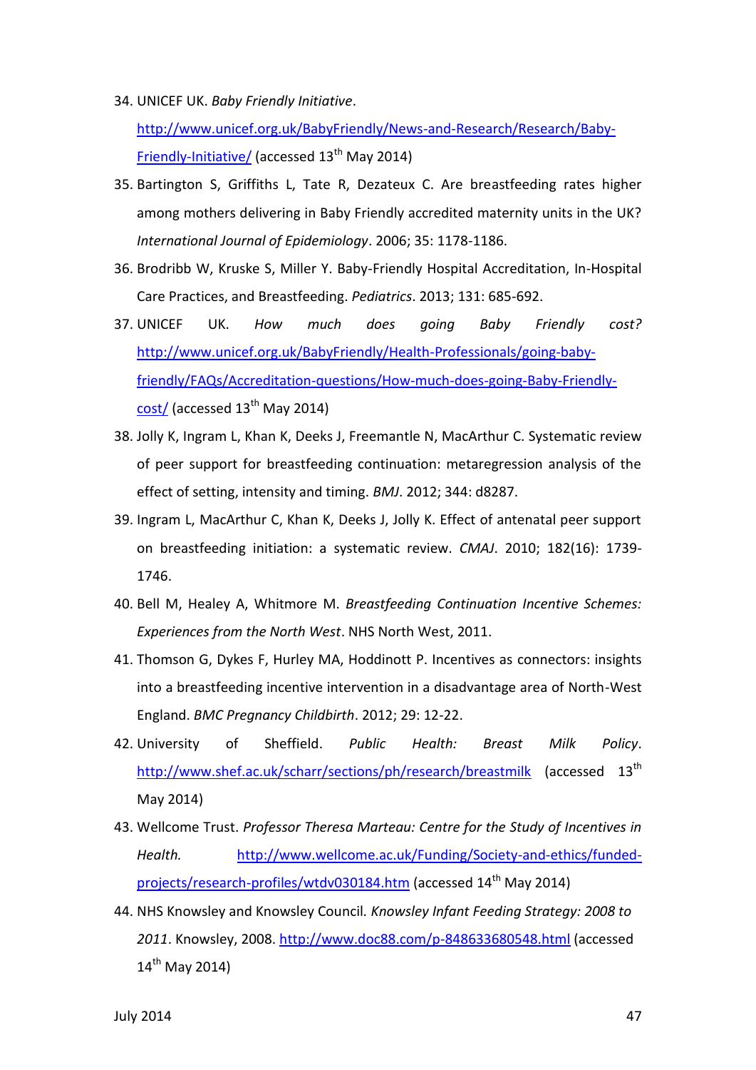34. UNICEF UK. *Baby Friendly Initiative*. http://www.unicef.org.uk/BabyFriendly/News-and-Research/Research/Baby-Friendly-Initiative/ (accessed 13th May 2014)
35. Bartington S, Griffiths L, Tate R, Dezateux C. Are breastfeeding rates higher among mothers delivering in Baby Friendly accredited maternity units in the UK? *International Journal of Epidemiology*. 2006; 35: 1178-1186.
36. Brodribb W, Kruske S, Miller Y. Baby-Friendly Hospital Accreditation, In-Hospital Care Practices, and Breastfeeding. *Pediatrics*. 2013; 131: 685-692.
37. UNICEF UK. *How much does going Baby Friendly cost?* http://www.unicef.org.uk/BabyFriendly/Health-Professionals/going-baby-friendly/FAQs/Accreditation-questions/How-much-does-going-Baby-Friendly-cost/ (accessed 13th May 2014)
38. Jolly K, Ingram L, Khan K, Deeks J, Freemantle N, MacArthur C. Systematic review of peer support for breastfeeding continuation: metaregression analysis of the effect of setting, intensity and timing. *BMJ*. 2012; 344: d8287.
39. Ingram L, MacArthur C, Khan K, Deeks J, Jolly K. Effect of antenatal peer support on breastfeeding initiation: a systematic review. *CMAJ*. 2010; 182(16): 1739-1746.
40. Bell M, Healey A, Whitmore M. *Breastfeeding Continuation Incentive Schemes: Experiences from the North West*. NHS North West, 2011.
41. Thomson G, Dykes F, Hurley MA, Hoddinott P. Incentives as connectors: insights into a breastfeeding incentive intervention in a disadvantage area of North-West England. *BMC Pregnancy Childbirth*. 2012; 29: 12-22.
42. University of Sheffield. *Public Health: Breast Milk Policy*. http://www.shef.ac.uk/scharr/sections/ph/research/breastmilk (accessed 13th May 2014)
43. Wellcome Trust. *Professor Theresa Marteau: Centre for the Study of Incentives in Health.* http://www.wellcome.ac.uk/Funding/Society-and-ethics/funded-projects/research-profiles/wtdv030184.htm (accessed 14th May 2014)
44. NHS Knowsley and Knowsley Council. *Knowsley Infant Feeding Strategy: 2008 to 2011*. Knowsley, 2008. http://www.doc88.com/p-848633680548.html (accessed 14th May 2014)

July 2014